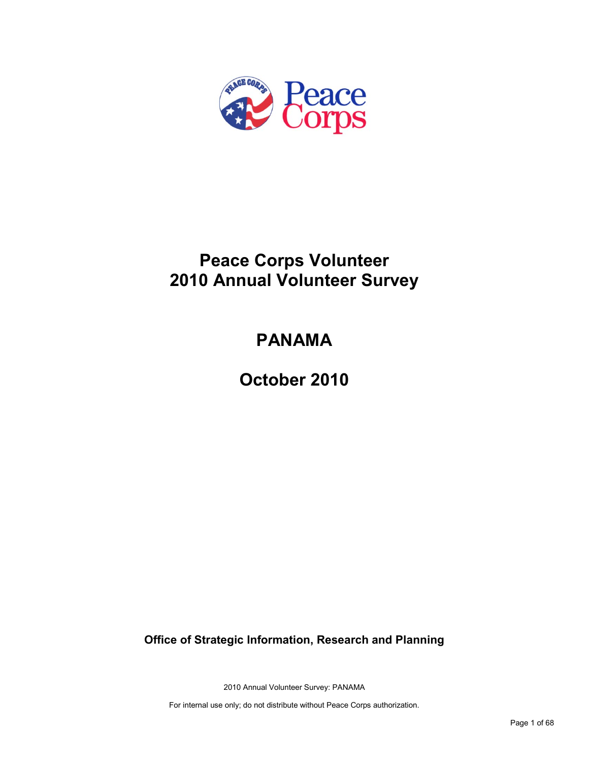# Peace Corps Volunteer
# 2010 Annual Volunteer Survey

## PANAMA

## October 2010

**Office of Strategic Information, Research and Planning**

2010 Annual Volunteer Survey: PANAMA

For internal use only; do not distribute without Peace Corps authorization.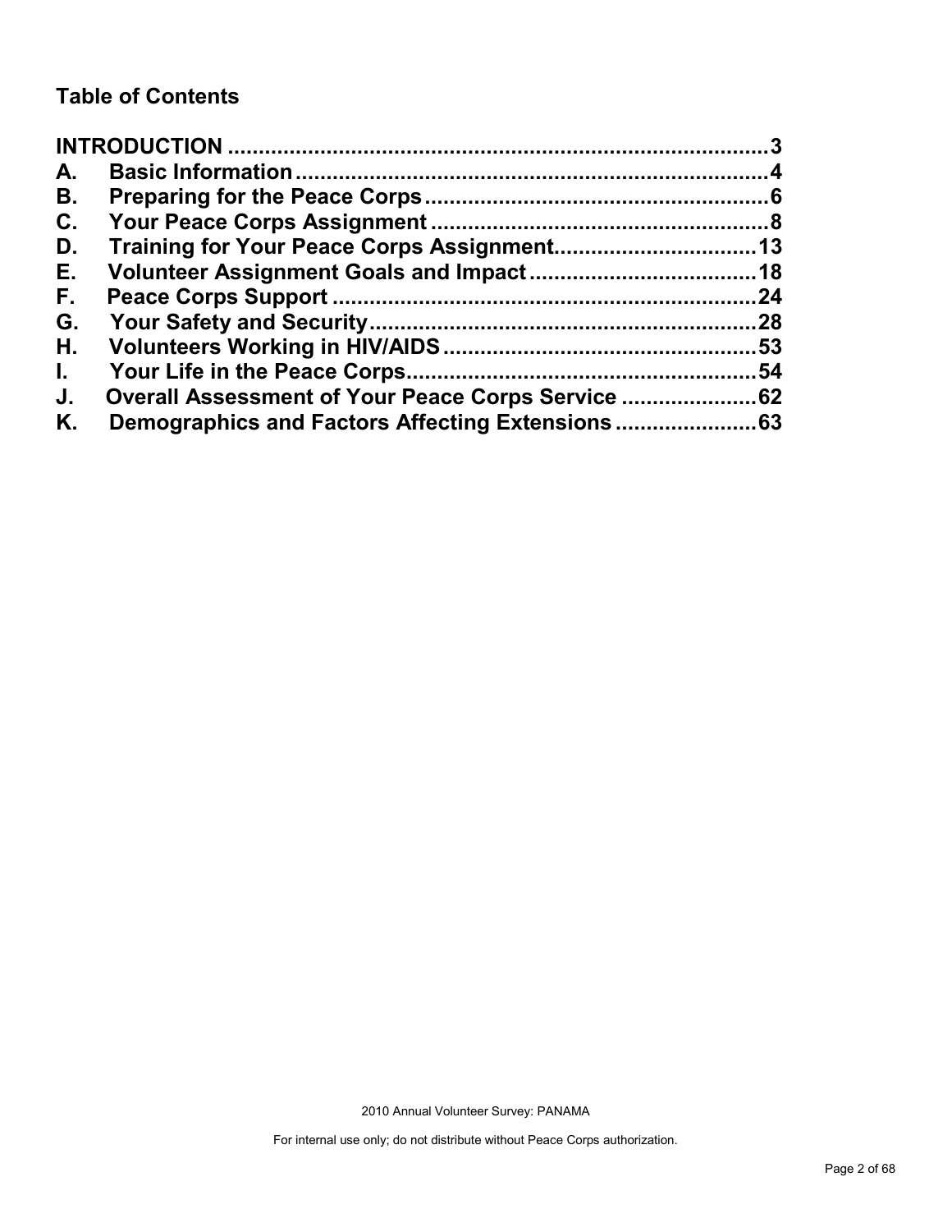## Table of Contents

| | | |
|---|---|---|
| INTRODUCTION | | 3 |
| A. | Basic Information | 4 |
| B. | Preparing for the Peace Corps | 6 |
| C. | Your Peace Corps Assignment | 8 |
| D. | Training for Your Peace Corps Assignment | 13 |
| E. | Volunteer Assignment Goals and Impact | 18 |
| F. | Peace Corps Support | 24 |
| G. | Your Safety and Security | 28 |
| H. | Volunteers Working in HIV/AIDS | 53 |
| I. | Your Life in the Peace Corps | 54 |
| J. | Overall Assessment of Your Peace Corps Service | 62 |
| K. | Demographics and Factors Affecting Extensions | 63 |

2010 Annual Volunteer Survey: PANAMA

For internal use only; do not distribute without Peace Corps authorization.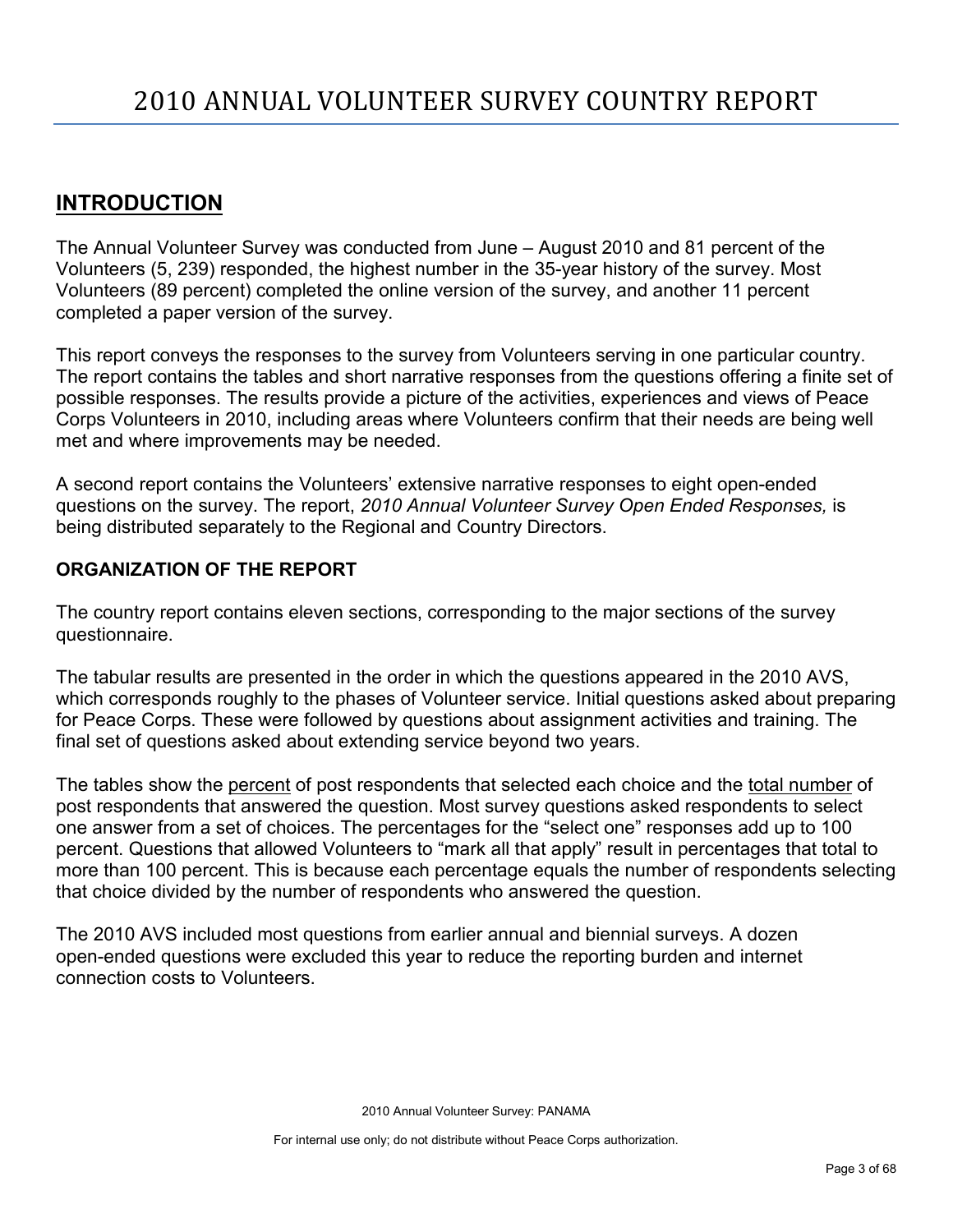# 2010 ANNUAL VOLUNTEER SURVEY COUNTRY REPORT

## INTRODUCTION

The Annual Volunteer Survey was conducted from June – August 2010 and 81 percent of the Volunteers (5, 239) responded, the highest number in the 35-year history of the survey. Most Volunteers (89 percent) completed the online version of the survey, and another 11 percent completed a paper version of the survey.

This report conveys the responses to the survey from Volunteers serving in one particular country. The report contains the tables and short narrative responses from the questions offering a finite set of possible responses. The results provide a picture of the activities, experiences and views of Peace Corps Volunteers in 2010, including areas where Volunteers confirm that their needs are being well met and where improvements may be needed.

A second report contains the Volunteers' extensive narrative responses to eight open-ended questions on the survey. The report, *2010 Annual Volunteer Survey Open Ended Responses,* is being distributed separately to the Regional and Country Directors.

### ORGANIZATION OF THE REPORT

The country report contains eleven sections, corresponding to the major sections of the survey questionnaire.

The tabular results are presented in the order in which the questions appeared in the 2010 AVS, which corresponds roughly to the phases of Volunteer service. Initial questions asked about preparing for Peace Corps. These were followed by questions about assignment activities and training. The final set of questions asked about extending service beyond two years.

The tables show the percent of post respondents that selected each choice and the total number of post respondents that answered the question. Most survey questions asked respondents to select one answer from a set of choices. The percentages for the "select one" responses add up to 100 percent. Questions that allowed Volunteers to "mark all that apply" result in percentages that total to more than 100 percent. This is because each percentage equals the number of respondents selecting that choice divided by the number of respondents who answered the question.

The 2010 AVS included most questions from earlier annual and biennial surveys. A dozen open-ended questions were excluded this year to reduce the reporting burden and internet connection costs to Volunteers.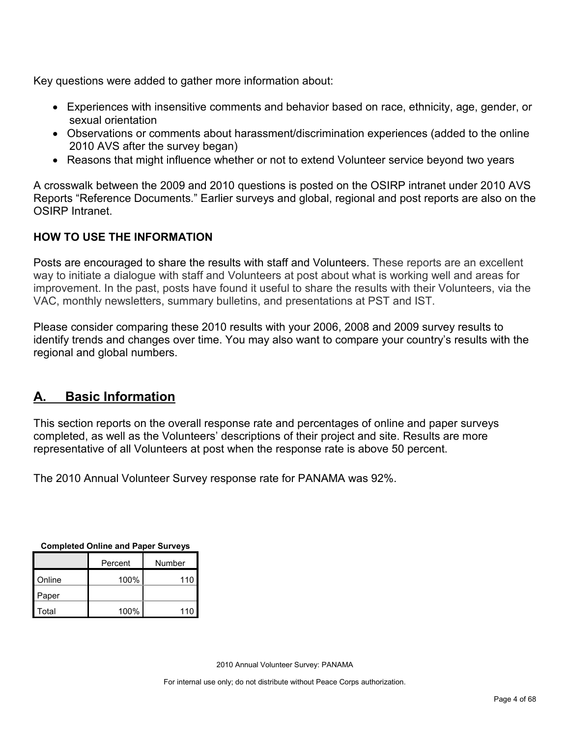Key questions were added to gather more information about:

- Experiences with insensitive comments and behavior based on race, ethnicity, age, gender, or sexual orientation
- Observations or comments about harassment/discrimination experiences (added to the online 2010 AVS after the survey began)
- Reasons that might influence whether or not to extend Volunteer service beyond two years

A crosswalk between the 2009 and 2010 questions is posted on the OSIRP intranet under 2010 AVS Reports "Reference Documents." Earlier surveys and global, regional and post reports are also on the OSIRP Intranet.

### HOW TO USE THE INFORMATION

Posts are encouraged to share the results with staff and Volunteers. These reports are an excellent way to initiate a dialogue with staff and Volunteers at post about what is working well and areas for improvement. In the past, posts have found it useful to share the results with their Volunteers, via the VAC, monthly newsletters, summary bulletins, and presentations at PST and IST.

Please consider comparing these 2010 results with your 2006, 2008 and 2009 survey results to identify trends and changes over time. You may also want to compare your country's results with the regional and global numbers.

## A. Basic Information

This section reports on the overall response rate and percentages of online and paper surveys completed, as well as the Volunteers' descriptions of their project and site. Results are more representative of all Volunteers at post when the response rate is above 50 percent.

The 2010 Annual Volunteer Survey response rate for PANAMA was 92%.

**Completed Online and Paper Surveys**

| | Percent | Number |
|---|---|---|
| Online | 100% | 110 |
| Paper | | |
| Total | 100% | 110 |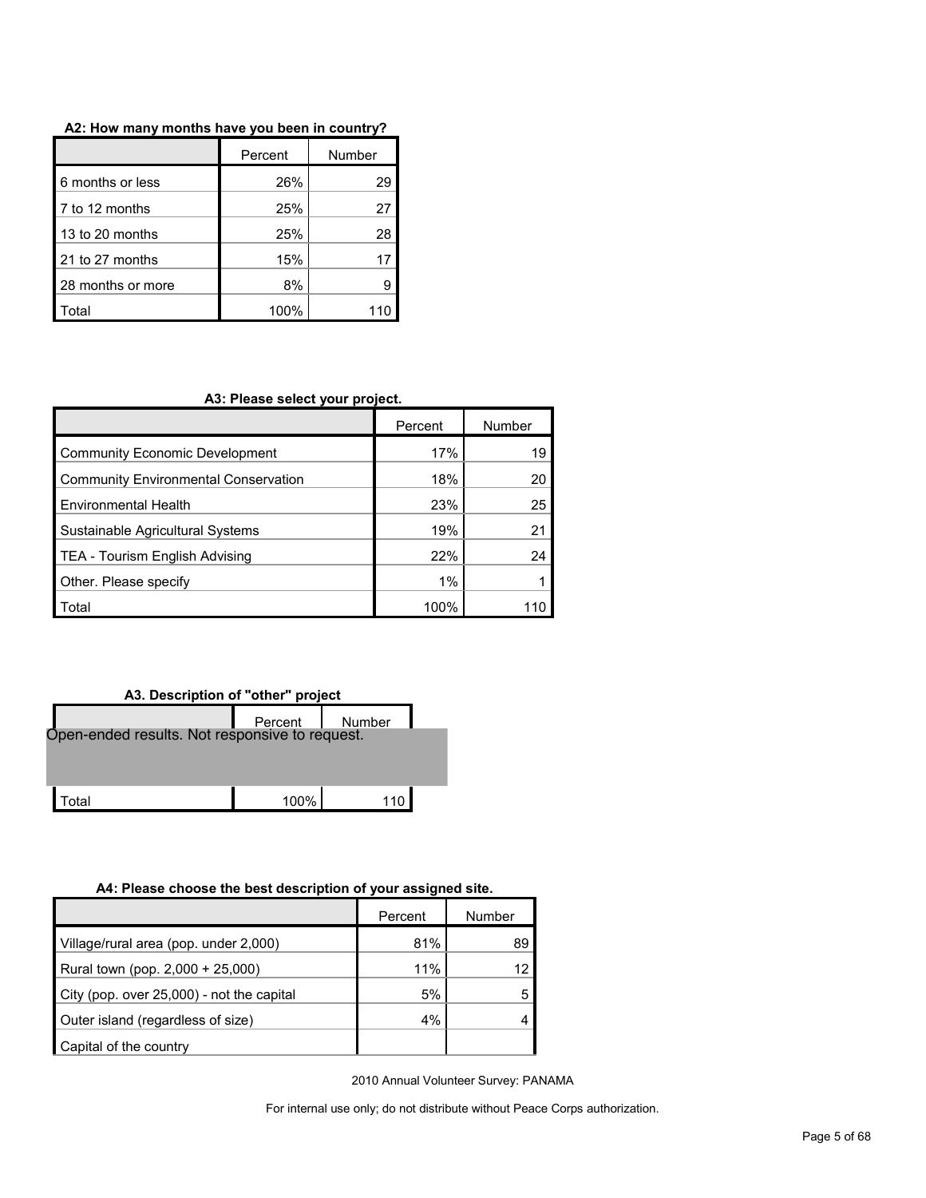**A2: How many months have you been in country?**

| | Percent | Number |
|---|---|---|
| 6 months or less | 26% | 29 |
| 7 to 12 months | 25% | 27 |
| 13 to 20 months | 25% | 28 |
| 21 to 27 months | 15% | 17 |
| 28 months or more | 8% | 9 |
| Total | 100% | 110 |

**A3: Please select your project.**

| | Percent | Number |
|---|---|---|
| Community Economic Development | 17% | 19 |
| Community Environmental Conservation | 18% | 20 |
| Environmental Health | 23% | 25 |
| Sustainable Agricultural Systems | 19% | 21 |
| TEA - Tourism English Advising | 22% | 24 |
| Other. Please specify | 1% | 1 |
| Total | 100% | 110 |

**A3. Description of "other" project**

| | Percent | Number |
|---|---|---|
| Open-ended results. Not responsive to request. | | |
| Total | 100% | 110 |

**A4: Please choose the best description of your assigned site.**

| | Percent | Number |
|---|---|---|
| Village/rural area (pop. under 2,000) | 81% | 89 |
| Rural town (pop. 2,000 + 25,000) | 11% | 12 |
| City (pop. over 25,000) - not the capital | 5% | 5 |
| Outer island (regardless of size) | 4% | 4 |
| Capital of the country | | |

2010 Annual Volunteer Survey: PANAMA

For internal use only; do not distribute without Peace Corps authorization.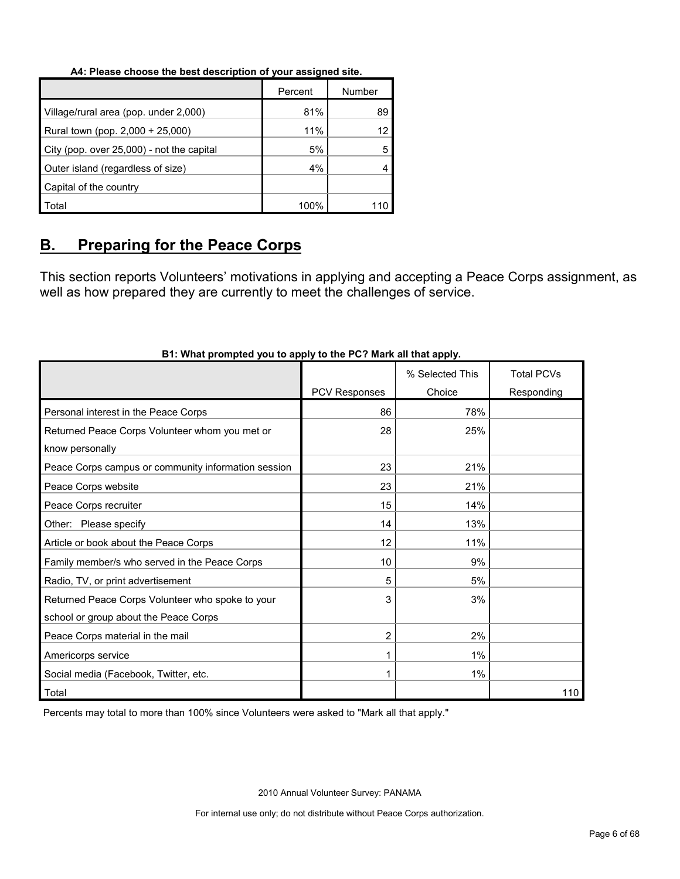**A4: Please choose the best description of your assigned site.**

| | Percent | Number |
|---|---|---|
| Village/rural area (pop. under 2,000) | 81% | 89 |
| Rural town (pop. 2,000 + 25,000) | 11% | 12 |
| City (pop. over 25,000) - not the capital | 5% | 5 |
| Outer island (regardless of size) | 4% | 4 |
| Capital of the country | | |
| Total | 100% | 110 |

## B. Preparing for the Peace Corps

This section reports Volunteers' motivations in applying and accepting a Peace Corps assignment, as well as how prepared they are currently to meet the challenges of service.

**B1: What prompted you to apply to the PC? Mark all that apply.**

| | PCV Responses | % Selected This Choice | Total PCVs Responding |
|---|---|---|---|
| Personal interest in the Peace Corps | 86 | 78% | |
| Returned Peace Corps Volunteer whom you met or know personally | 28 | 25% | |
| Peace Corps campus or community information session | 23 | 21% | |
| Peace Corps website | 23 | 21% | |
| Peace Corps recruiter | 15 | 14% | |
| Other: Please specify | 14 | 13% | |
| Article or book about the Peace Corps | 12 | 11% | |
| Family member/s who served in the Peace Corps | 10 | 9% | |
| Radio, TV, or print advertisement | 5 | 5% | |
| Returned Peace Corps Volunteer who spoke to your school or group about the Peace Corps | 3 | 3% | |
| Peace Corps material in the mail | 2 | 2% | |
| Americorps service | 1 | 1% | |
| Social media (Facebook, Twitter, etc. | 1 | 1% | |
| Total | | | 110 |

Percents may total to more than 100% since Volunteers were asked to "Mark all that apply."

2010 Annual Volunteer Survey: PANAMA

For internal use only; do not distribute without Peace Corps authorization.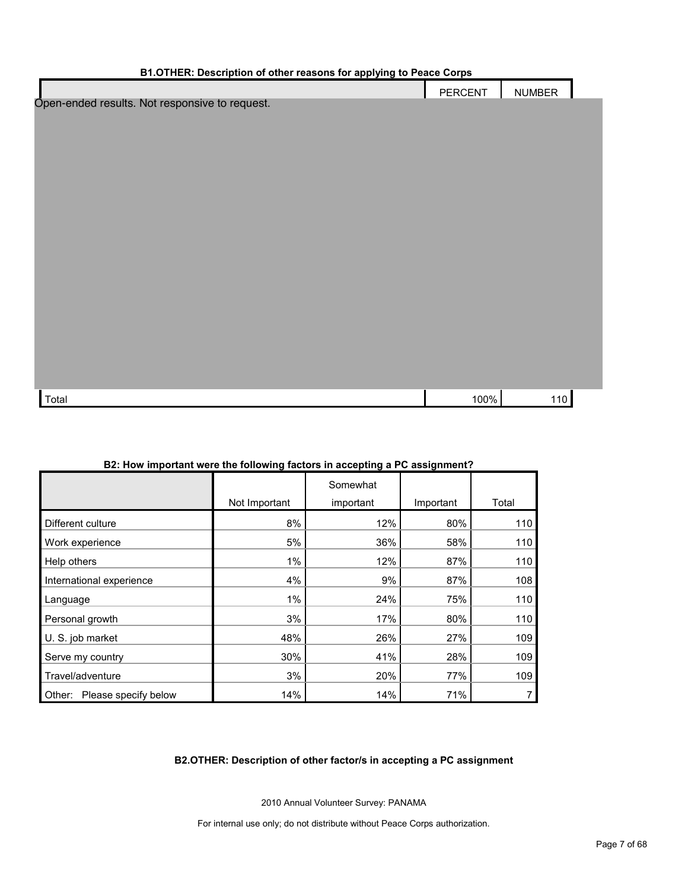**B1.OTHER: Description of other reasons for applying to Peace Corps**

| | PERCENT | NUMBER |
|---|---|---|
| Open-ended results. Not responsive to request. | | |
| Total | 100% | 110 |

**B2: How important were the following factors in accepting a PC assignment?**

| | Not Important | Somewhat important | Important | Total |
|---|---|---|---|---|
| Different culture | 8% | 12% | 80% | 110 |
| Work experience | 5% | 36% | 58% | 110 |
| Help others | 1% | 12% | 87% | 110 |
| International experience | 4% | 9% | 87% | 108 |
| Language | 1% | 24% | 75% | 110 |
| Personal growth | 3% | 17% | 80% | 110 |
| U. S. job market | 48% | 26% | 27% | 109 |
| Serve my country | 30% | 41% | 28% | 109 |
| Travel/adventure | 3% | 20% | 77% | 109 |
| Other: Please specify below | 14% | 14% | 71% | 7 |

**B2.OTHER: Description of other factor/s in accepting a PC assignment**

2010 Annual Volunteer Survey: PANAMA

For internal use only; do not distribute without Peace Corps authorization.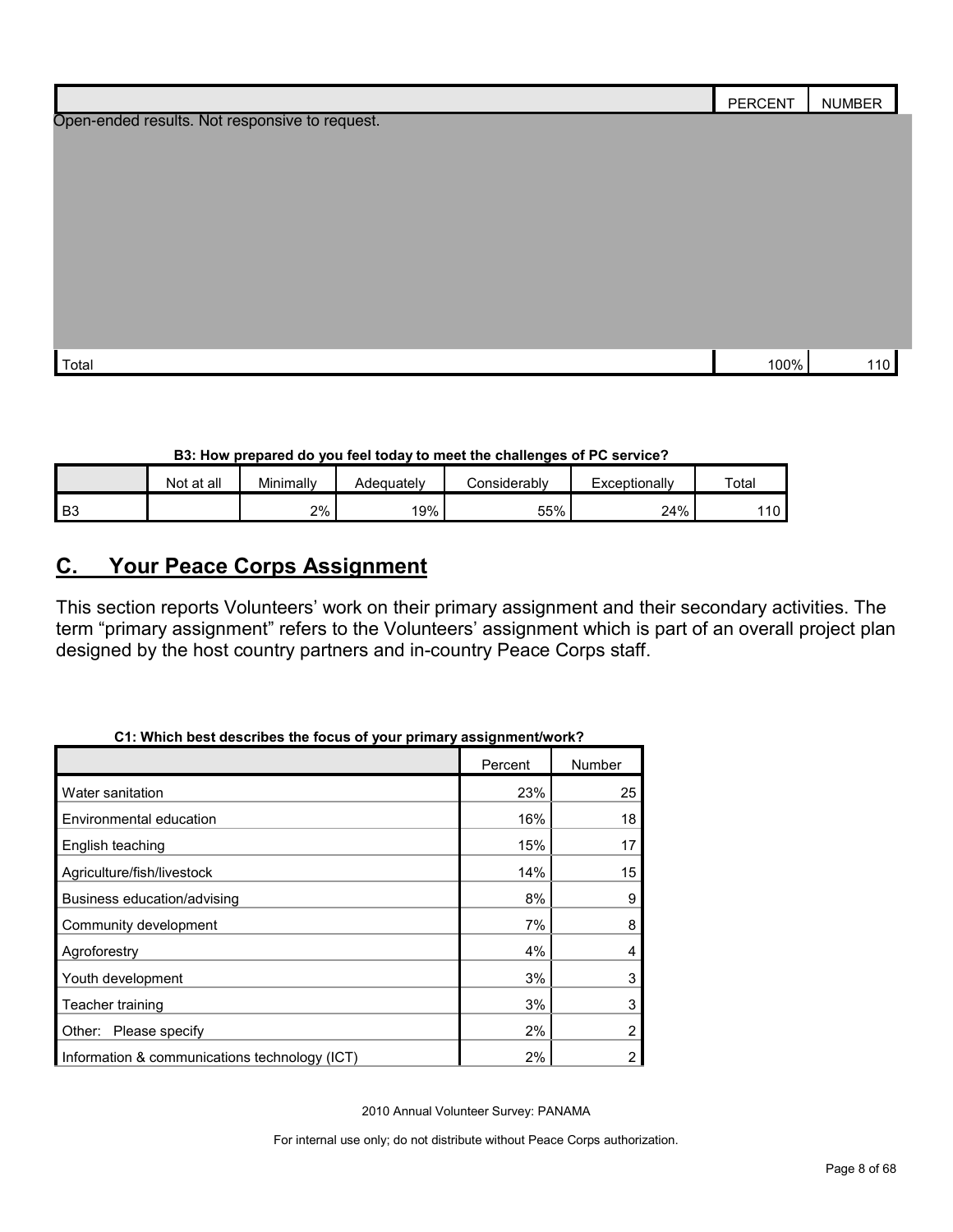| | PERCENT | NUMBER |
|---|---|---|
| Open-ended results. Not responsive to request. | | |
| Total | 100% | 110 |

**B3: How prepared do you feel today to meet the challenges of PC service?**

| | Not at all | Minimally | Adequately | Considerably | Exceptionally | Total |
|---|---|---|---|---|---|---|
| B3 | | 2% | 19% | 55% | 24% | 110 |

## C. Your Peace Corps Assignment

This section reports Volunteers' work on their primary assignment and their secondary activities. The term "primary assignment" refers to the Volunteers' assignment which is part of an overall project plan designed by the host country partners and in-country Peace Corps staff.

**C1: Which best describes the focus of your primary assignment/work?**

| | Percent | Number |
|---|---|---|
| Water sanitation | 23% | 25 |
| Environmental education | 16% | 18 |
| English teaching | 15% | 17 |
| Agriculture/fish/livestock | 14% | 15 |
| Business education/advising | 8% | 9 |
| Community development | 7% | 8 |
| Agroforestry | 4% | 4 |
| Youth development | 3% | 3 |
| Teacher training | 3% | 3 |
| Other: Please specify | 2% | 2 |
| Information & communications technology (ICT) | 2% | 2 |

2010 Annual Volunteer Survey: PANAMA

For internal use only; do not distribute without Peace Corps authorization.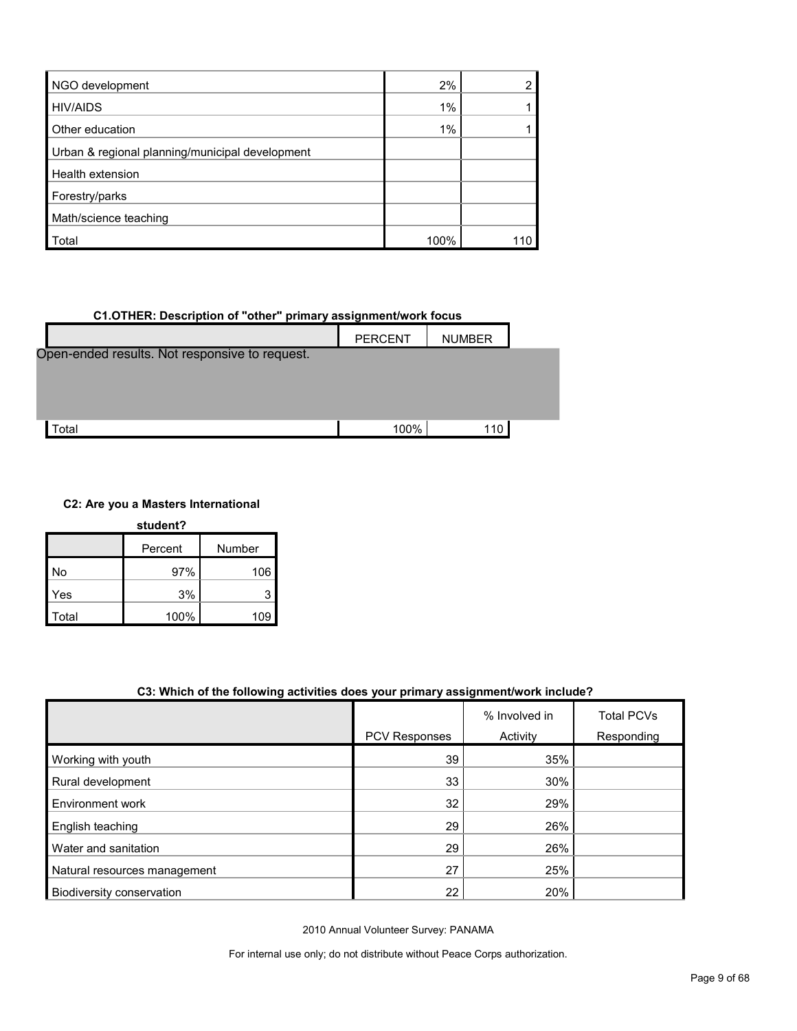| | | |
|---|---|---|
| NGO development | 2% | 2 |
| HIV/AIDS | 1% | 1 |
| Other education | 1% | 1 |
| Urban & regional planning/municipal development | | |
| Health extension | | |
| Forestry/parks | | |
| Math/science teaching | | |
| Total | 100% | 110 |

**C1.OTHER: Description of "other" primary assignment/work focus**

| | PERCENT | NUMBER |
|---|---|---|
| Open-ended results. Not responsive to request. | | |
| Total | 100% | 110 |

**C2: Are you a Masters International student?**

| | Percent | Number |
|---|---|---|
| No | 97% | 106 |
| Yes | 3% | 3 |
| Total | 100% | 109 |

**C3: Which of the following activities does your primary assignment/work include?**

| | PCV Responses | % Involved in Activity | Total PCVs Responding |
|---|---|---|---|
| Working with youth | 39 | 35% | |
| Rural development | 33 | 30% | |
| Environment work | 32 | 29% | |
| English teaching | 29 | 26% | |
| Water and sanitation | 29 | 26% | |
| Natural resources management | 27 | 25% | |
| Biodiversity conservation | 22 | 20% | |

2010 Annual Volunteer Survey: PANAMA

For internal use only; do not distribute without Peace Corps authorization.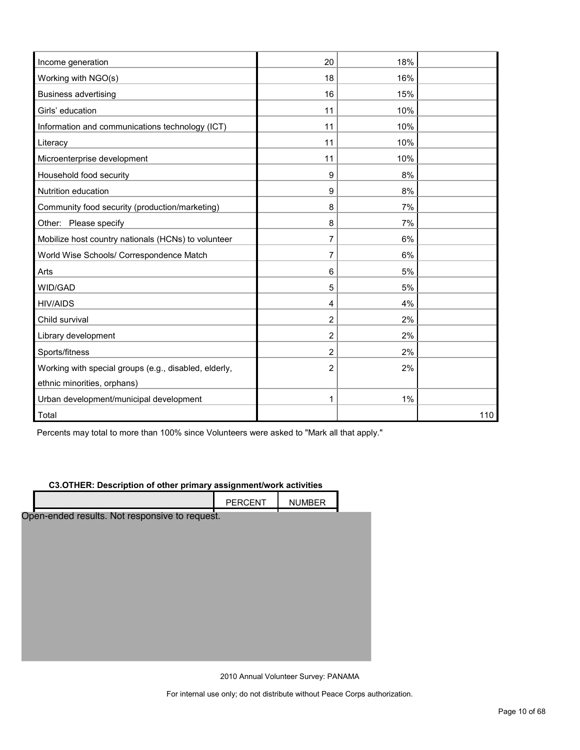| | | | |
|---|---|---|---|
| Income generation | 20 | 18% | |
| Working with NGO(s) | 18 | 16% | |
| Business advertising | 16 | 15% | |
| Girls' education | 11 | 10% | |
| Information and communications technology (ICT) | 11 | 10% | |
| Literacy | 11 | 10% | |
| Microenterprise development | 11 | 10% | |
| Household food security | 9 | 8% | |
| Nutrition education | 9 | 8% | |
| Community food security (production/marketing) | 8 | 7% | |
| Other: Please specify | 8 | 7% | |
| Mobilize host country nationals (HCNs) to volunteer | 7 | 6% | |
| World Wise Schools/ Correspondence Match | 7 | 6% | |
| Arts | 6 | 5% | |
| WID/GAD | 5 | 5% | |
| HIV/AIDS | 4 | 4% | |
| Child survival | 2 | 2% | |
| Library development | 2 | 2% | |
| Sports/fitness | 2 | 2% | |
| Working with special groups (e.g., disabled, elderly, ethnic minorities, orphans) | 2 | 2% | |
| Urban development/municipal development | 1 | 1% | |
| Total | | | 110 |

Percents may total to more than 100% since Volunteers were asked to "Mark all that apply."

**C3.OTHER: Description of other primary assignment/work activities**

| | PERCENT | NUMBER |
|---|---|---|

Open-ended results. Not responsive to request.

2010 Annual Volunteer Survey: PANAMA

For internal use only; do not distribute without Peace Corps authorization.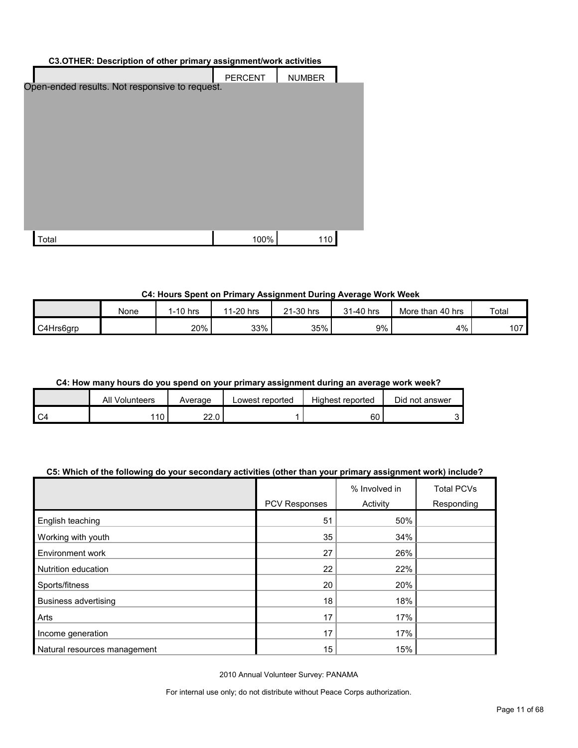**C3.OTHER: Description of other primary assignment/work activities**

| | PERCENT | NUMBER |
|---|---|---|
| Open-ended results. Not responsive to request. | | |
| Total | 100% | 110 |

**C4: Hours Spent on Primary Assignment During Average Work Week**

| | None | 1-10 hrs | 11-20 hrs | 21-30 hrs | 31-40 hrs | More than 40 hrs | Total |
|---|---|---|---|---|---|---|---|
| C4Hrs6grp | | 20% | 33% | 35% | 9% | 4% | 107 |

**C4: How many hours do you spend on your primary assignment during an average work week?**

| | All Volunteers | Average | Lowest reported | Highest reported | Did not answer |
|---|---|---|---|---|---|
| C4 | 110 | 22.0 | 1 | 60 | 3 |

**C5: Which of the following do your secondary activities (other than your primary assignment work) include?**

| | PCV Responses | % Involved in Activity | Total PCVs Responding |
|---|---|---|---|
| English teaching | 51 | 50% | |
| Working with youth | 35 | 34% | |
| Environment work | 27 | 26% | |
| Nutrition education | 22 | 22% | |
| Sports/fitness | 20 | 20% | |
| Business advertising | 18 | 18% | |
| Arts | 17 | 17% | |
| Income generation | 17 | 17% | |
| Natural resources management | 15 | 15% | |

2010 Annual Volunteer Survey: PANAMA

For internal use only; do not distribute without Peace Corps authorization.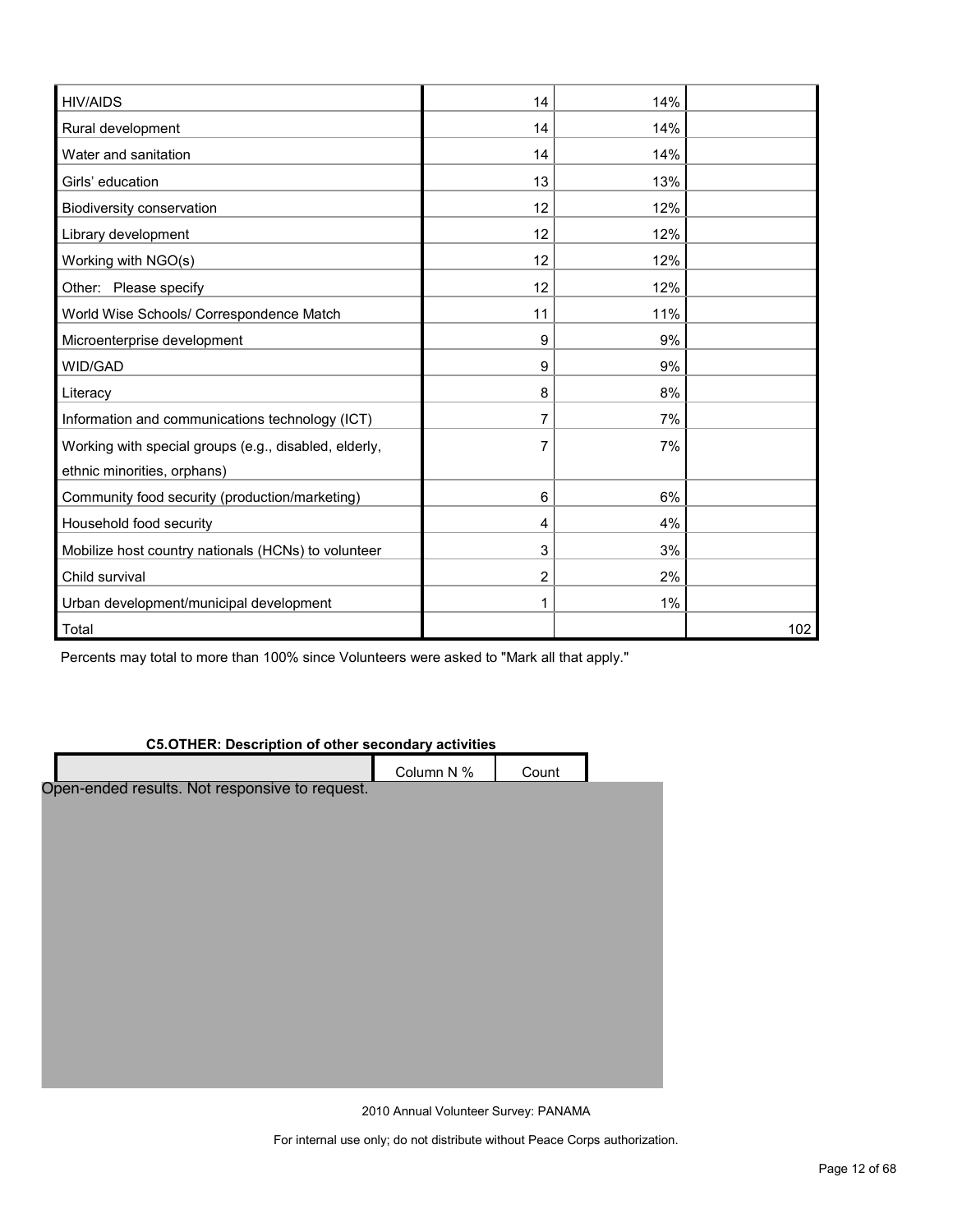| | | | |
|---|---|---|---|
| HIV/AIDS | 14 | 14% | |
| Rural development | 14 | 14% | |
| Water and sanitation | 14 | 14% | |
| Girls' education | 13 | 13% | |
| Biodiversity conservation | 12 | 12% | |
| Library development | 12 | 12% | |
| Working with NGO(s) | 12 | 12% | |
| Other: Please specify | 12 | 12% | |
| World Wise Schools/ Correspondence Match | 11 | 11% | |
| Microenterprise development | 9 | 9% | |
| WID/GAD | 9 | 9% | |
| Literacy | 8 | 8% | |
| Information and communications technology (ICT) | 7 | 7% | |
| Working with special groups (e.g., disabled, elderly, ethnic minorities, orphans) | 7 | 7% | |
| Community food security (production/marketing) | 6 | 6% | |
| Household food security | 4 | 4% | |
| Mobilize host country nationals (HCNs) to volunteer | 3 | 3% | |
| Child survival | 2 | 2% | |
| Urban development/municipal development | 1 | 1% | |
| Total | | | 102 |

Percents may total to more than 100% since Volunteers were asked to "Mark all that apply."

**C5.OTHER: Description of other secondary activities**

| | Column N % | Count |
|---|---|---|

Open-ended results. Not responsive to request.

2010 Annual Volunteer Survey: PANAMA

For internal use only; do not distribute without Peace Corps authorization.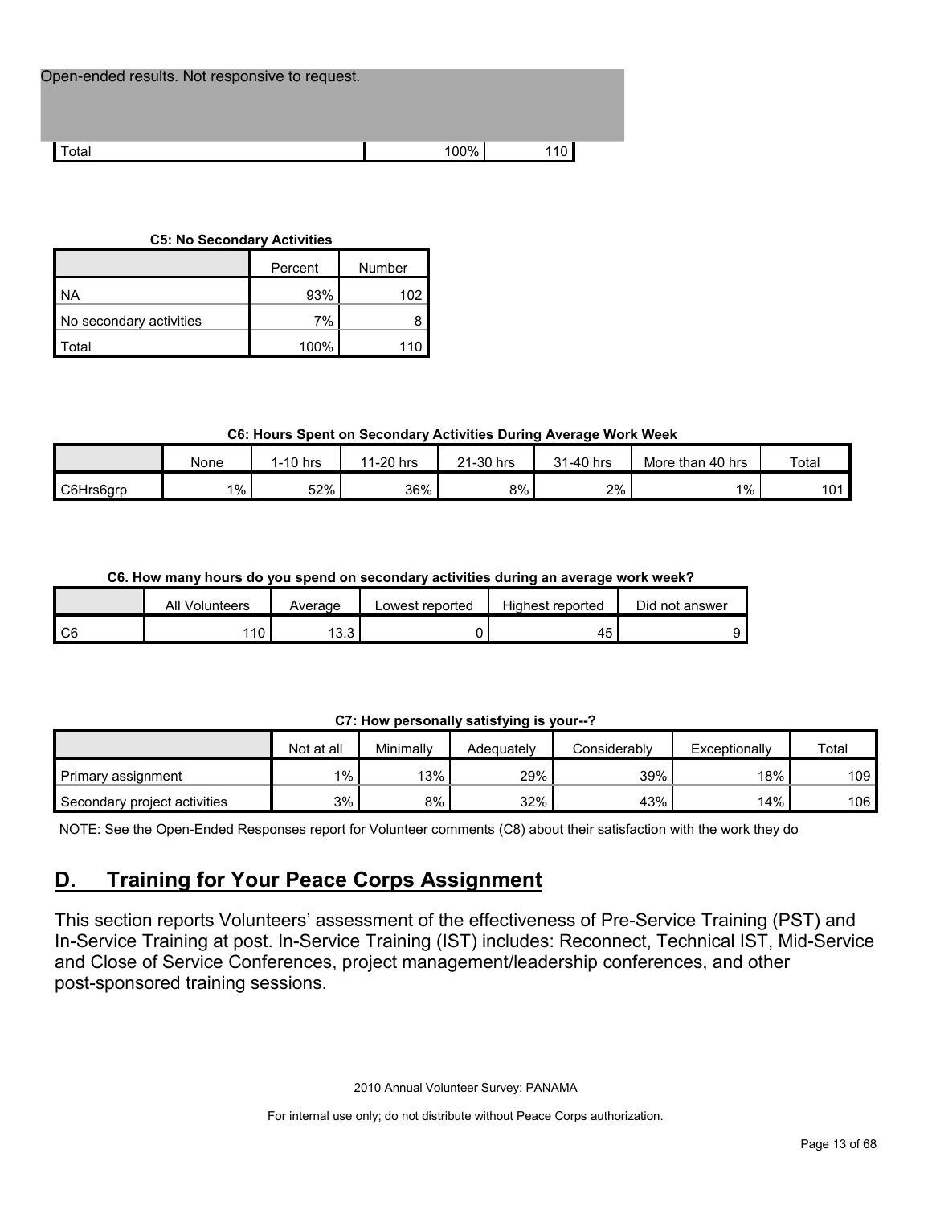| Open-ended results. Not responsive to request. | | |
|---|---|---|
| Total | 100% | 110 |

**C5: No Secondary Activities**

| | Percent | Number |
|---|---|---|
| NA | 93% | 102 |
| No secondary activities | 7% | 8 |
| Total | 100% | 110 |

**C6: Hours Spent on Secondary Activities During Average Work Week**

| | None | 1-10 hrs | 11-20 hrs | 21-30 hrs | 31-40 hrs | More than 40 hrs | Total |
|---|---|---|---|---|---|---|---|
| C6Hrs6grp | 1% | 52% | 36% | 8% | 2% | 1% | 101 |

**C6. How many hours do you spend on secondary activities during an average work week?**

| | All Volunteers | Average | Lowest reported | Highest reported | Did not answer |
|---|---|---|---|---|---|
| C6 | 110 | 13.3 | 0 | 45 | 9 |

**C7: How personally satisfying is your--?**

| | Not at all | Minimally | Adequately | Considerably | Exceptionally | Total |
|---|---|---|---|---|---|---|
| Primary assignment | 1% | 13% | 29% | 39% | 18% | 109 |
| Secondary project activities | 3% | 8% | 32% | 43% | 14% | 106 |

NOTE: See the Open-Ended Responses report for Volunteer comments (C8) about their satisfaction with the work they do

## D. Training for Your Peace Corps Assignment

This section reports Volunteers' assessment of the effectiveness of Pre-Service Training (PST) and In-Service Training at post. In-Service Training (IST) includes: Reconnect, Technical IST, Mid-Service and Close of Service Conferences, project management/leadership conferences, and other post-sponsored training sessions.

2010 Annual Volunteer Survey: PANAMA

For internal use only; do not distribute without Peace Corps authorization.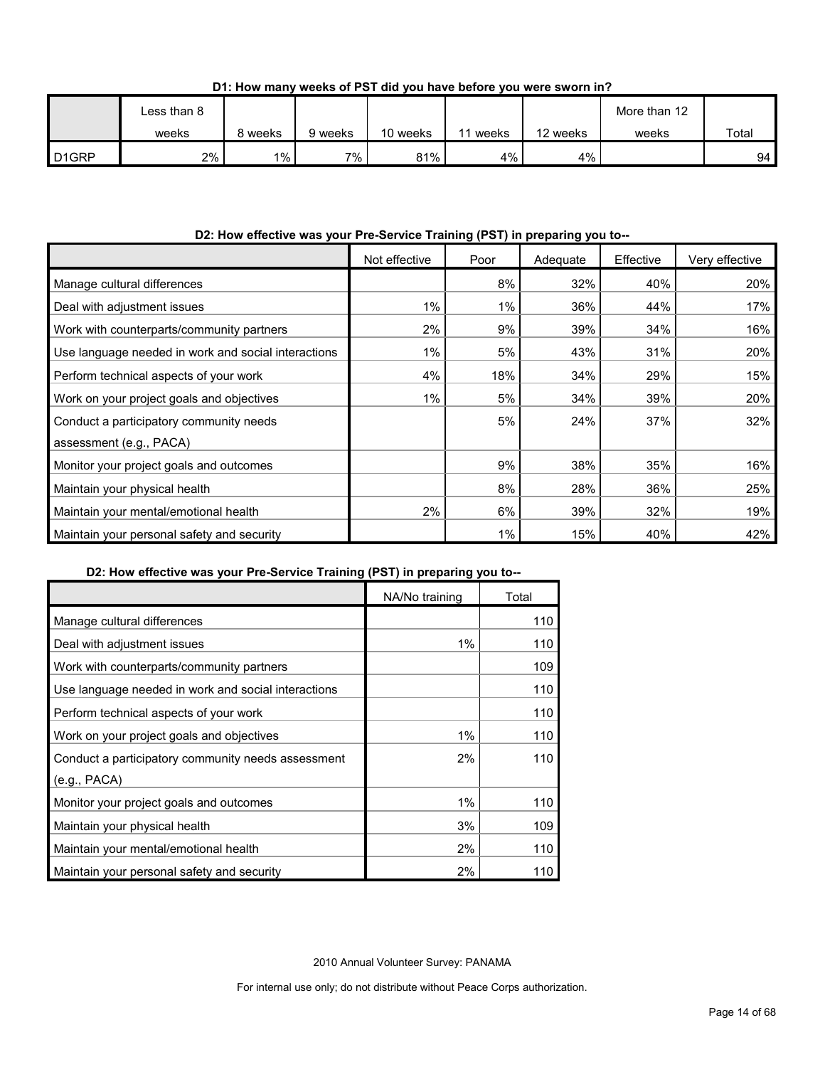**D1: How many weeks of PST did you have before you were sworn in?**

| | Less than 8 weeks | 8 weeks | 9 weeks | 10 weeks | 11 weeks | 12 weeks | More than 12 weeks | Total |
|---|---|---|---|---|---|---|---|---|
| D1GRP | 2% | 1% | 7% | 81% | 4% | 4% | | 94 |

**D2: How effective was your Pre-Service Training (PST) in preparing you to--**

| | Not effective | Poor | Adequate | Effective | Very effective | NA/No training | Total |
|---|---|---|---|---|---|---|---|
| Manage cultural differences | | 8% | 32% | 40% | 20% | | 110 |
| Deal with adjustment issues | 1% | 1% | 36% | 44% | 17% | 1% | 110 |
| Work with counterparts/community partners | 2% | 9% | 39% | 34% | 16% | | 109 |
| Use language needed in work and social interactions | 1% | 5% | 43% | 31% | 20% | | 110 |
| Perform technical aspects of your work | 4% | 18% | 34% | 29% | 15% | | 110 |
| Work on your project goals and objectives | 1% | 5% | 34% | 39% | 20% | 1% | 110 |
| Conduct a participatory community needs assessment (e.g., PACA) | | 5% | 24% | 37% | 32% | 2% | 110 |
| Monitor your project goals and outcomes | | 9% | 38% | 35% | 16% | 1% | 110 |
| Maintain your physical health | | 8% | 28% | 36% | 25% | 3% | 109 |
| Maintain your mental/emotional health | 2% | 6% | 39% | 32% | 19% | 2% | 110 |
| Maintain your personal safety and security | | 1% | 15% | 40% | 42% | 2% | 110 |

2010 Annual Volunteer Survey: PANAMA

For internal use only; do not distribute without Peace Corps authorization.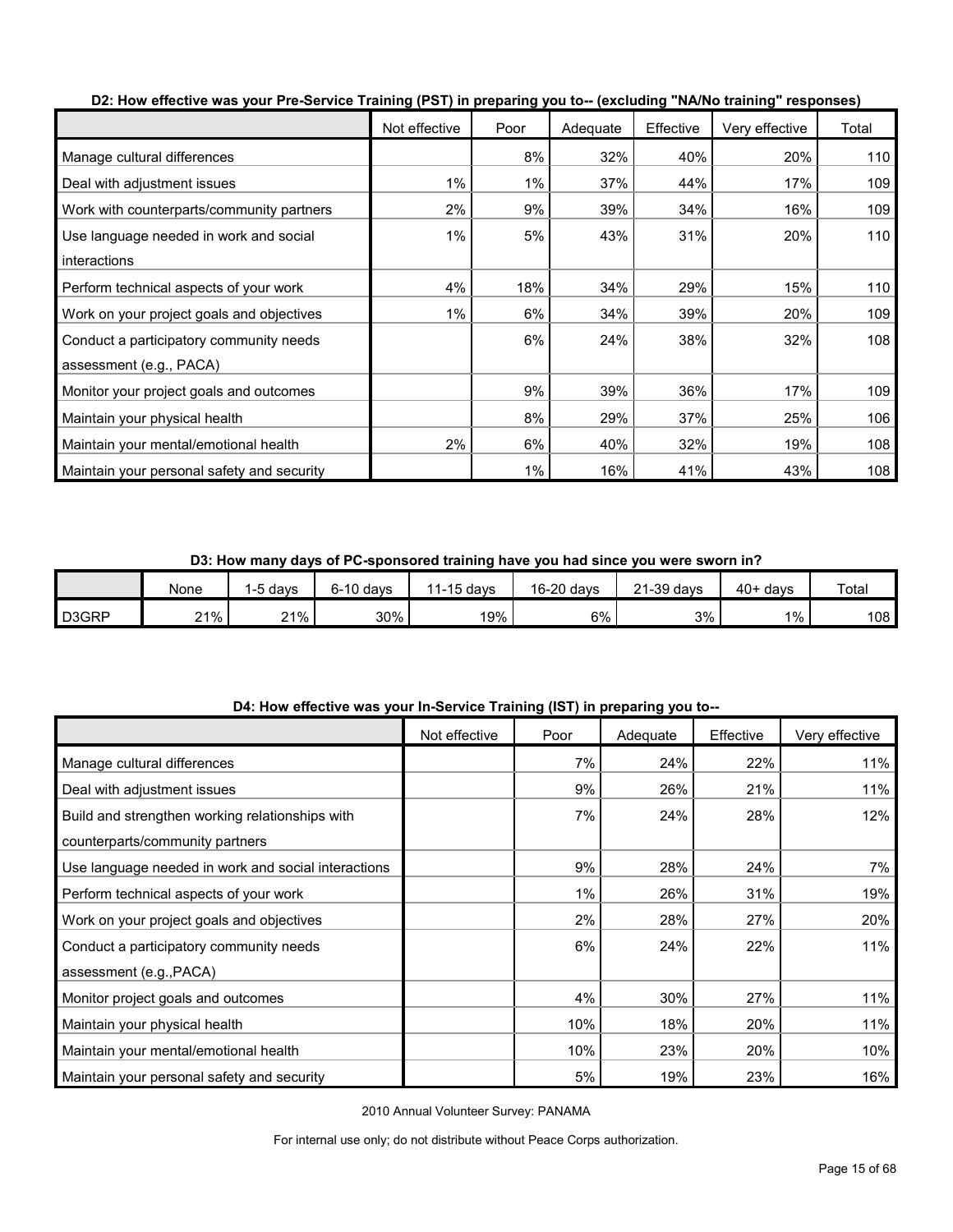**D2: How effective was your Pre-Service Training (PST) in preparing you to-- (excluding "NA/No training" responses)**

| | Not effective | Poor | Adequate | Effective | Very effective | Total |
|---|---|---|---|---|---|---|
| Manage cultural differences | | 8% | 32% | 40% | 20% | 110 |
| Deal with adjustment issues | 1% | 1% | 37% | 44% | 17% | 109 |
| Work with counterparts/community partners | 2% | 9% | 39% | 34% | 16% | 109 |
| Use language needed in work and social interactions | 1% | 5% | 43% | 31% | 20% | 110 |
| Perform technical aspects of your work | 4% | 18% | 34% | 29% | 15% | 110 |
| Work on your project goals and objectives | 1% | 6% | 34% | 39% | 20% | 109 |
| Conduct a participatory community needs assessment (e.g., PACA) | | 6% | 24% | 38% | 32% | 108 |
| Monitor your project goals and outcomes | | 9% | 39% | 36% | 17% | 109 |
| Maintain your physical health | | 8% | 29% | 37% | 25% | 106 |
| Maintain your mental/emotional health | 2% | 6% | 40% | 32% | 19% | 108 |
| Maintain your personal safety and security | | 1% | 16% | 41% | 43% | 108 |

**D3: How many days of PC-sponsored training have you had since you were sworn in?**

| | None | 1-5 days | 6-10 days | 11-15 days | 16-20 days | 21-39 days | 40+ days | Total |
|---|---|---|---|---|---|---|---|---|
| D3GRP | 21% | 21% | 30% | 19% | 6% | 3% | 1% | 108 |

**D4: How effective was your In-Service Training (IST) in preparing you to--**

| | Not effective | Poor | Adequate | Effective | Very effective |
|---|---|---|---|---|---|
| Manage cultural differences | | 7% | 24% | 22% | 11% |
| Deal with adjustment issues | | 9% | 26% | 21% | 11% |
| Build and strengthen working relationships with counterparts/community partners | | 7% | 24% | 28% | 12% |
| Use language needed in work and social interactions | | 9% | 28% | 24% | 7% |
| Perform technical aspects of your work | | 1% | 26% | 31% | 19% |
| Work on your project goals and objectives | | 2% | 28% | 27% | 20% |
| Conduct a participatory community needs assessment (e.g.,PACA) | | 6% | 24% | 22% | 11% |
| Monitor project goals and outcomes | | 4% | 30% | 27% | 11% |
| Maintain your physical health | | 10% | 18% | 20% | 11% |
| Maintain your mental/emotional health | | 10% | 23% | 20% | 10% |
| Maintain your personal safety and security | | 5% | 19% | 23% | 16% |

2010 Annual Volunteer Survey: PANAMA

For internal use only; do not distribute without Peace Corps authorization.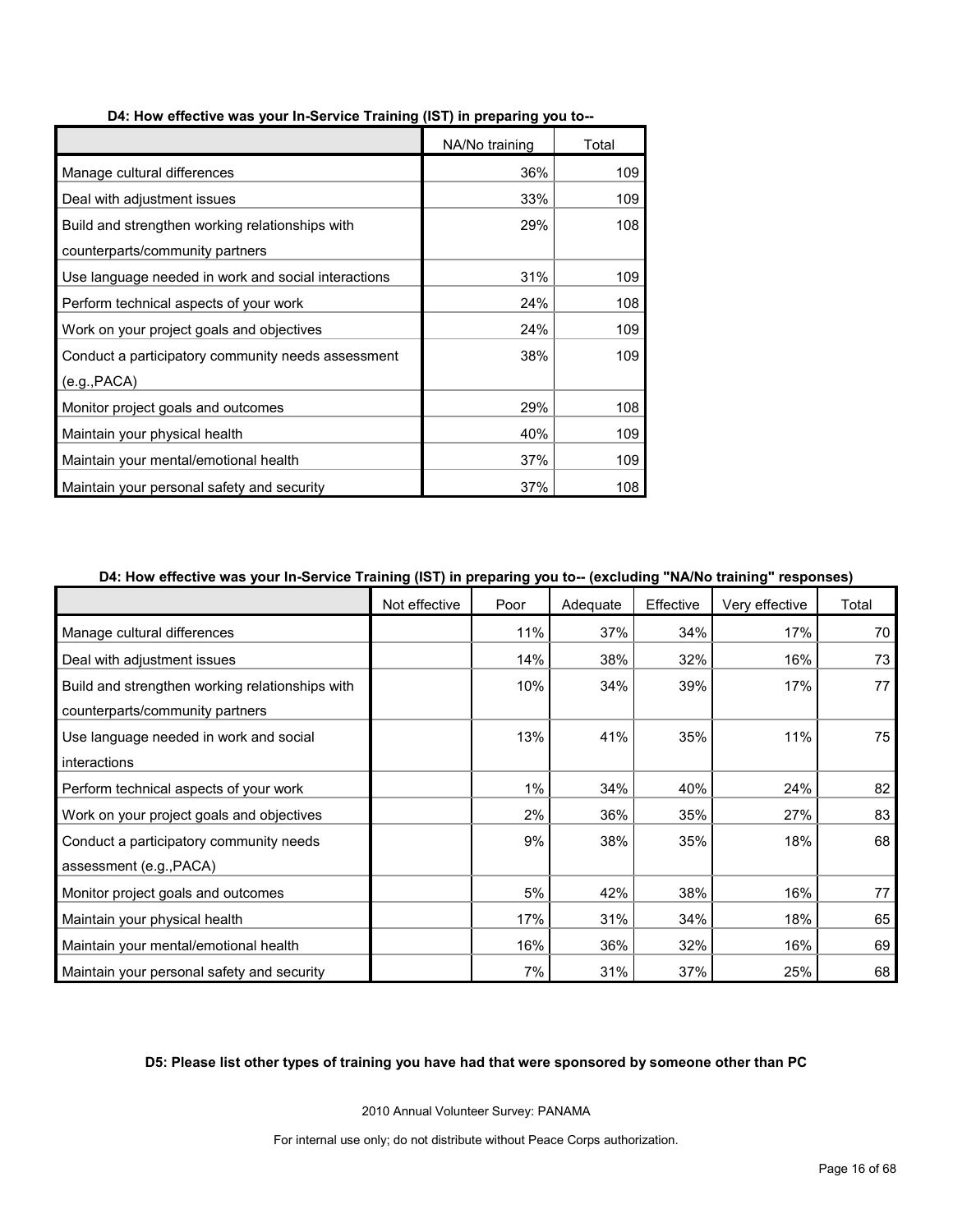**D4: How effective was your In-Service Training (IST) in preparing you to--**

| | NA/No training | Total |
|---|---|---|
| Manage cultural differences | 36% | 109 |
| Deal with adjustment issues | 33% | 109 |
| Build and strengthen working relationships with counterparts/community partners | 29% | 108 |
| Use language needed in work and social interactions | 31% | 109 |
| Perform technical aspects of your work | 24% | 108 |
| Work on your project goals and objectives | 24% | 109 |
| Conduct a participatory community needs assessment (e.g.,PACA) | 38% | 109 |
| Monitor project goals and outcomes | 29% | 108 |
| Maintain your physical health | 40% | 109 |
| Maintain your mental/emotional health | 37% | 109 |
| Maintain your personal safety and security | 37% | 108 |

**D4: How effective was your In-Service Training (IST) in preparing you to-- (excluding "NA/No training" responses)**

| | Not effective | Poor | Adequate | Effective | Very effective | Total |
|---|---|---|---|---|---|---|
| Manage cultural differences | | 11% | 37% | 34% | 17% | 70 |
| Deal with adjustment issues | | 14% | 38% | 32% | 16% | 73 |
| Build and strengthen working relationships with counterparts/community partners | | 10% | 34% | 39% | 17% | 77 |
| Use language needed in work and social interactions | | 13% | 41% | 35% | 11% | 75 |
| Perform technical aspects of your work | | 1% | 34% | 40% | 24% | 82 |
| Work on your project goals and objectives | | 2% | 36% | 35% | 27% | 83 |
| Conduct a participatory community needs assessment (e.g.,PACA) | | 9% | 38% | 35% | 18% | 68 |
| Monitor project goals and outcomes | | 5% | 42% | 38% | 16% | 77 |
| Maintain your physical health | | 17% | 31% | 34% | 18% | 65 |
| Maintain your mental/emotional health | | 16% | 36% | 32% | 16% | 69 |
| Maintain your personal safety and security | | 7% | 31% | 37% | 25% | 68 |

**D5: Please list other types of training you have had that were sponsored by someone other than PC**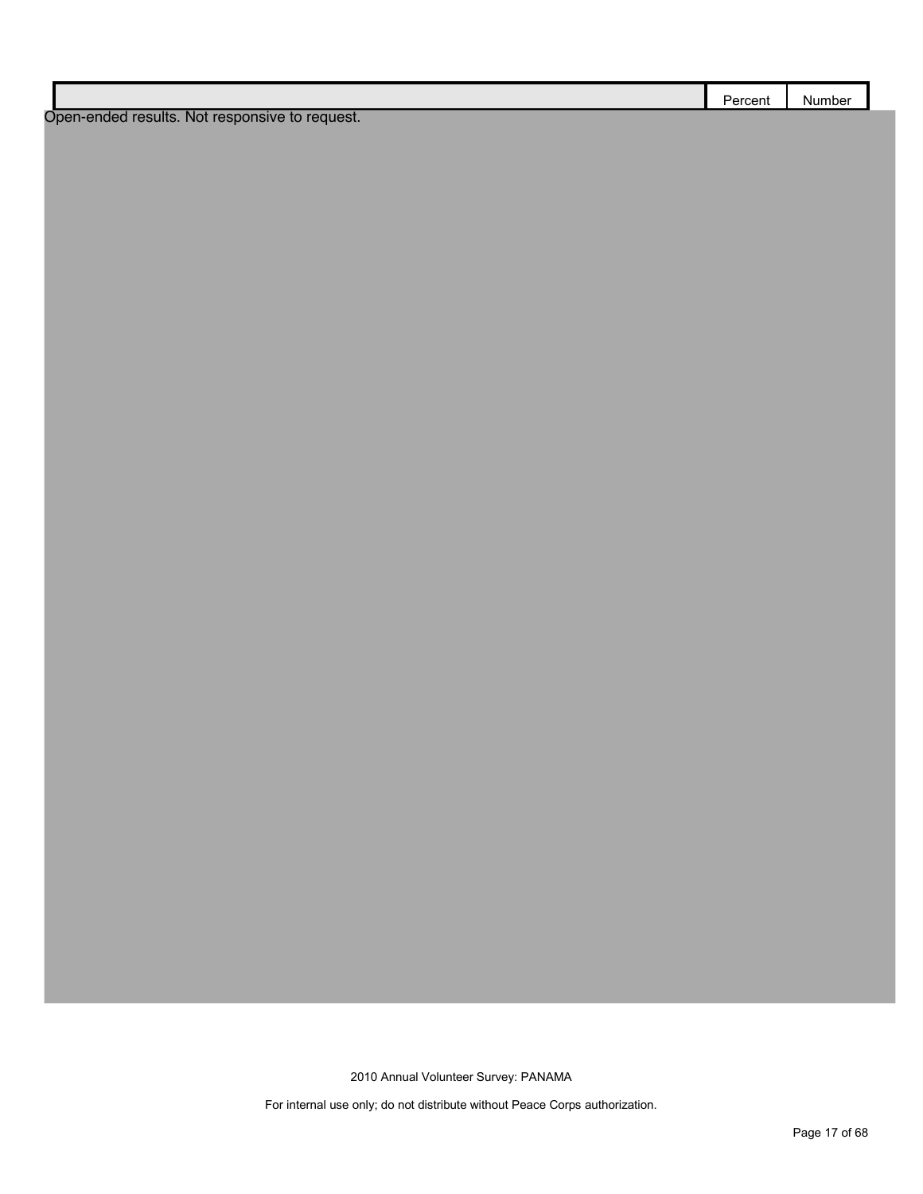| | Percent | Number |
|---|---|---|

Open-ended results. Not responsive to request.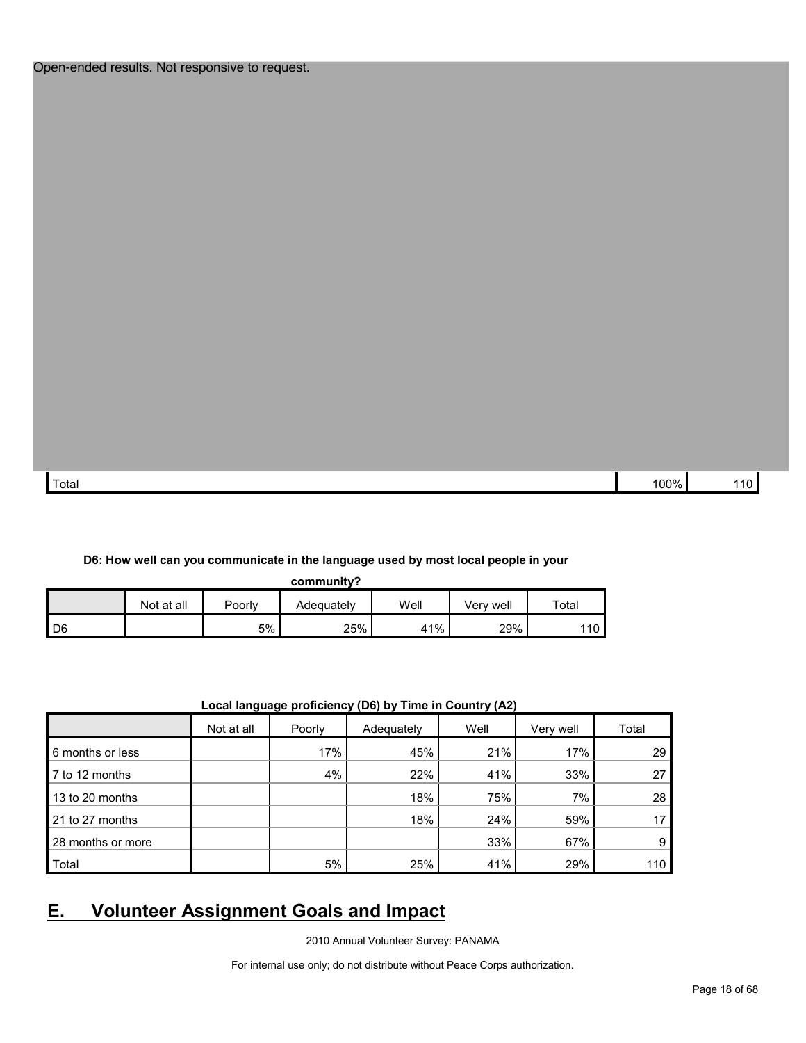Open-ended results. Not responsive to request.

| | | |
|---|---|---|
| Total | 100% | 110 |

**D6: How well can you communicate in the language used by most local people in your community?**

| | Not at all | Poorly | Adequately | Well | Very well | Total |
|---|---|---|---|---|---|---|
| D6 | | 5% | 25% | 41% | 29% | 110 |

**Local language proficiency (D6) by Time in Country (A2)**

| | Not at all | Poorly | Adequately | Well | Very well | Total |
|---|---|---|---|---|---|---|
| 6 months or less | | 17% | 45% | 21% | 17% | 29 |
| 7 to 12 months | | 4% | 22% | 41% | 33% | 27 |
| 13 to 20 months | | | 18% | 75% | 7% | 28 |
| 21 to 27 months | | | 18% | 24% | 59% | 17 |
| 28 months or more | | | | 33% | 67% | 9 |
| Total | | 5% | 25% | 41% | 29% | 110 |

## E. Volunteer Assignment Goals and Impact

2010 Annual Volunteer Survey: PANAMA

For internal use only; do not distribute without Peace Corps authorization.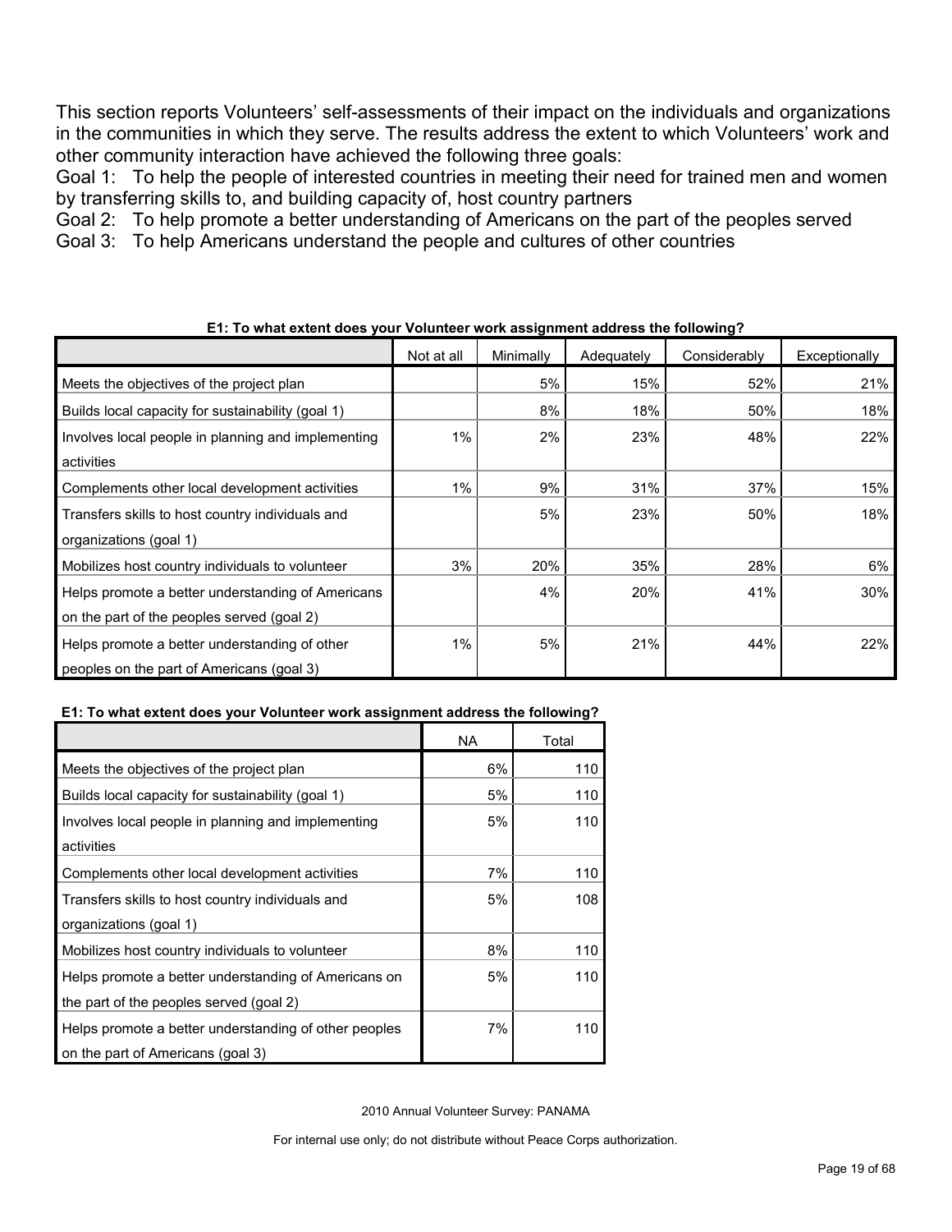This section reports Volunteers' self-assessments of their impact on the individuals and organizations in the communities in which they serve. The results address the extent to which Volunteers' work and other community interaction have achieved the following three goals:

Goal 1: To help the people of interested countries in meeting their need for trained men and women by transferring skills to, and building capacity of, host country partners

Goal 2: To help promote a better understanding of Americans on the part of the peoples served

Goal 3: To help Americans understand the people and cultures of other countries

**E1: To what extent does your Volunteer work assignment address the following?**

| | Not at all | Minimally | Adequately | Considerably | Exceptionally |
|---|---|---|---|---|---|
| Meets the objectives of the project plan | | 5% | 15% | 52% | 21% |
| Builds local capacity for sustainability (goal 1) | | 8% | 18% | 50% | 18% |
| Involves local people in planning and implementing activities | 1% | 2% | 23% | 48% | 22% |
| Complements other local development activities | 1% | 9% | 31% | 37% | 15% |
| Transfers skills to host country individuals and organizations (goal 1) | | 5% | 23% | 50% | 18% |
| Mobilizes host country individuals to volunteer | 3% | 20% | 35% | 28% | 6% |
| Helps promote a better understanding of Americans on the part of the peoples served (goal 2) | | 4% | 20% | 41% | 30% |
| Helps promote a better understanding of other peoples on the part of Americans (goal 3) | 1% | 5% | 21% | 44% | 22% |

**E1: To what extent does your Volunteer work assignment address the following?**

| | NA | Total |
|---|---|---|
| Meets the objectives of the project plan | 6% | 110 |
| Builds local capacity for sustainability (goal 1) | 5% | 110 |
| Involves local people in planning and implementing activities | 5% | 110 |
| Complements other local development activities | 7% | 110 |
| Transfers skills to host country individuals and organizations (goal 1) | 5% | 108 |
| Mobilizes host country individuals to volunteer | 8% | 110 |
| Helps promote a better understanding of Americans on the part of the peoples served (goal 2) | 5% | 110 |
| Helps promote a better understanding of other peoples on the part of Americans (goal 3) | 7% | 110 |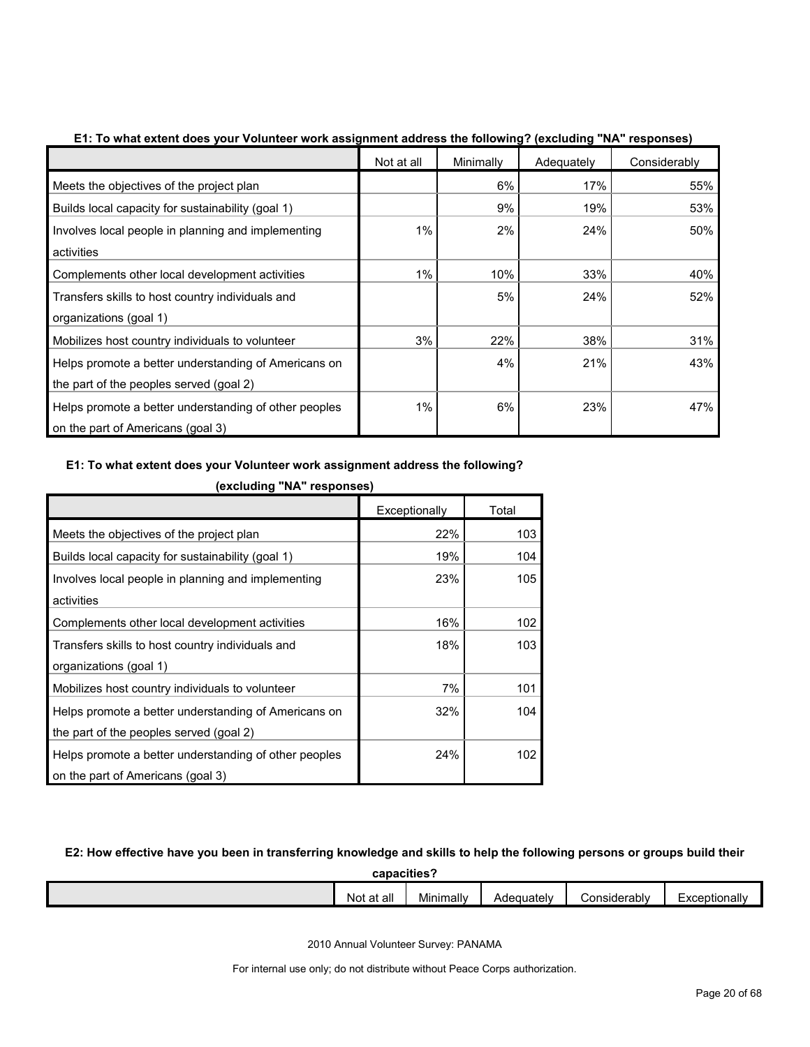**E1: To what extent does your Volunteer work assignment address the following? (excluding "NA" responses)**

| | Not at all | Minimally | Adequately | Considerably |
|---|---|---|---|---|
| Meets the objectives of the project plan | | 6% | 17% | 55% |
| Builds local capacity for sustainability (goal 1) | | 9% | 19% | 53% |
| Involves local people in planning and implementing activities | 1% | 2% | 24% | 50% |
| Complements other local development activities | 1% | 10% | 33% | 40% |
| Transfers skills to host country individuals and organizations (goal 1) | | 5% | 24% | 52% |
| Mobilizes host country individuals to volunteer | 3% | 22% | 38% | 31% |
| Helps promote a better understanding of Americans on the part of the peoples served (goal 2) | | 4% | 21% | 43% |
| Helps promote a better understanding of other peoples on the part of Americans (goal 3) | 1% | 6% | 23% | 47% |

**E1: To what extent does your Volunteer work assignment address the following? (excluding "NA" responses)**

| | Exceptionally | Total |
|---|---|---|
| Meets the objectives of the project plan | 22% | 103 |
| Builds local capacity for sustainability (goal 1) | 19% | 104 |
| Involves local people in planning and implementing activities | 23% | 105 |
| Complements other local development activities | 16% | 102 |
| Transfers skills to host country individuals and organizations (goal 1) | 18% | 103 |
| Mobilizes host country individuals to volunteer | 7% | 101 |
| Helps promote a better understanding of Americans on the part of the peoples served (goal 2) | 32% | 104 |
| Helps promote a better understanding of other peoples on the part of Americans (goal 3) | 24% | 102 |

**E2: How effective have you been in transferring knowledge and skills to help the following persons or groups build their capacities?**

| | Not at all | Minimally | Adequately | Considerably | Exceptionally |
|---|---|---|---|---|---|

2010 Annual Volunteer Survey: PANAMA

For internal use only; do not distribute without Peace Corps authorization.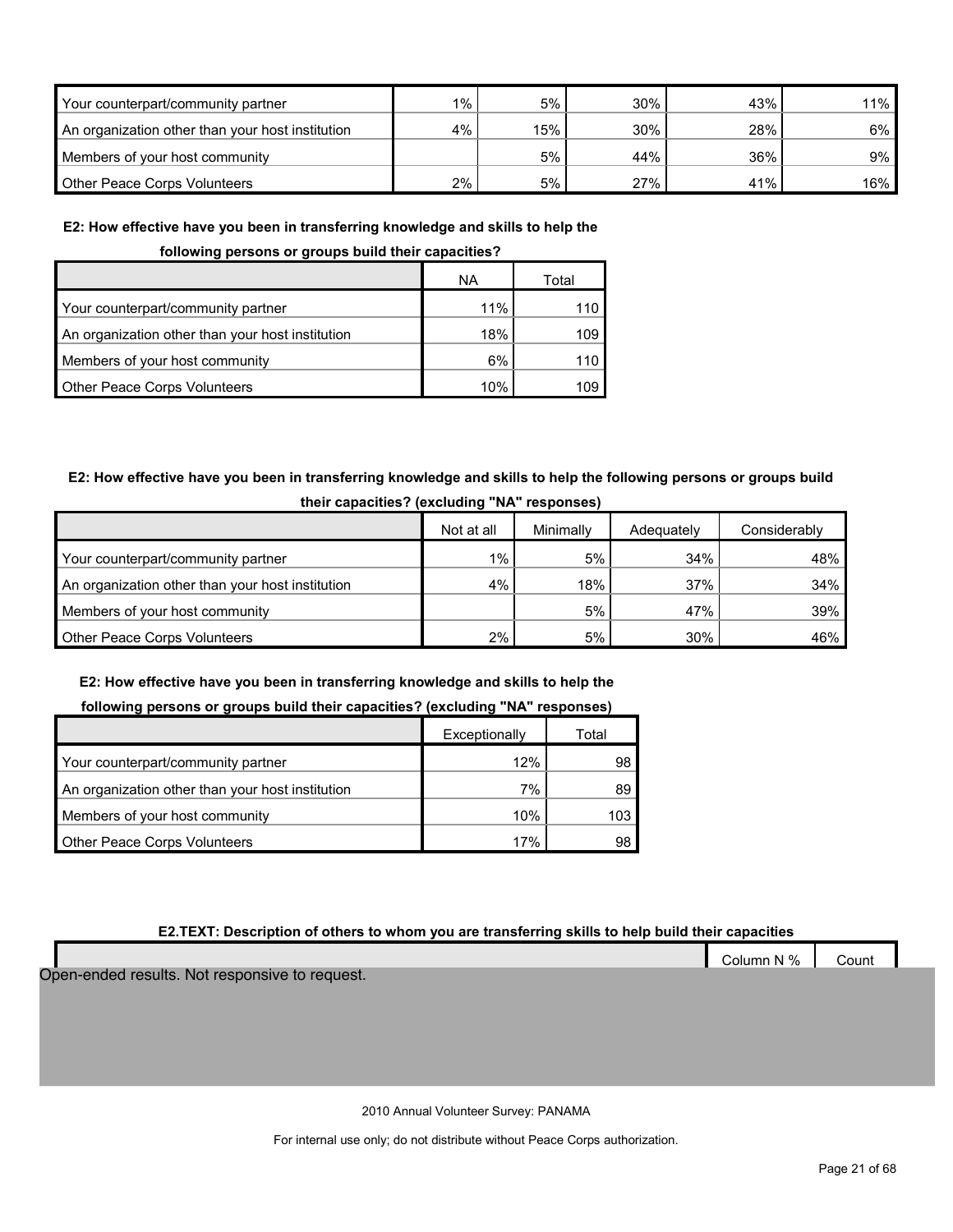| | | | | | |
|---|---|---|---|---|---|
| Your counterpart/community partner | 1% | 5% | 30% | 43% | 11% |
| An organization other than your host institution | 4% | 15% | 30% | 28% | 6% |
| Members of your host community | | 5% | 44% | 36% | 9% |
| Other Peace Corps Volunteers | 2% | 5% | 27% | 41% | 16% |

**E2: How effective have you been in transferring knowledge and skills to help the following persons or groups build their capacities?**

| | NA | Total |
|---|---|---|
| Your counterpart/community partner | 11% | 110 |
| An organization other than your host institution | 18% | 109 |
| Members of your host community | 6% | 110 |
| Other Peace Corps Volunteers | 10% | 109 |

**E2: How effective have you been in transferring knowledge and skills to help the following persons or groups build their capacities? (excluding "NA" responses)**

| | Not at all | Minimally | Adequately | Considerably |
|---|---|---|---|---|
| Your counterpart/community partner | 1% | 5% | 34% | 48% |
| An organization other than your host institution | 4% | 18% | 37% | 34% |
| Members of your host community | | 5% | 47% | 39% |
| Other Peace Corps Volunteers | 2% | 5% | 30% | 46% |

**E2: How effective have you been in transferring knowledge and skills to help the following persons or groups build their capacities? (excluding "NA" responses)**

| | Exceptionally | Total |
|---|---|---|
| Your counterpart/community partner | 12% | 98 |
| An organization other than your host institution | 7% | 89 |
| Members of your host community | 10% | 103 |
| Other Peace Corps Volunteers | 17% | 98 |

**E2.TEXT: Description of others to whom you are transferring skills to help build their capacities**

| | Column N % | Count |
|---|---|---|

Open-ended results. Not responsive to request.

2010 Annual Volunteer Survey: PANAMA

For internal use only; do not distribute without Peace Corps authorization.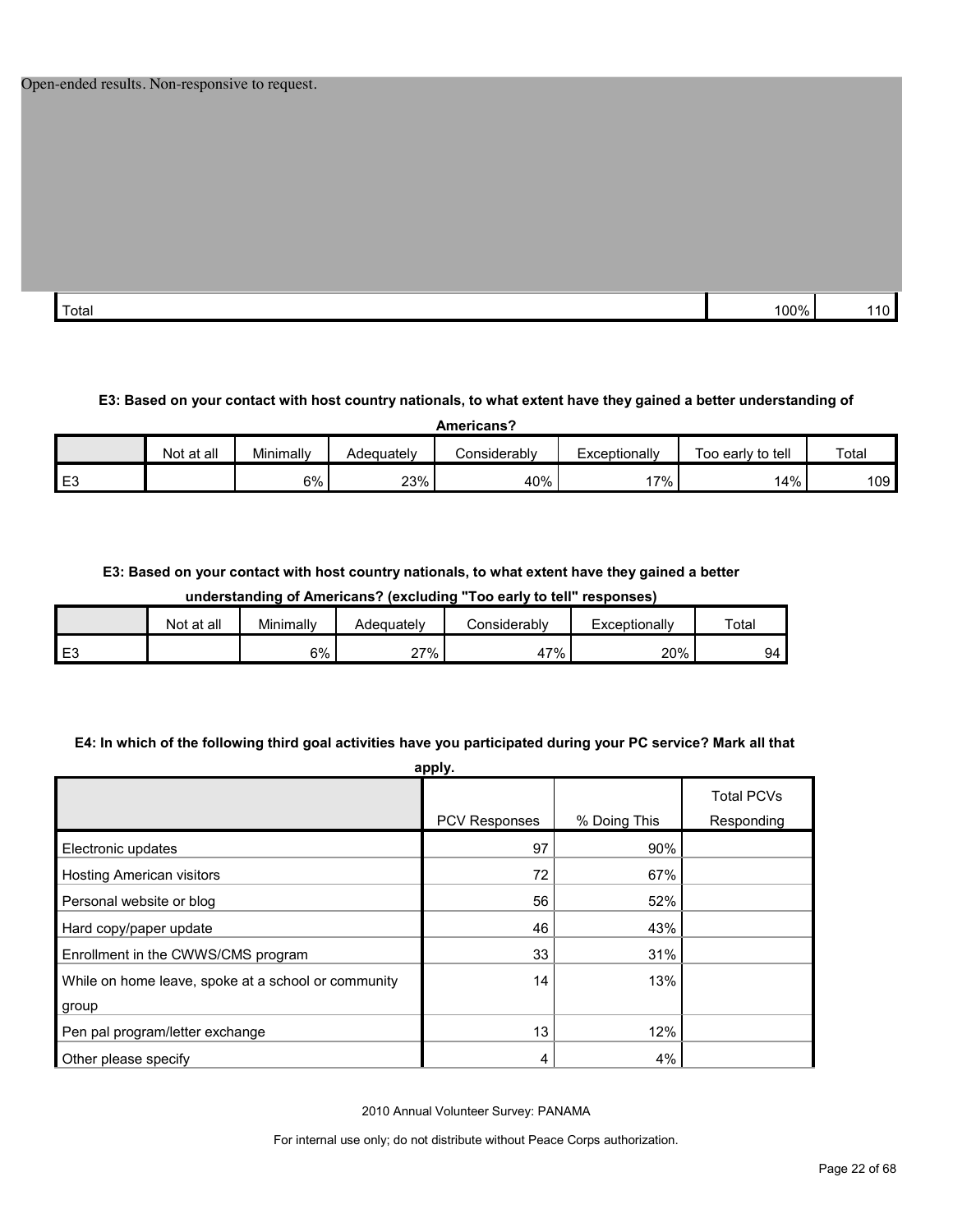Open-ended results. Non-responsive to request.

| | | |
|---|---|---|
| Total | 100% | 110 |

**E3: Based on your contact with host country nationals, to what extent have they gained a better understanding of Americans?**

| | Not at all | Minimally | Adequately | Considerably | Exceptionally | Too early to tell | Total |
|---|---|---|---|---|---|---|---|
| E3 | | 6% | 23% | 40% | 17% | 14% | 109 |

**E3: Based on your contact with host country nationals, to what extent have they gained a better understanding of Americans? (excluding "Too early to tell" responses)**

| | Not at all | Minimally | Adequately | Considerably | Exceptionally | Total |
|---|---|---|---|---|---|---|
| E3 | | 6% | 27% | 47% | 20% | 94 |

**E4: In which of the following third goal activities have you participated during your PC service? Mark all that apply.**

| | PCV Responses | % Doing This | Total PCVs Responding |
|---|---|---|---|
| Electronic updates | 97 | 90% | |
| Hosting American visitors | 72 | 67% | |
| Personal website or blog | 56 | 52% | |
| Hard copy/paper update | 46 | 43% | |
| Enrollment in the CWWS/CMS program | 33 | 31% | |
| While on home leave, spoke at a school or community group | 14 | 13% | |
| Pen pal program/letter exchange | 13 | 12% | |
| Other please specify | 4 | 4% | |

2010 Annual Volunteer Survey: PANAMA

For internal use only; do not distribute without Peace Corps authorization.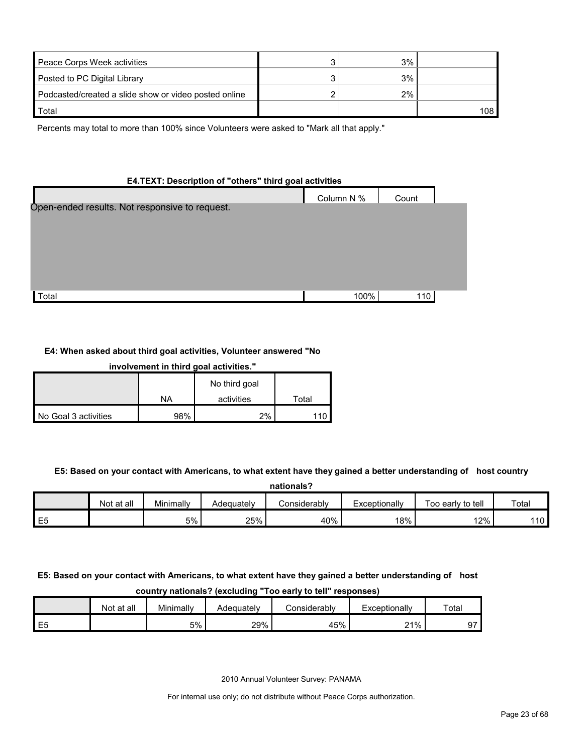| | | | |
|---|---|---|---|
| Peace Corps Week activities | 3 | 3% | |
| Posted to PC Digital Library | 3 | 3% | |
| Podcasted/created a slide show or video posted online | 2 | 2% | |
| Total | | | 108 |

Percents may total to more than 100% since Volunteers were asked to "Mark all that apply."

**E4.TEXT: Description of "others" third goal activities**

| | Column N % | Count |
|---|---|---|
| Open-ended results. Not responsive to request. | | |
| Total | 100% | 110 |

**E4: When asked about third goal activities, Volunteer answered "No involvement in third goal activities."**

| | NA | No third goal activities | Total |
|---|---|---|---|
| No Goal 3 activities | 98% | 2% | 110 |

**E5: Based on your contact with Americans, to what extent have they gained a better understanding of host country nationals?**

| | Not at all | Minimally | Adequately | Considerably | Exceptionally | Too early to tell | Total |
|---|---|---|---|---|---|---|---|
| E5 | | 5% | 25% | 40% | 18% | 12% | 110 |

**E5: Based on your contact with Americans, to what extent have they gained a better understanding of host country nationals? (excluding "Too early to tell" responses)**

| | Not at all | Minimally | Adequately | Considerably | Exceptionally | Total |
|---|---|---|---|---|---|---|
| E5 | | 5% | 29% | 45% | 21% | 97 |

2010 Annual Volunteer Survey: PANAMA

For internal use only; do not distribute without Peace Corps authorization.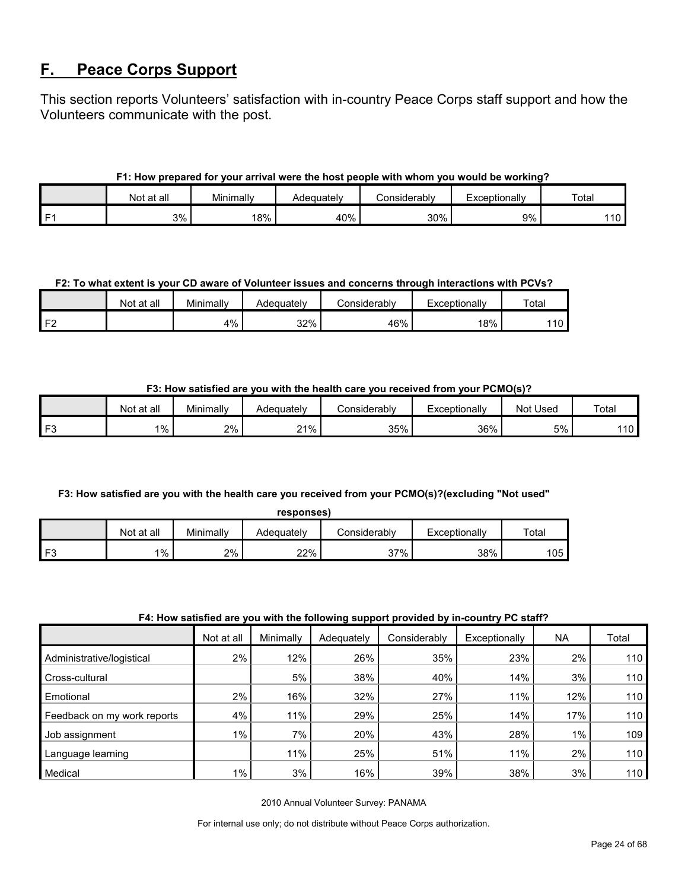## F. Peace Corps Support

This section reports Volunteers' satisfaction with in-country Peace Corps staff support and how the Volunteers communicate with the post.

**F1: How prepared for your arrival were the host people with whom you would be working?**

| | Not at all | Minimally | Adequately | Considerably | Exceptionally | Total |
|---|---|---|---|---|---|---|
| F1 | 3% | 18% | 40% | 30% | 9% | 110 |

**F2: To what extent is your CD aware of Volunteer issues and concerns through interactions with PCVs?**

| | Not at all | Minimally | Adequately | Considerably | Exceptionally | Total |
|---|---|---|---|---|---|---|
| F2 | | 4% | 32% | 46% | 18% | 110 |

**F3: How satisfied are you with the health care you received from your PCMO(s)?**

| | Not at all | Minimally | Adequately | Considerably | Exceptionally | Not Used | Total |
|---|---|---|---|---|---|---|---|
| F3 | 1% | 2% | 21% | 35% | 36% | 5% | 110 |

**F3: How satisfied are you with the health care you received from your PCMO(s)?(excluding "Not used" responses)**

| | Not at all | Minimally | Adequately | Considerably | Exceptionally | Total |
|---|---|---|---|---|---|---|
| F3 | 1% | 2% | 22% | 37% | 38% | 105 |

**F4: How satisfied are you with the following support provided by in-country PC staff?**

| | Not at all | Minimally | Adequately | Considerably | Exceptionally | NA | Total |
|---|---|---|---|---|---|---|---|
| Administrative/logistical | 2% | 12% | 26% | 35% | 23% | 2% | 110 |
| Cross-cultural | | 5% | 38% | 40% | 14% | 3% | 110 |
| Emotional | 2% | 16% | 32% | 27% | 11% | 12% | 110 |
| Feedback on my work reports | 4% | 11% | 29% | 25% | 14% | 17% | 110 |
| Job assignment | 1% | 7% | 20% | 43% | 28% | 1% | 109 |
| Language learning | | 11% | 25% | 51% | 11% | 2% | 110 |
| Medical | 1% | 3% | 16% | 39% | 38% | 3% | 110 |

2010 Annual Volunteer Survey: PANAMA

For internal use only; do not distribute without Peace Corps authorization.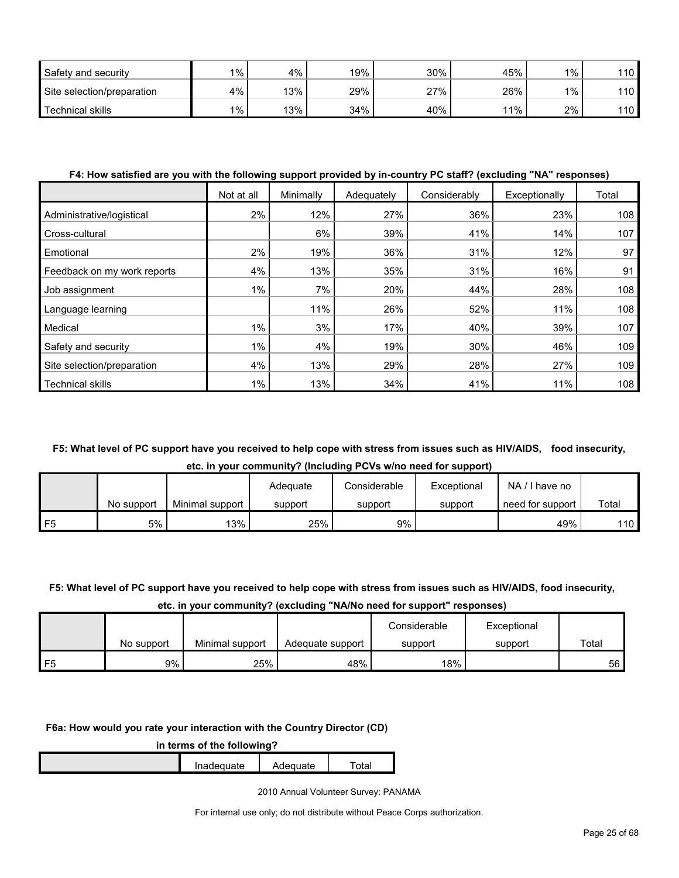| | | | | | | | |
|---|---|---|---|---|---|---|---|
| Safety and security | 1% | 4% | 19% | 30% | 45% | 1% | 110 |
| Site selection/preparation | 4% | 13% | 29% | 27% | 26% | 1% | 110 |
| Technical skills | 1% | 13% | 34% | 40% | 11% | 2% | 110 |

**F4: How satisfied are you with the following support provided by in-country PC staff? (excluding "NA" responses)**

| | Not at all | Minimally | Adequately | Considerably | Exceptionally | Total |
|---|---|---|---|---|---|---|
| Administrative/logistical | 2% | 12% | 27% | 36% | 23% | 108 |
| Cross-cultural | | 6% | 39% | 41% | 14% | 107 |
| Emotional | 2% | 19% | 36% | 31% | 12% | 97 |
| Feedback on my work reports | 4% | 13% | 35% | 31% | 16% | 91 |
| Job assignment | 1% | 7% | 20% | 44% | 28% | 108 |
| Language learning | | 11% | 26% | 52% | 11% | 108 |
| Medical | 1% | 3% | 17% | 40% | 39% | 107 |
| Safety and security | 1% | 4% | 19% | 30% | 46% | 109 |
| Site selection/preparation | 4% | 13% | 29% | 28% | 27% | 109 |
| Technical skills | 1% | 13% | 34% | 41% | 11% | 108 |

**F5: What level of PC support have you received to help cope with stress from issues such as HIV/AIDS, food insecurity, etc. in your community? (Including PCVs w/no need for support)**

| | No support | Minimal support | Adequate support | Considerable support | Exceptional support | NA / I have no need for support | Total |
|---|---|---|---|---|---|---|---|
| F5 | 5% | 13% | 25% | 9% | | 49% | 110 |

**F5: What level of PC support have you received to help cope with stress from issues such as HIV/AIDS, food insecurity, etc. in your community? (excluding "NA/No need for support" responses)**

| | No support | Minimal support | Adequate support | Considerable support | Exceptional support | Total |
|---|---|---|---|---|---|---|
| F5 | 9% | 25% | 48% | 18% | | 56 |

**F6a: How would you rate your interaction with the Country Director (CD) in terms of the following?**

| | Inadequate | Adequate | Total |
|---|---|---|---|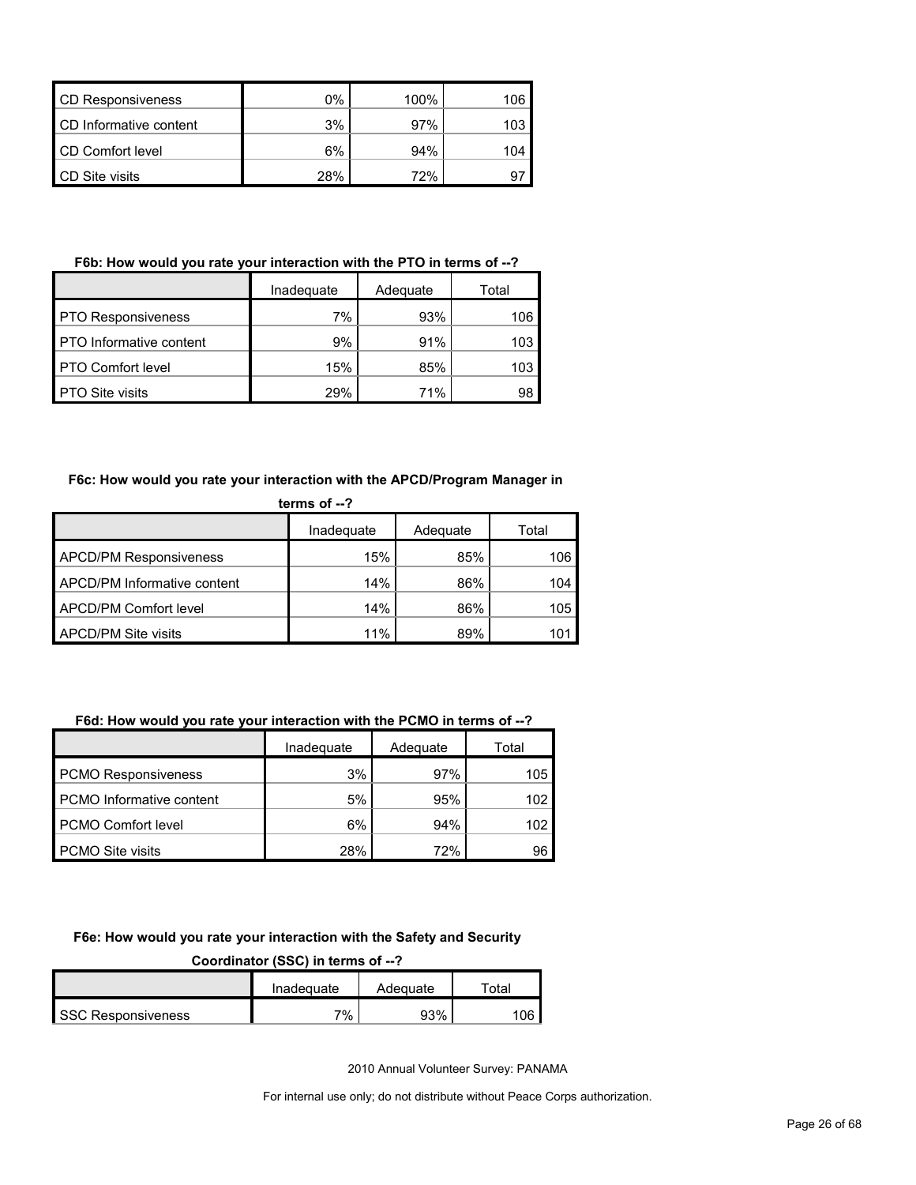| | | | |
|---|---|---|---|
| CD Responsiveness | 0% | 100% | 106 |
| CD Informative content | 3% | 97% | 103 |
| CD Comfort level | 6% | 94% | 104 |
| CD Site visits | 28% | 72% | 97 |

**F6b: How would you rate your interaction with the PTO in terms of --?**

| | Inadequate | Adequate | Total |
|---|---|---|---|
| PTO Responsiveness | 7% | 93% | 106 |
| PTO Informative content | 9% | 91% | 103 |
| PTO Comfort level | 15% | 85% | 103 |
| PTO Site visits | 29% | 71% | 98 |

**F6c: How would you rate your interaction with the APCD/Program Manager in terms of --?**

| | Inadequate | Adequate | Total |
|---|---|---|---|
| APCD/PM Responsiveness | 15% | 85% | 106 |
| APCD/PM Informative content | 14% | 86% | 104 |
| APCD/PM Comfort level | 14% | 86% | 105 |
| APCD/PM Site visits | 11% | 89% | 101 |

**F6d: How would you rate your interaction with the PCMO in terms of --?**

| | Inadequate | Adequate | Total |
|---|---|---|---|
| PCMO Responsiveness | 3% | 97% | 105 |
| PCMO Informative content | 5% | 95% | 102 |
| PCMO Comfort level | 6% | 94% | 102 |
| PCMO Site visits | 28% | 72% | 96 |

**F6e: How would you rate your interaction with the Safety and Security Coordinator (SSC) in terms of --?**

| | Inadequate | Adequate | Total |
|---|---|---|---|
| SSC Responsiveness | 7% | 93% | 106 |

2010 Annual Volunteer Survey: PANAMA

For internal use only; do not distribute without Peace Corps authorization.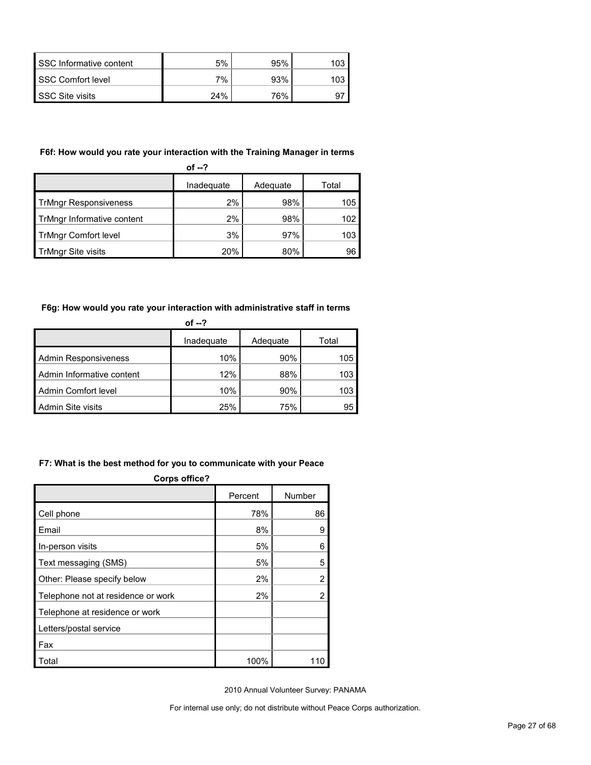| | | | |
|---|---|---|---|
| SSC Informative content | 5% | 95% | 103 |
| SSC Comfort level | 7% | 93% | 103 |
| SSC Site visits | 24% | 76% | 97 |

**F6f: How would you rate your interaction with the Training Manager in terms of --?**

| | Inadequate | Adequate | Total |
|---|---|---|---|
| TrMngr Responsiveness | 2% | 98% | 105 |
| TrMngr Informative content | 2% | 98% | 102 |
| TrMngr Comfort level | 3% | 97% | 103 |
| TrMngr Site visits | 20% | 80% | 96 |

**F6g: How would you rate your interaction with administrative staff in terms of --?**

| | Inadequate | Adequate | Total |
|---|---|---|---|
| Admin Responsiveness | 10% | 90% | 105 |
| Admin Informative content | 12% | 88% | 103 |
| Admin Comfort level | 10% | 90% | 103 |
| Admin Site visits | 25% | 75% | 95 |

**F7: What is the best method for you to communicate with your Peace Corps office?**

| | Percent | Number |
|---|---|---|
| Cell phone | 78% | 86 |
| Email | 8% | 9 |
| In-person visits | 5% | 6 |
| Text messaging (SMS) | 5% | 5 |
| Other: Please specify below | 2% | 2 |
| Telephone not at residence or work | 2% | 2 |
| Telephone at residence or work | | |
| Letters/postal service | | |
| Fax | | |
| Total | 100% | 110 |

2010 Annual Volunteer Survey: PANAMA

For internal use only; do not distribute without Peace Corps authorization.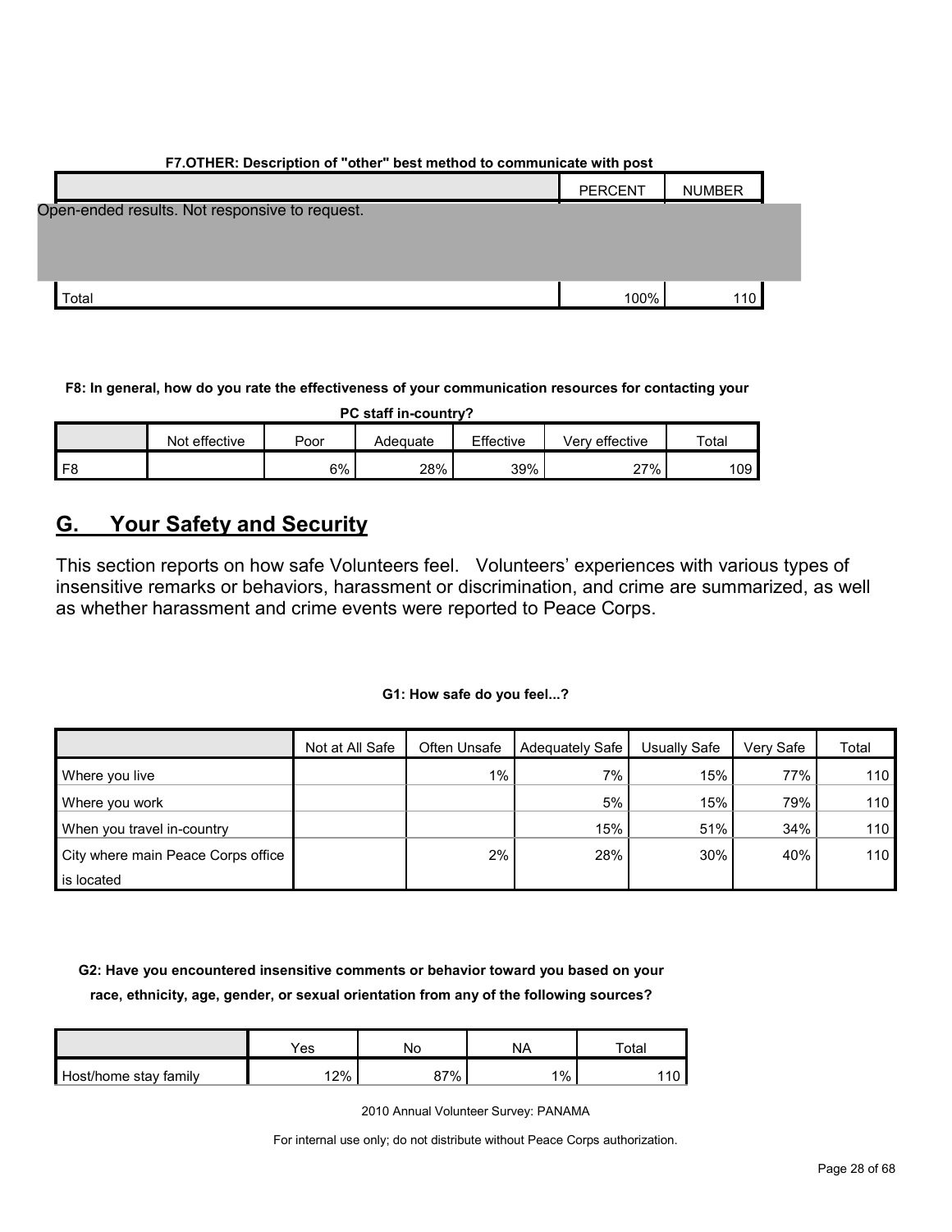**F7.OTHER: Description of "other" best method to communicate with post**

| | PERCENT | NUMBER |
|---|---|---|
| Open-ended results. Not responsive to request. | | |
| Total | 100% | 110 |

**F8: In general, how do you rate the effectiveness of your communication resources for contacting your PC staff in-country?**

| | Not effective | Poor | Adequate | Effective | Very effective | Total |
|---|---|---|---|---|---|---|
| F8 | | 6% | 28% | 39% | 27% | 109 |

## G. Your Safety and Security

This section reports on how safe Volunteers feel. Volunteers' experiences with various types of insensitive remarks or behaviors, harassment or discrimination, and crime are summarized, as well as whether harassment and crime events were reported to Peace Corps.

**G1: How safe do you feel...?**

| | Not at All Safe | Often Unsafe | Adequately Safe | Usually Safe | Very Safe | Total |
|---|---|---|---|---|---|---|
| Where you live | | 1% | 7% | 15% | 77% | 110 |
| Where you work | | | 5% | 15% | 79% | 110 |
| When you travel in-country | | | 15% | 51% | 34% | 110 |
| City where main Peace Corps office is located | | 2% | 28% | 30% | 40% | 110 |

**G2: Have you encountered insensitive comments or behavior toward you based on your race, ethnicity, age, gender, or sexual orientation from any of the following sources?**

| | Yes | No | NA | Total |
|---|---|---|---|---|
| Host/home stay family | 12% | 87% | 1% | 110 |

2010 Annual Volunteer Survey: PANAMA

For internal use only; do not distribute without Peace Corps authorization.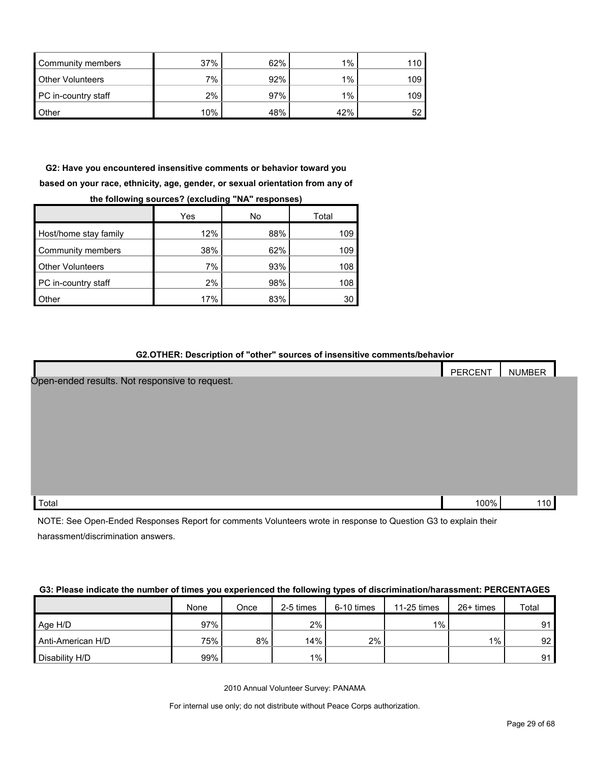| | | | | |
|---|---|---|---|---|
| Community members | 37% | 62% | 1% | 110 |
| Other Volunteers | 7% | 92% | 1% | 109 |
| PC in-country staff | 2% | 97% | 1% | 109 |
| Other | 10% | 48% | 42% | 52 |

**G2: Have you encountered insensitive comments or behavior toward you based on your race, ethnicity, age, gender, or sexual orientation from any of the following sources? (excluding "NA" responses)**

| | Yes | No | Total |
|---|---|---|---|
| Host/home stay family | 12% | 88% | 109 |
| Community members | 38% | 62% | 109 |
| Other Volunteers | 7% | 93% | 108 |
| PC in-country staff | 2% | 98% | 108 |
| Other | 17% | 83% | 30 |

**G2.OTHER: Description of "other" sources of insensitive comments/behavior**

| | PERCENT | NUMBER |
|---|---|---|
| Open-ended results. Not responsive to request. | | |
| Total | 100% | 110 |

NOTE: See Open-Ended Responses Report for comments Volunteers wrote in response to Question G3 to explain their harassment/discrimination answers.

**G3: Please indicate the number of times you experienced the following types of discrimination/harassment: PERCENTAGES**

| | None | Once | 2-5 times | 6-10 times | 11-25 times | 26+ times | Total |
|---|---|---|---|---|---|---|---|
| Age H/D | 97% | | 2% | | 1% | | 91 |
| Anti-American H/D | 75% | 8% | 14% | 2% | | 1% | 92 |
| Disability H/D | 99% | | 1% | | | | 91 |

2010 Annual Volunteer Survey: PANAMA

For internal use only; do not distribute without Peace Corps authorization.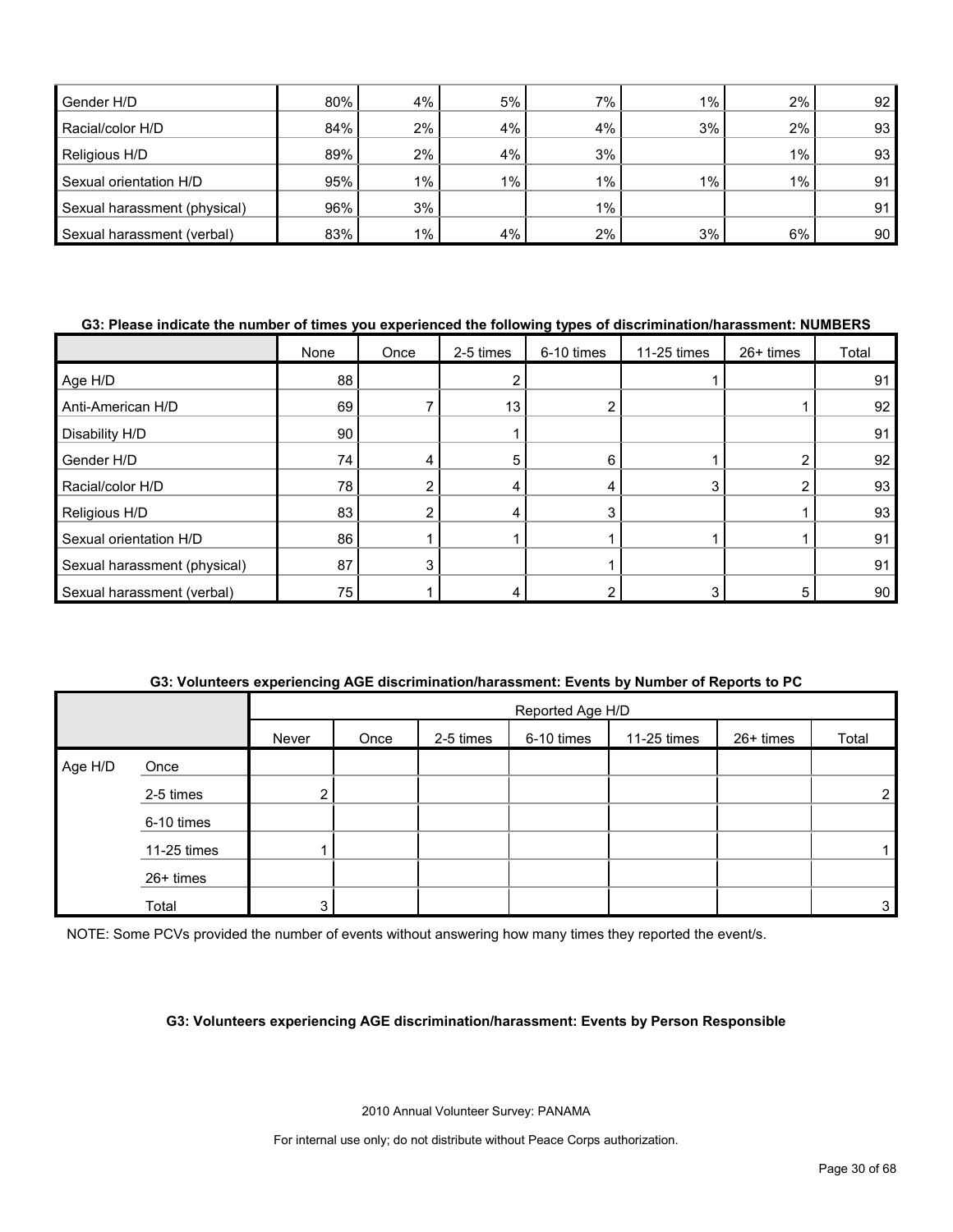| | | | | | | | |
|---|---|---|---|---|---|---|---|
| Gender H/D | 80% | 4% | 5% | 7% | 1% | 2% | 92 |
| Racial/color H/D | 84% | 2% | 4% | 4% | 3% | 2% | 93 |
| Religious H/D | 89% | 2% | 4% | 3% | | 1% | 93 |
| Sexual orientation H/D | 95% | 1% | 1% | 1% | 1% | 1% | 91 |
| Sexual harassment (physical) | 96% | 3% | | 1% | | | 91 |
| Sexual harassment (verbal) | 83% | 1% | 4% | 2% | 3% | 6% | 90 |

**G3: Please indicate the number of times you experienced the following types of discrimination/harassment: NUMBERS**

| | None | Once | 2-5 times | 6-10 times | 11-25 times | 26+ times | Total |
|---|---|---|---|---|---|---|---|
| Age H/D | 88 | | 2 | | 1 | | 91 |
| Anti-American H/D | 69 | 7 | 13 | 2 | | 1 | 92 |
| Disability H/D | 90 | | 1 | | | | 91 |
| Gender H/D | 74 | 4 | 5 | 6 | 1 | 2 | 92 |
| Racial/color H/D | 78 | 2 | 4 | 4 | 3 | 2 | 93 |
| Religious H/D | 83 | 2 | 4 | 3 | | 1 | 93 |
| Sexual orientation H/D | 86 | 1 | 1 | 1 | 1 | 1 | 91 |
| Sexual harassment (physical) | 87 | 3 | | 1 | | | 91 |
| Sexual harassment (verbal) | 75 | 1 | 4 | 2 | 3 | 5 | 90 |

**G3: Volunteers experiencing AGE discrimination/harassment: Events by Number of Reports to PC**

| | | Reported Age H/D | | | | | | |
|---|---|---|---|---|---|---|---|---|
| | | Never | Once | 2-5 times | 6-10 times | 11-25 times | 26+ times | Total |
| Age H/D | Once | | | | | | | |
| | 2-5 times | 2 | | | | | | 2 |
| | 6-10 times | | | | | | | |
| | 11-25 times | 1 | | | | | | 1 |
| | 26+ times | | | | | | | |
| | Total | 3 | | | | | | 3 |

NOTE: Some PCVs provided the number of events without answering how many times they reported the event/s.

**G3: Volunteers experiencing AGE discrimination/harassment: Events by Person Responsible**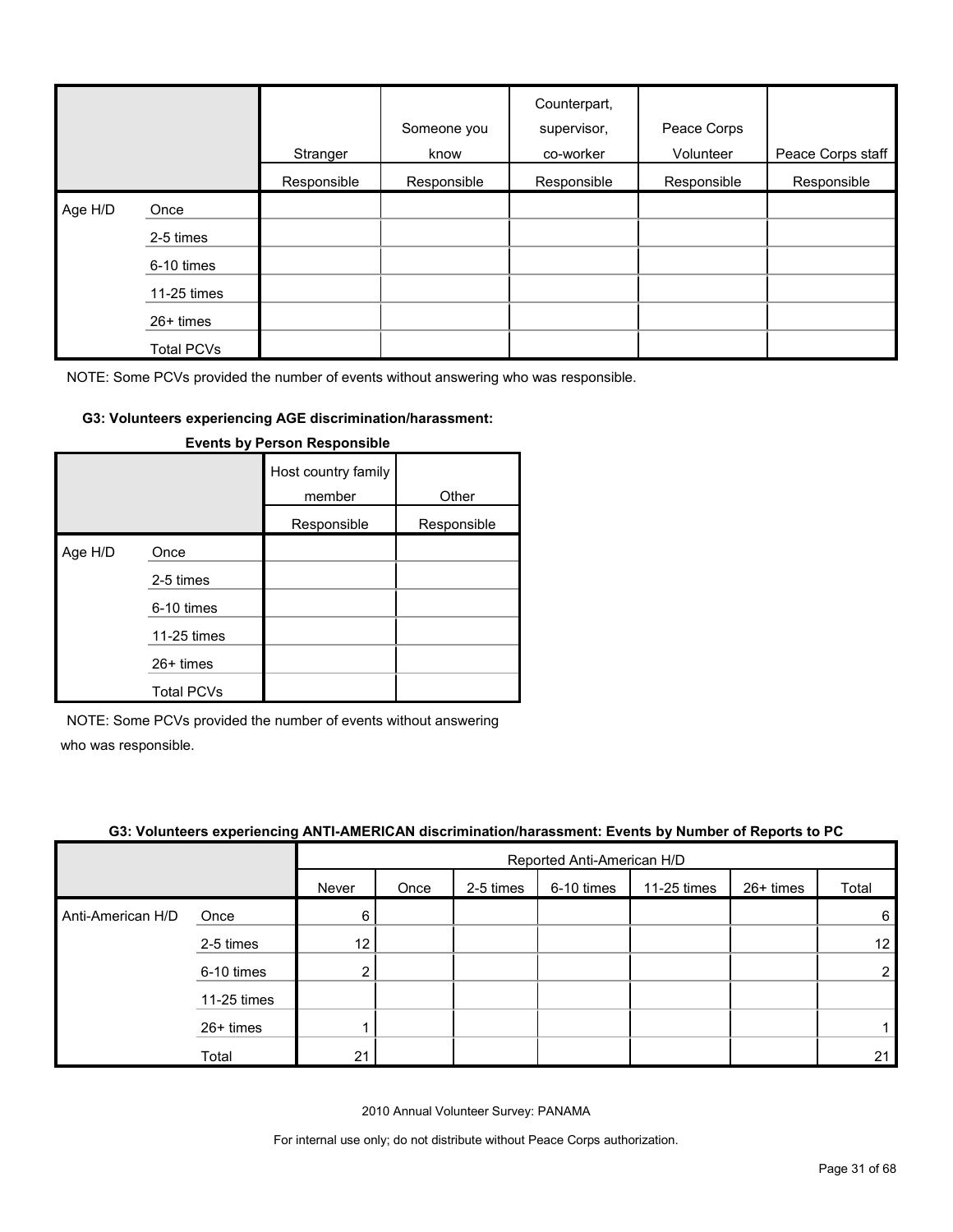| | | Stranger | Someone you know | Counterpart, supervisor, co-worker | Peace Corps Volunteer | Peace Corps staff |
|---|---|---|---|---|---|---|
| | | Responsible | Responsible | Responsible | Responsible | Responsible |
| Age H/D | Once | | | | | |
| | 2-5 times | | | | | |
| | 6-10 times | | | | | |
| | 11-25 times | | | | | |
| | 26+ times | | | | | |
| | Total PCVs | | | | | |

NOTE: Some PCVs provided the number of events without answering who was responsible.

#### G3: Volunteers experiencing AGE discrimination/harassment:

**Events by Person Responsible**

| | | Host country family member | Other |
|---|---|---|---|
| | | Responsible | Responsible |
| Age H/D | Once | | |
| | 2-5 times | | |
| | 6-10 times | | |
| | 11-25 times | | |
| | 26+ times | | |
| | Total PCVs | | |

NOTE: Some PCVs provided the number of events without answering who was responsible.

#### G3: Volunteers experiencing ANTI-AMERICAN discrimination/harassment: Events by Number of Reports to PC

| | | Reported Anti-American H/D | | | | | | |
|---|---|---|---|---|---|---|---|---|
| | | Never | Once | 2-5 times | 6-10 times | 11-25 times | 26+ times | Total |
| Anti-American H/D | Once | 6 | | | | | | 6 |
| | 2-5 times | 12 | | | | | | 12 |
| | 6-10 times | 2 | | | | | | 2 |
| | 11-25 times | | | | | | | |
| | 26+ times | 1 | | | | | | 1 |
| | Total | 21 | | | | | | 21 |

2010 Annual Volunteer Survey: PANAMA

For internal use only; do not distribute without Peace Corps authorization.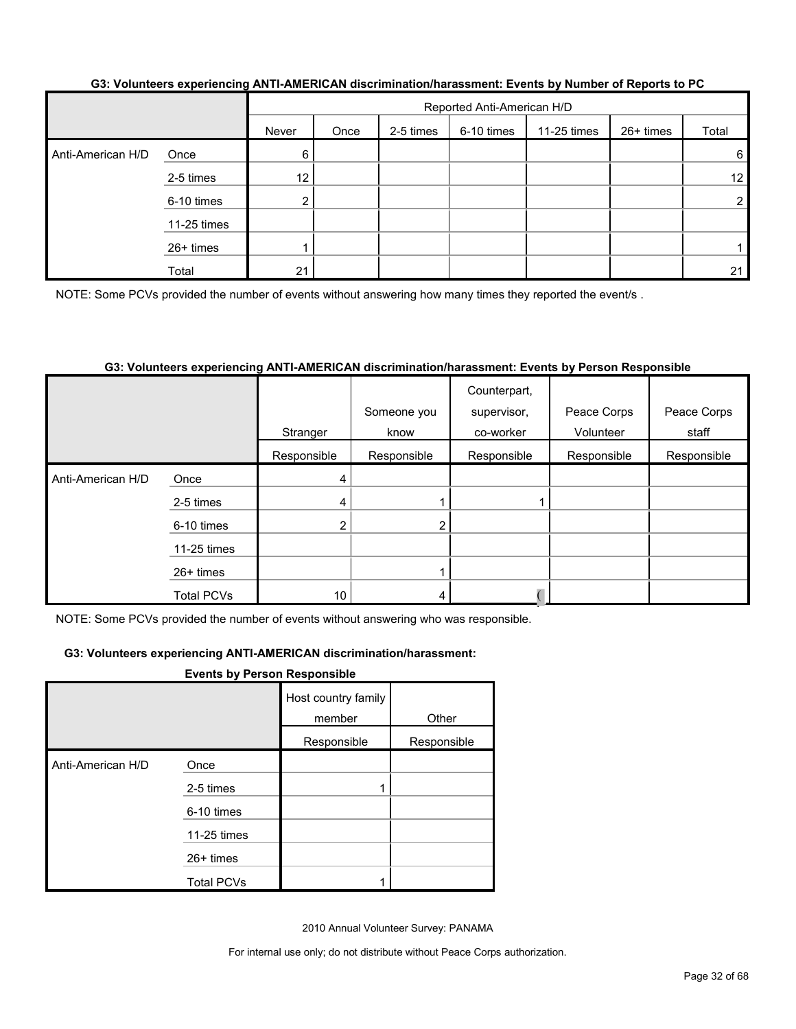**G3: Volunteers experiencing ANTI-AMERICAN discrimination/harassment: Events by Number of Reports to PC**

| | | Reported Anti-American H/D | | | | | | |
|---|---|---|---|---|---|---|---|---|
| | | Never | Once | 2-5 times | 6-10 times | 11-25 times | 26+ times | Total |
| Anti-American H/D | Once | 6 | | | | | | 6 |
| | 2-5 times | 12 | | | | | | 12 |
| | 6-10 times | 2 | | | | | | 2 |
| | 11-25 times | | | | | | | |
| | 26+ times | 1 | | | | | | 1 |
| | Total | 21 | | | | | | 21 |

NOTE: Some PCVs provided the number of events without answering how many times they reported the event/s .

**G3: Volunteers experiencing ANTI-AMERICAN discrimination/harassment: Events by Person Responsible**

| | | Stranger | Someone you know | Counterpart, supervisor, co-worker | Peace Corps Volunteer | Peace Corps staff |
|---|---|---|---|---|---|---|
| | | Responsible | Responsible | Responsible | Responsible | Responsible |
| Anti-American H/D | Once | 4 | | | | |
| | 2-5 times | 4 | 1 | 1 | | |
| | 6-10 times | 2 | 2 | | | |
| | 11-25 times | | | | | |
| | 26+ times | | 1 | | | |
| | Total PCVs | 10 | 4 | ( | | |

NOTE: Some PCVs provided the number of events without answering who was responsible.

**G3: Volunteers experiencing ANTI-AMERICAN discrimination/harassment: Events by Person Responsible**

| | | Host country family member | Other |
|---|---|---|---|
| | | Responsible | Responsible |
| Anti-American H/D | Once | | |
| | 2-5 times | 1 | |
| | 6-10 times | | |
| | 11-25 times | | |
| | 26+ times | | |
| | Total PCVs | 1 | |

2010 Annual Volunteer Survey: PANAMA

For internal use only; do not distribute without Peace Corps authorization.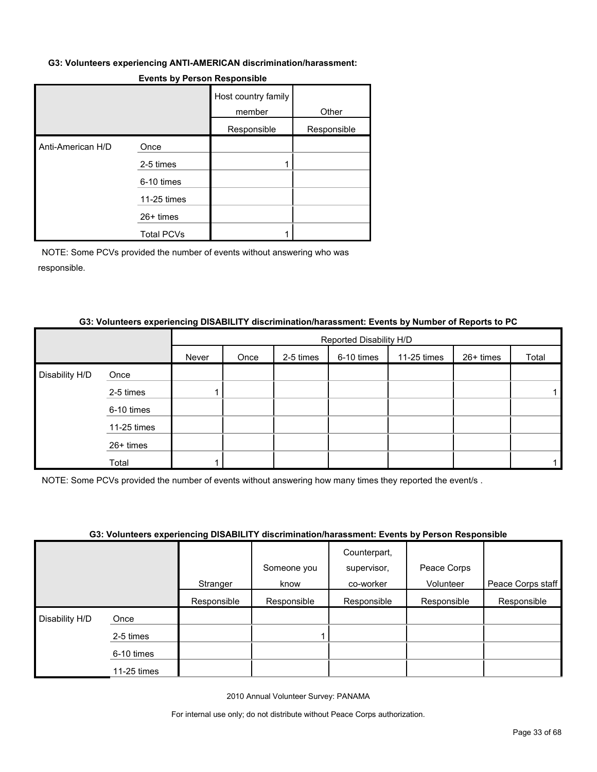**G3: Volunteers experiencing ANTI-AMERICAN discrimination/harassment: Events by Person Responsible**

| | | Host country family member | Other |
|---|---|---|---|
| | | Responsible | Responsible |
| Anti-American H/D | Once | | |
| | 2-5 times | 1 | |
| | 6-10 times | | |
| | 11-25 times | | |
| | 26+ times | | |
| | Total PCVs | 1 | |

NOTE: Some PCVs provided the number of events without answering who was responsible.

**G3: Volunteers experiencing DISABILITY discrimination/harassment: Events by Number of Reports to PC**

| | | Reported Disability H/D | | | | | | |
|---|---|---|---|---|---|---|---|---|
| | | Never | Once | 2-5 times | 6-10 times | 11-25 times | 26+ times | Total |
| Disability H/D | Once | | | | | | | |
| | 2-5 times | 1 | | | | | | 1 |
| | 6-10 times | | | | | | | |
| | 11-25 times | | | | | | | |
| | 26+ times | | | | | | | |
| | Total | 1 | | | | | | 1 |

NOTE: Some PCVs provided the number of events without answering how many times they reported the event/s .

**G3: Volunteers experiencing DISABILITY discrimination/harassment: Events by Person Responsible**

| | | Stranger | Someone you know | Counterpart, supervisor, co-worker | Peace Corps Volunteer | Peace Corps staff |
|---|---|---|---|---|---|---|
| | | Responsible | Responsible | Responsible | Responsible | Responsible |
| Disability H/D | Once | | | | | |
| | 2-5 times | | 1 | | | |
| | 6-10 times | | | | | |
| | 11-25 times | | | | | |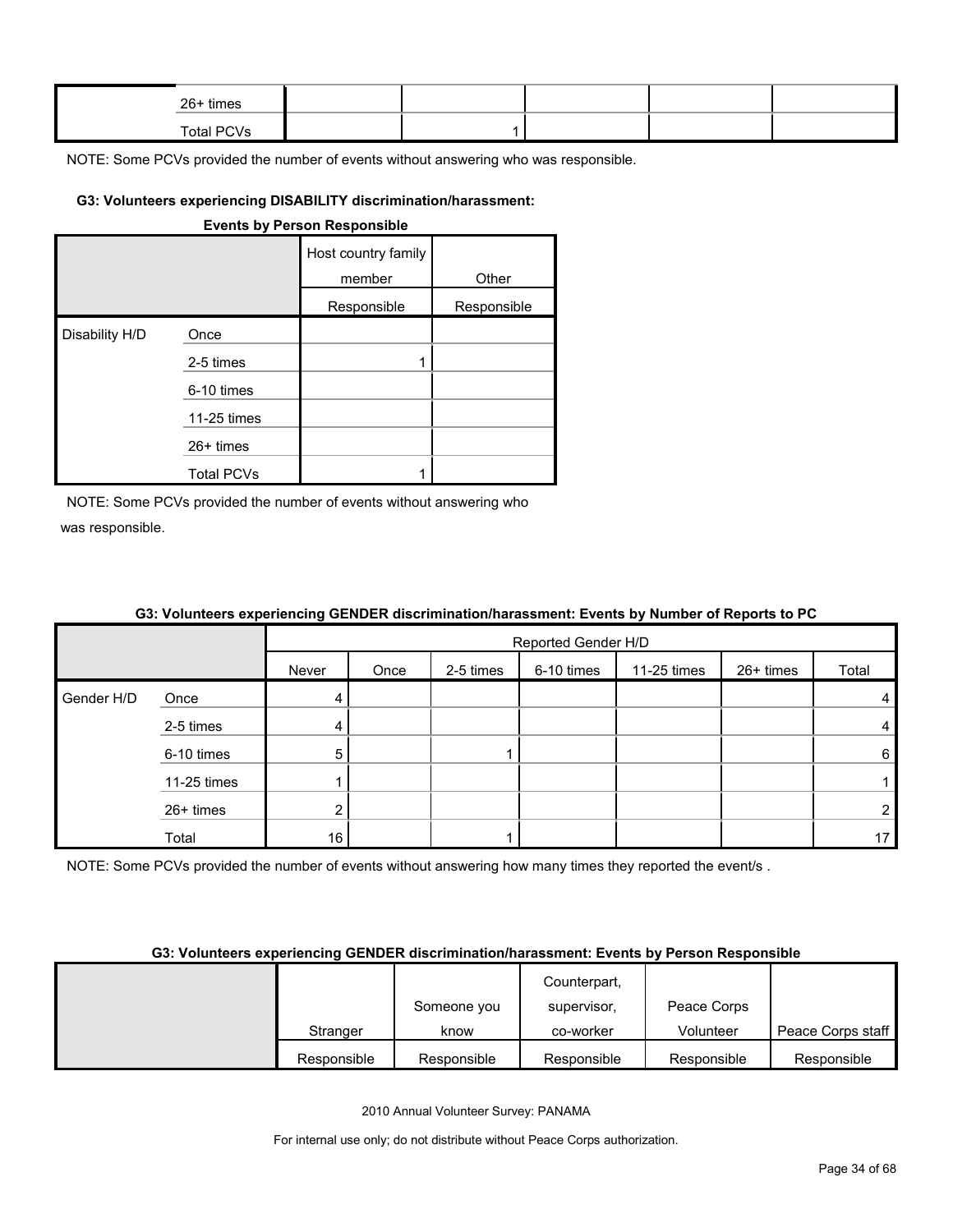| | | | | | | |
|---|---|---|---|---|---|---|
| | 26+ times | | | | | |
| | Total PCVs | | 1 | | | |

NOTE: Some PCVs provided the number of events without answering who was responsible.

#### G3: Volunteers experiencing DISABILITY discrimination/harassment: Events by Person Responsible

| | | Host country family member | Other |
|---|---|---|---|
| | | Responsible | Responsible |
| Disability H/D | Once | | |
| | 2-5 times | 1 | |
| | 6-10 times | | |
| | 11-25 times | | |
| | 26+ times | | |
| | Total PCVs | 1 | |

NOTE: Some PCVs provided the number of events without answering who was responsible.

#### G3: Volunteers experiencing GENDER discrimination/harassment: Events by Number of Reports to PC

| | | Reported Gender H/D | | | | | | |
|---|---|---|---|---|---|---|---|---|
| | | Never | Once | 2-5 times | 6-10 times | 11-25 times | 26+ times | Total |
| Gender H/D | Once | 4 | | | | | | 4 |
| | 2-5 times | 4 | | | | | | 4 |
| | 6-10 times | 5 | | 1 | | | | 6 |
| | 11-25 times | 1 | | | | | | 1 |
| | 26+ times | 2 | | | | | | 2 |
| | Total | 16 | | 1 | | | | 17 |

NOTE: Some PCVs provided the number of events without answering how many times they reported the event/s .

#### G3: Volunteers experiencing GENDER discrimination/harassment: Events by Person Responsible

| | Stranger | Someone you know | Counterpart, supervisor, co-worker | Peace Corps Volunteer | Peace Corps staff |
|---|---|---|---|---|---|
| | Responsible | Responsible | Responsible | Responsible | Responsible |

2010 Annual Volunteer Survey: PANAMA

For internal use only; do not distribute without Peace Corps authorization.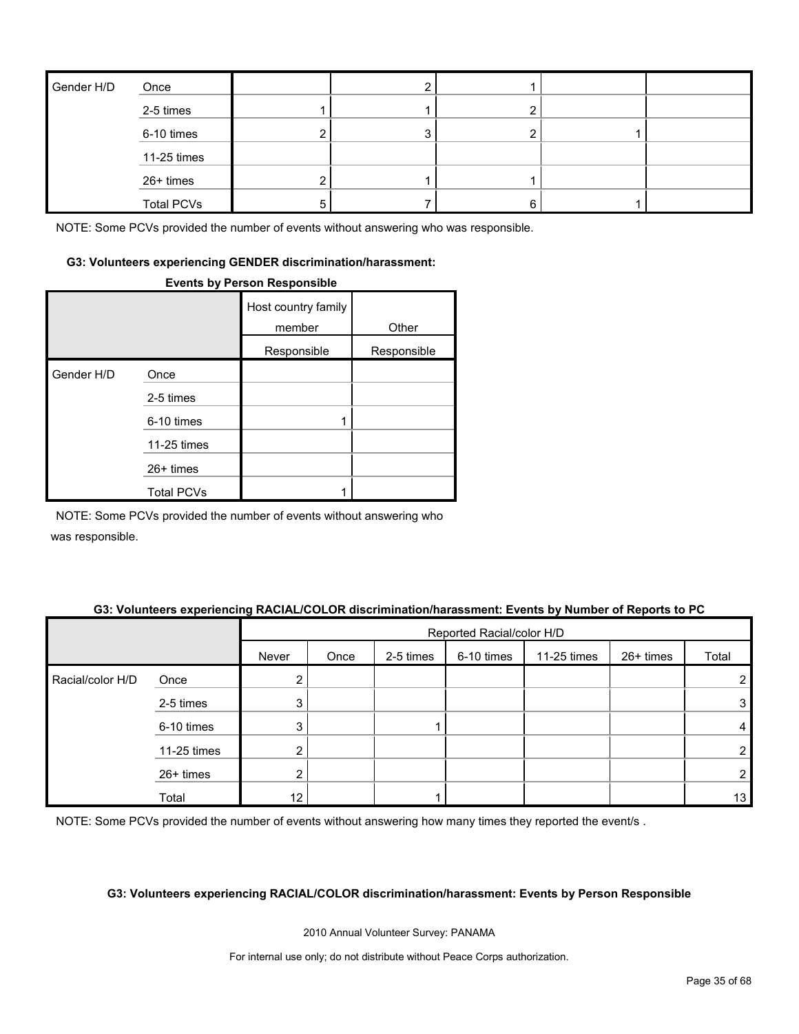| Gender H/D | Once | | 2 | 1 | | |
|---|---|---|---|---|---|---|
| | 2-5 times | 1 | 1 | 2 | | |
| | 6-10 times | 2 | 3 | 2 | 1 | |
| | 11-25 times | | | | | |
| | 26+ times | 2 | 1 | 1 | | |
| | Total PCVs | 5 | 7 | 6 | 1 | |

NOTE: Some PCVs provided the number of events without answering who was responsible.

**G3: Volunteers experiencing GENDER discrimination/harassment: Events by Person Responsible**

| | | Host country family member | Other |
|---|---|---|---|
| | | Responsible | Responsible |
| Gender H/D | Once | | |
| | 2-5 times | | |
| | 6-10 times | 1 | |
| | 11-25 times | | |
| | 26+ times | | |
| | Total PCVs | 1 | |

NOTE: Some PCVs provided the number of events without answering who was responsible.

**G3: Volunteers experiencing RACIAL/COLOR discrimination/harassment: Events by Number of Reports to PC**

| | | Reported Racial/color H/D | | | | | | |
|---|---|---|---|---|---|---|---|---|
| | | Never | Once | 2-5 times | 6-10 times | 11-25 times | 26+ times | Total |
| Racial/color H/D | Once | 2 | | | | | | 2 |
| | 2-5 times | 3 | | | | | | 3 |
| | 6-10 times | 3 | | 1 | | | | 4 |
| | 11-25 times | 2 | | | | | | 2 |
| | 26+ times | 2 | | | | | | 2 |
| | Total | 12 | | 1 | | | | 13 |

NOTE: Some PCVs provided the number of events without answering how many times they reported the event/s .

**G3: Volunteers experiencing RACIAL/COLOR discrimination/harassment: Events by Person Responsible**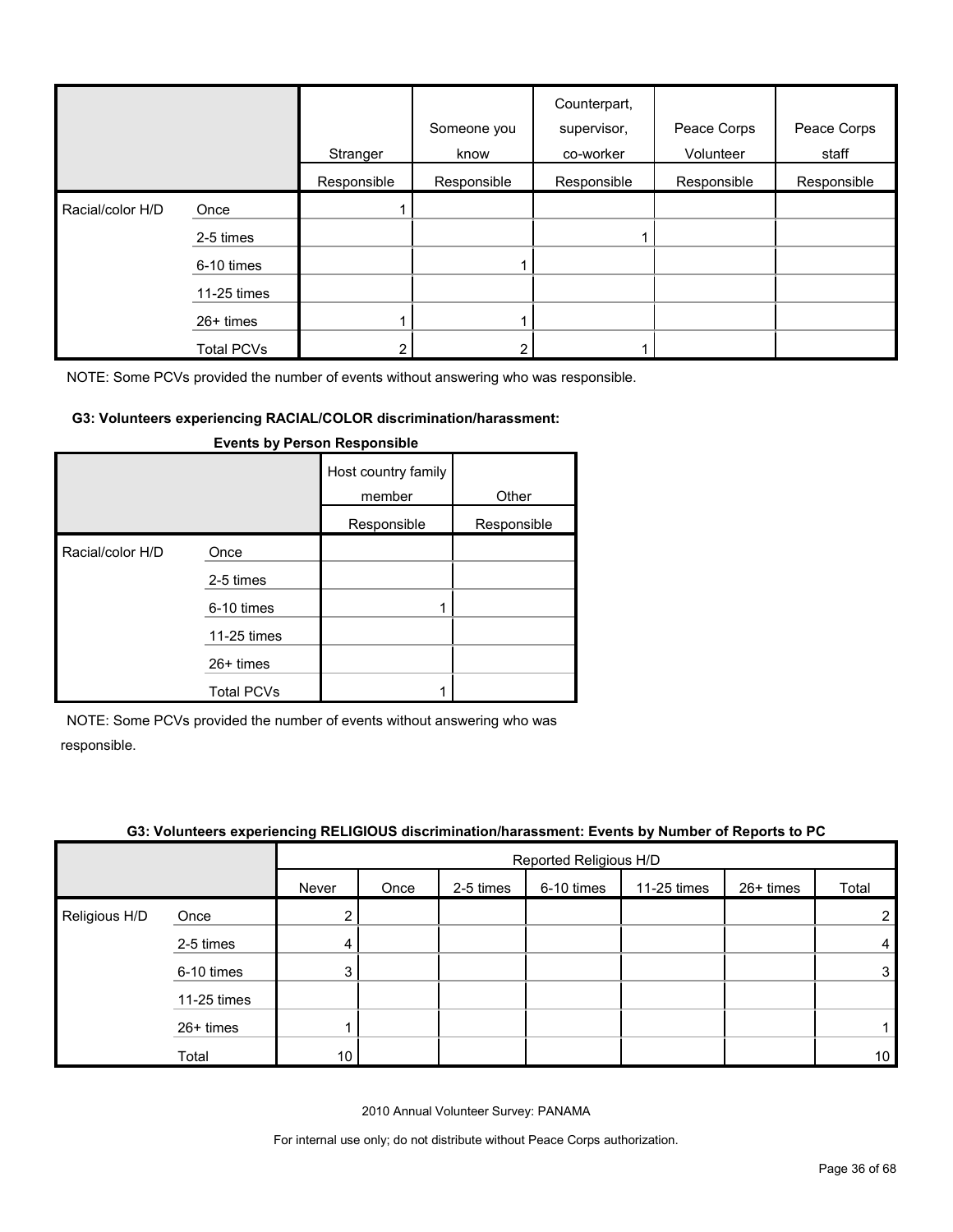| | | Stranger | Someone you know | Counterpart, supervisor, co-worker | Peace Corps Volunteer | Peace Corps staff |
|---|---|---|---|---|---|---|
| | | Responsible | Responsible | Responsible | Responsible | Responsible |
| Racial/color H/D | Once | 1 | | | | |
| | 2-5 times | | | 1 | | |
| | 6-10 times | | 1 | | | |
| | 11-25 times | | | | | |
| | 26+ times | 1 | 1 | | | |
| | Total PCVs | 2 | 2 | 1 | | |

NOTE: Some PCVs provided the number of events without answering who was responsible.

#### G3: Volunteers experiencing RACIAL/COLOR discrimination/harassment: Events by Person Responsible

| | | Host country family member | Other |
|---|---|---|---|
| | | Responsible | Responsible |
| Racial/color H/D | Once | | |
| | 2-5 times | | |
| | 6-10 times | 1 | |
| | 11-25 times | | |
| | 26+ times | | |
| | Total PCVs | 1 | |

NOTE: Some PCVs provided the number of events without answering who was responsible.

#### G3: Volunteers experiencing RELIGIOUS discrimination/harassment: Events by Number of Reports to PC

| | | Reported Religious H/D | | | | | | |
|---|---|---|---|---|---|---|---|---|
| | | Never | Once | 2-5 times | 6-10 times | 11-25 times | 26+ times | Total |
| Religious H/D | Once | 2 | | | | | | 2 |
| | 2-5 times | 4 | | | | | | 4 |
| | 6-10 times | 3 | | | | | | 3 |
| | 11-25 times | | | | | | | |
| | 26+ times | 1 | | | | | | 1 |
| | Total | 10 | | | | | | 10 |

2010 Annual Volunteer Survey: PANAMA

For internal use only; do not distribute without Peace Corps authorization.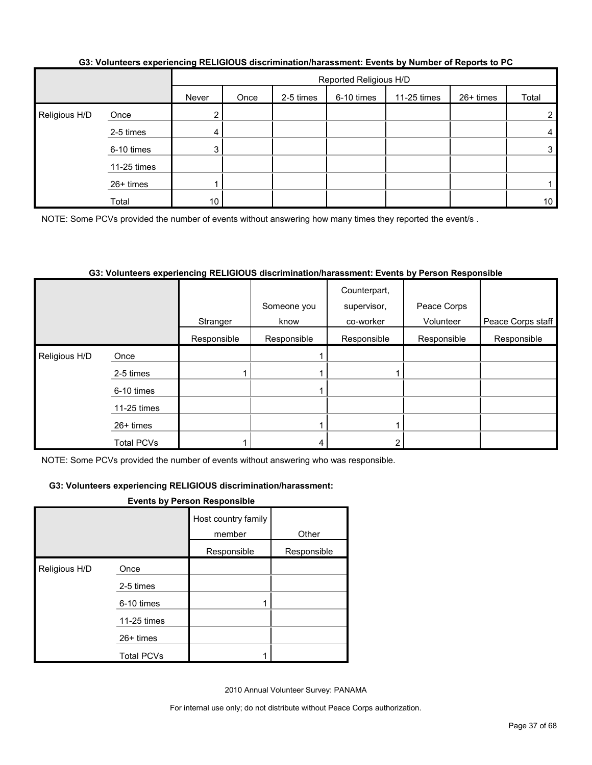**G3: Volunteers experiencing RELIGIOUS discrimination/harassment: Events by Number of Reports to PC**

| | | Reported Religious H/D | | | | | | |
|---|---|---|---|---|---|---|---|---|
| | | Never | Once | 2-5 times | 6-10 times | 11-25 times | 26+ times | Total |
| Religious H/D | Once | 2 | | | | | | 2 |
| | 2-5 times | 4 | | | | | | 4 |
| | 6-10 times | 3 | | | | | | 3 |
| | 11-25 times | | | | | | | |
| | 26+ times | 1 | | | | | | 1 |
| | Total | 10 | | | | | | 10 |

NOTE: Some PCVs provided the number of events without answering how many times they reported the event/s .

**G3: Volunteers experiencing RELIGIOUS discrimination/harassment: Events by Person Responsible**

| | | Stranger | Someone you know | Counterpart, supervisor, co-worker | Peace Corps Volunteer | Peace Corps staff |
|---|---|---|---|---|---|---|
| | | Responsible | Responsible | Responsible | Responsible | Responsible |
| Religious H/D | Once | | 1 | | | |
| | 2-5 times | 1 | 1 | 1 | | |
| | 6-10 times | | 1 | | | |
| | 11-25 times | | | | | |
| | 26+ times | | 1 | 1 | | |
| | Total PCVs | 1 | 4 | 2 | | |

NOTE: Some PCVs provided the number of events without answering who was responsible.

**G3: Volunteers experiencing RELIGIOUS discrimination/harassment: Events by Person Responsible**

| | | Host country family member | Other |
|---|---|---|---|
| | | Responsible | Responsible |
| Religious H/D | Once | | |
| | 2-5 times | | |
| | 6-10 times | 1 | |
| | 11-25 times | | |
| | 26+ times | | |
| | Total PCVs | 1 | |

2010 Annual Volunteer Survey: PANAMA

For internal use only; do not distribute without Peace Corps authorization.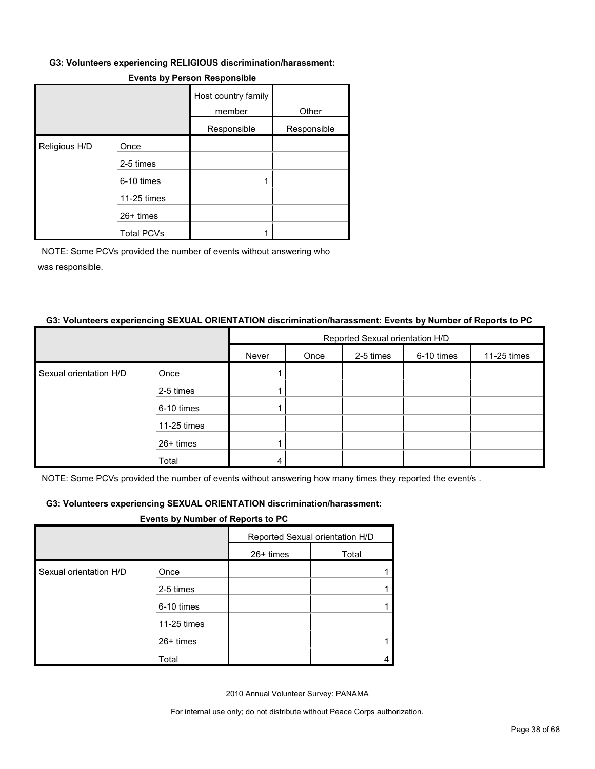**G3: Volunteers experiencing RELIGIOUS discrimination/harassment:**

**Events by Person Responsible**

| | | Host country family member | Other |
|---|---|---|---|
| | | Responsible | Responsible |
| Religious H/D | Once | | |
| | 2-5 times | | |
| | 6-10 times | 1 | |
| | 11-25 times | | |
| | 26+ times | | |
| | Total PCVs | 1 | |

NOTE: Some PCVs provided the number of events without answering who was responsible.

**G3: Volunteers experiencing SEXUAL ORIENTATION discrimination/harassment: Events by Number of Reports to PC**

| | | Reported Sexual orientation H/D | | | | | | |
|---|---|---|---|---|---|---|---|---|
| | | Never | Once | 2-5 times | 6-10 times | 11-25 times | 26+ times | Total |
| Sexual orientation H/D | Once | 1 | | | | | | 1 |
| | 2-5 times | 1 | | | | | | 1 |
| | 6-10 times | 1 | | | | | | 1 |
| | 11-25 times | | | | | | | |
| | 26+ times | 1 | | | | | | 1 |
| | Total | 4 | | | | | | 4 |

NOTE: Some PCVs provided the number of events without answering how many times they reported the event/s .

2010 Annual Volunteer Survey: PANAMA

For internal use only; do not distribute without Peace Corps authorization.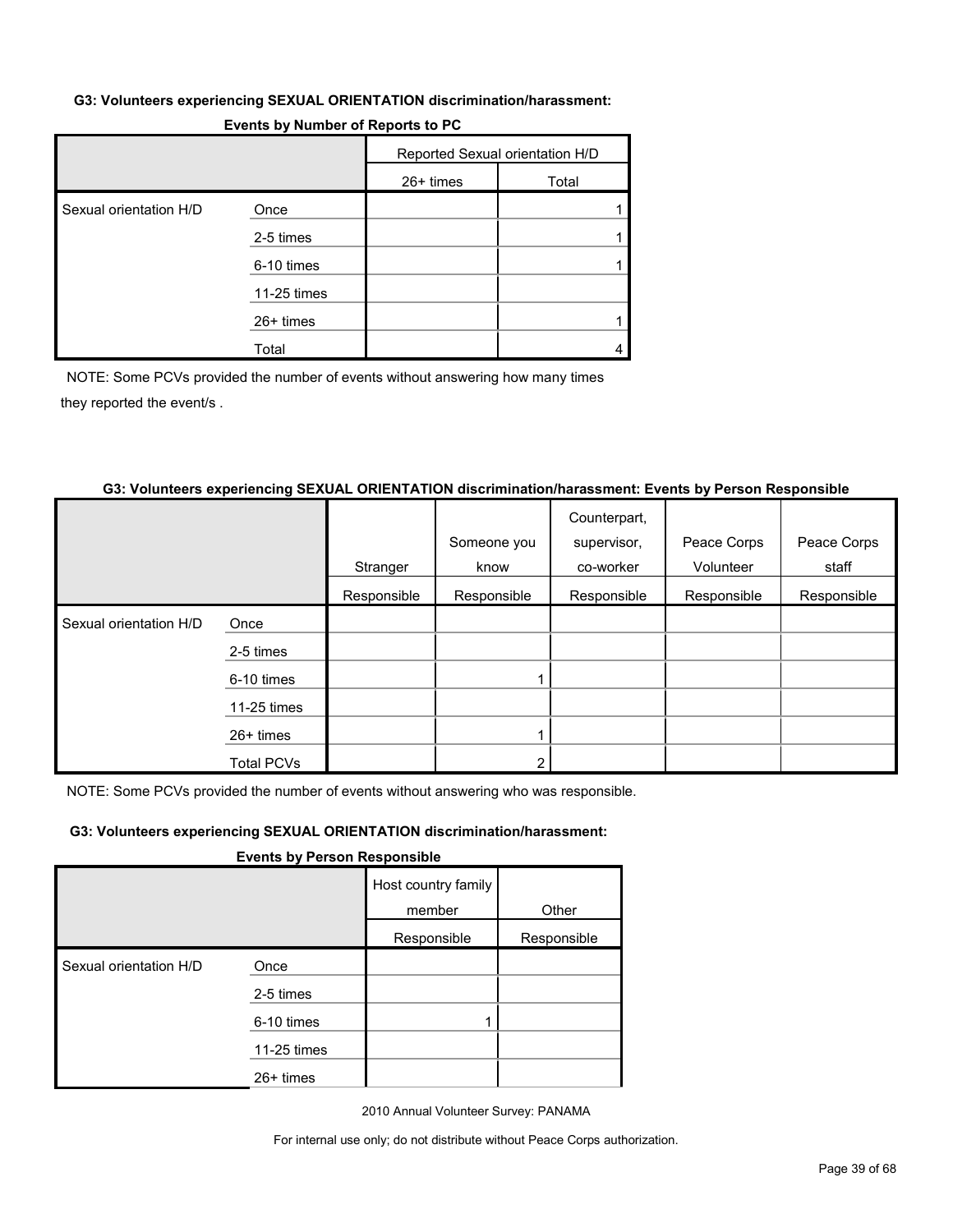**G3: Volunteers experiencing SEXUAL ORIENTATION discrimination/harassment: Events by Number of Reports to PC**

| | | Reported Sexual orientation H/D | |
|---|---|---|---|
| | | 26+ times | Total |
| Sexual orientation H/D | Once | | 1 |
| | 2-5 times | | 1 |
| | 6-10 times | | 1 |
| | 11-25 times | | |
| | 26+ times | | 1 |
| | Total | | 4 |

NOTE: Some PCVs provided the number of events without answering how many times they reported the event/s .

**G3: Volunteers experiencing SEXUAL ORIENTATION discrimination/harassment: Events by Person Responsible**

| | | Stranger | Someone you know | Counterpart, supervisor, co-worker | Peace Corps Volunteer | Peace Corps staff |
|---|---|---|---|---|---|---|
| | | Responsible | Responsible | Responsible | Responsible | Responsible |
| Sexual orientation H/D | Once | | | | | |
| | 2-5 times | | | | | |
| | 6-10 times | | 1 | | | |
| | 11-25 times | | | | | |
| | 26+ times | | 1 | | | |
| | Total PCVs | | 2 | | | |

NOTE: Some PCVs provided the number of events without answering who was responsible.

**G3: Volunteers experiencing SEXUAL ORIENTATION discrimination/harassment: Events by Person Responsible**

| | | Host country family member | Other |
|---|---|---|---|
| | | Responsible | Responsible |
| Sexual orientation H/D | Once | | |
| | 2-5 times | | |
| | 6-10 times | 1 | |
| | 11-25 times | | |
| | 26+ times | | |

2010 Annual Volunteer Survey: PANAMA

For internal use only; do not distribute without Peace Corps authorization.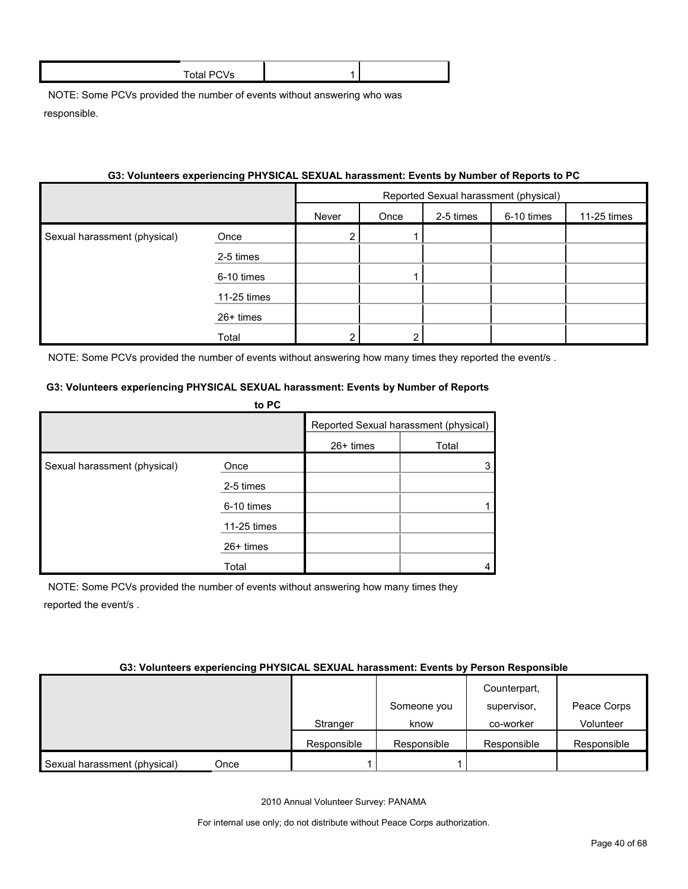| | Total PCVs | 1 | |
|---|---|---|---|

NOTE: Some PCVs provided the number of events without answering who was responsible.

**G3: Volunteers experiencing PHYSICAL SEXUAL harassment: Events by Number of Reports to PC**

| | | Reported Sexual harassment (physical) | | | | | | |
|---|---|---|---|---|---|---|---|---|
| | | Never | Once | 2-5 times | 6-10 times | 11-25 times | 26+ times | Total |
| Sexual harassment (physical) | Once | 2 | 1 | | | | | 3 |
| | 2-5 times | | | | | | | |
| | 6-10 times | | 1 | | | | | 1 |
| | 11-25 times | | | | | | | |
| | 26+ times | | | | | | | |
| | Total | 2 | 2 | | | | | 4 |

NOTE: Some PCVs provided the number of events without answering how many times they reported the event/s .

**G3: Volunteers experiencing PHYSICAL SEXUAL harassment: Events by Person Responsible**

| | | Stranger | Someone you know | Counterpart, supervisor, co-worker | Peace Corps Volunteer |
|---|---|---|---|---|---|
| | | Responsible | Responsible | Responsible | Responsible |
| Sexual harassment (physical) | Once | 1 | 1 | | |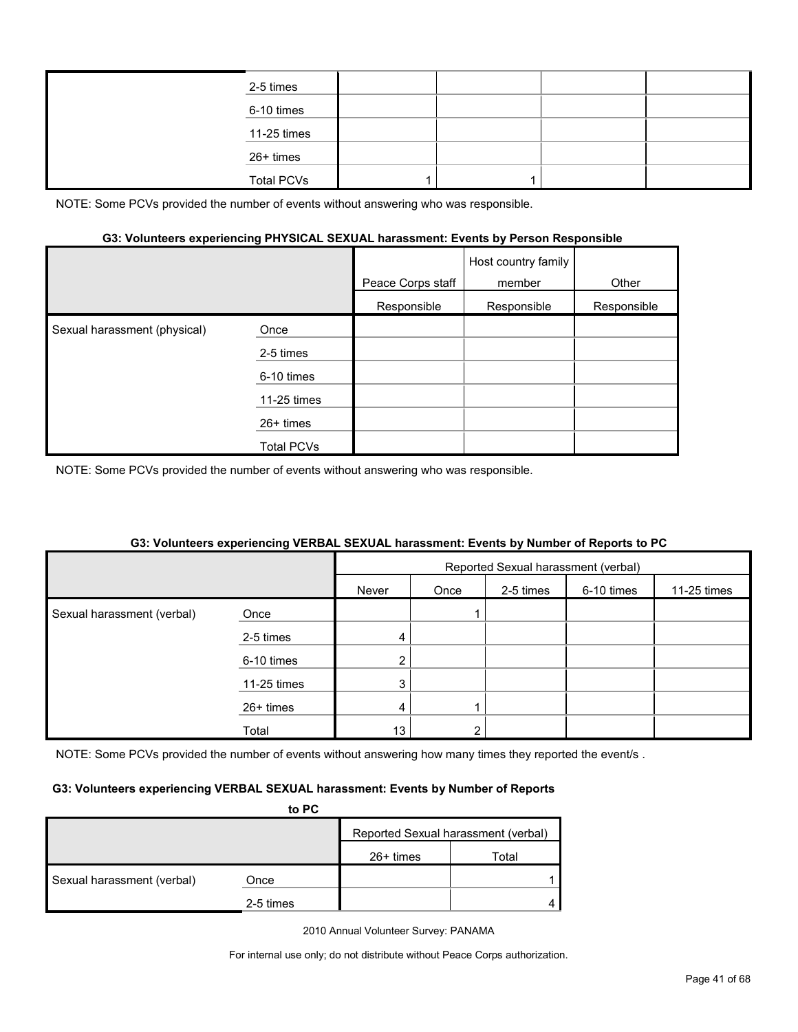| | | | | | |
|---|---|---|---|---|---|
| | 2-5 times | | | | |
| | 6-10 times | | | | |
| | 11-25 times | | | | |
| | 26+ times | | | | |
| | Total PCVs | 1 | 1 | | |

NOTE: Some PCVs provided the number of events without answering who was responsible.

**G3: Volunteers experiencing PHYSICAL SEXUAL harassment: Events by Person Responsible**

| | | Peace Corps staff | Host country family member | Other |
|---|---|---|---|---|
| | | Responsible | Responsible | Responsible |
| Sexual harassment (physical) | Once | | | |
| | 2-5 times | | | |
| | 6-10 times | | | |
| | 11-25 times | | | |
| | 26+ times | | | |
| | Total PCVs | | | |

NOTE: Some PCVs provided the number of events without answering who was responsible.

**G3: Volunteers experiencing VERBAL SEXUAL harassment: Events by Number of Reports to PC**

| | | Reported Sexual harassment (verbal) | | | | |
|---|---|---|---|---|---|---|
| | | Never | Once | 2-5 times | 6-10 times | 11-25 times |
| Sexual harassment (verbal) | Once | | 1 | | | |
| | 2-5 times | 4 | | | | |
| | 6-10 times | 2 | | | | |
| | 11-25 times | 3 | | | | |
| | 26+ times | 4 | 1 | | | |
| | Total | 13 | 2 | | | |

NOTE: Some PCVs provided the number of events without answering how many times they reported the event/s .

**G3: Volunteers experiencing VERBAL SEXUAL harassment: Events by Number of Reports to PC**

| | | Reported Sexual harassment (verbal) | |
|---|---|---|---|
| | | 26+ times | Total |
| Sexual harassment (verbal) | Once | | 1 |
| | 2-5 times | | 4 |

2010 Annual Volunteer Survey: PANAMA

For internal use only; do not distribute without Peace Corps authorization.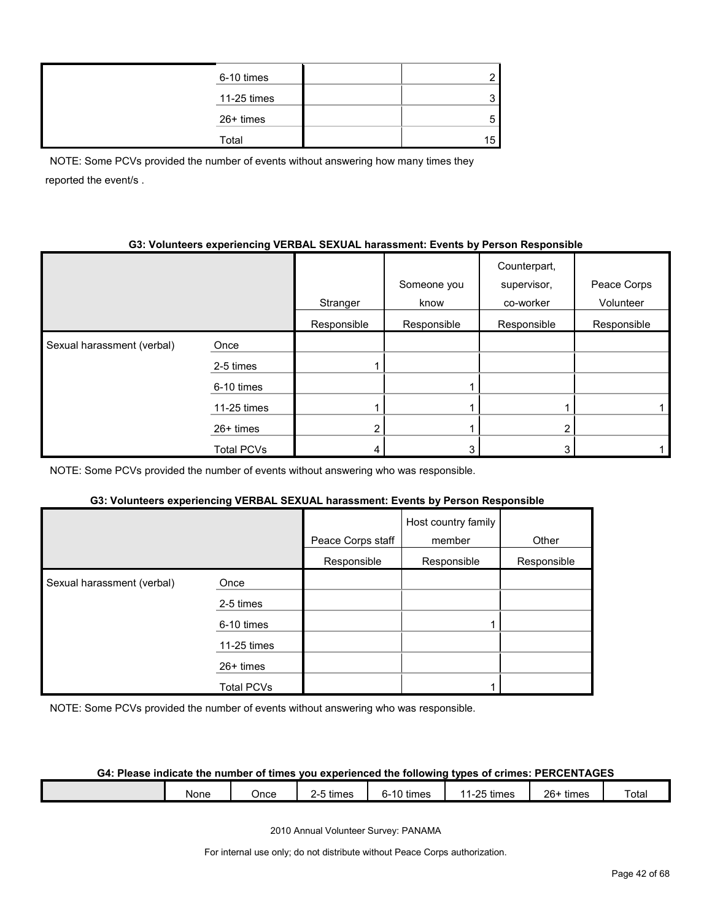| | | | |
|---|---|---|---|
| | 6-10 times | | 2 |
| | 11-25 times | | 3 |
| | 26+ times | | 5 |
| | Total | | 15 |

NOTE: Some PCVs provided the number of events without answering how many times they reported the event/s .

**G3: Volunteers experiencing VERBAL SEXUAL harassment: Events by Person Responsible**

| | | Stranger | Someone you know | Counterpart, supervisor, co-worker | Peace Corps Volunteer |
|---|---|---|---|---|---|
| | | Responsible | Responsible | Responsible | Responsible |
| Sexual harassment (verbal) | Once | | | | |
| | 2-5 times | 1 | | | |
| | 6-10 times | | 1 | | |
| | 11-25 times | 1 | 1 | 1 | 1 |
| | 26+ times | 2 | 1 | 2 | |
| | Total PCVs | 4 | 3 | 3 | 1 |

NOTE: Some PCVs provided the number of events without answering who was responsible.

**G3: Volunteers experiencing VERBAL SEXUAL harassment: Events by Person Responsible**

| | | Peace Corps staff | Host country family member | Other |
|---|---|---|---|---|
| | | Responsible | Responsible | Responsible |
| Sexual harassment (verbal) | Once | | | |
| | 2-5 times | | | |
| | 6-10 times | | 1 | |
| | 11-25 times | | | |
| | 26+ times | | | |
| | Total PCVs | | 1 | |

NOTE: Some PCVs provided the number of events without answering who was responsible.

**G4: Please indicate the number of times you experienced the following types of crimes: PERCENTAGES**

| | None | Once | 2-5 times | 6-10 times | 11-25 times | 26+ times | Total |
|---|---|---|---|---|---|---|---|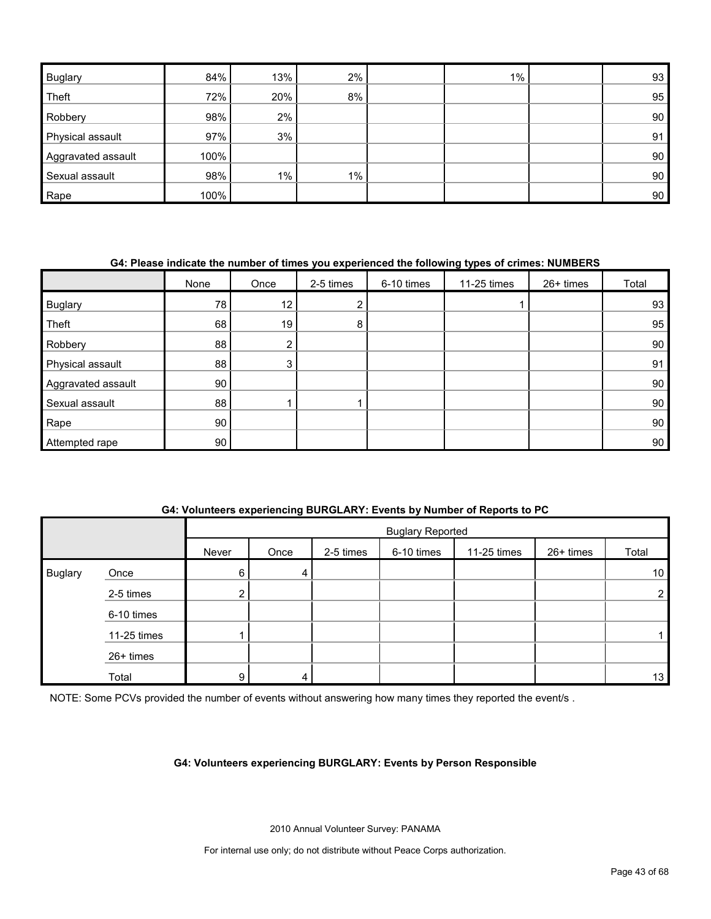| | | | | | | | |
|---|---|---|---|---|---|---|---|
| Buglary | 84% | 13% | 2% | | 1% | | 93 |
| Theft | 72% | 20% | 8% | | | | 95 |
| Robbery | 98% | 2% | | | | | 90 |
| Physical assault | 97% | 3% | | | | | 91 |
| Aggravated assault | 100% | | | | | | 90 |
| Sexual assault | 98% | 1% | 1% | | | | 90 |
| Rape | 100% | | | | | | 90 |

**G4: Please indicate the number of times you experienced the following types of crimes: NUMBERS**

| | None | Once | 2-5 times | 6-10 times | 11-25 times | 26+ times | Total |
|---|---|---|---|---|---|---|---|
| Buglary | 78 | 12 | 2 | | 1 | | 93 |
| Theft | 68 | 19 | 8 | | | | 95 |
| Robbery | 88 | 2 | | | | | 90 |
| Physical assault | 88 | 3 | | | | | 91 |
| Aggravated assault | 90 | | | | | | 90 |
| Sexual assault | 88 | 1 | 1 | | | | 90 |
| Rape | 90 | | | | | | 90 |
| Attempted rape | 90 | | | | | | 90 |

**G4: Volunteers experiencing BURGLARY: Events by Number of Reports to PC**

| | | Buglary Reported | | | | | | |
|---|---|---|---|---|---|---|---|---|
| | | Never | Once | 2-5 times | 6-10 times | 11-25 times | 26+ times | Total |
| Buglary | Once | 6 | 4 | | | | | 10 |
| | 2-5 times | 2 | | | | | | 2 |
| | 6-10 times | | | | | | | |
| | 11-25 times | 1 | | | | | | 1 |
| | 26+ times | | | | | | | |
| | Total | 9 | 4 | | | | | 13 |

NOTE: Some PCVs provided the number of events without answering how many times they reported the event/s .

**G4: Volunteers experiencing BURGLARY: Events by Person Responsible**

2010 Annual Volunteer Survey: PANAMA

For internal use only; do not distribute without Peace Corps authorization.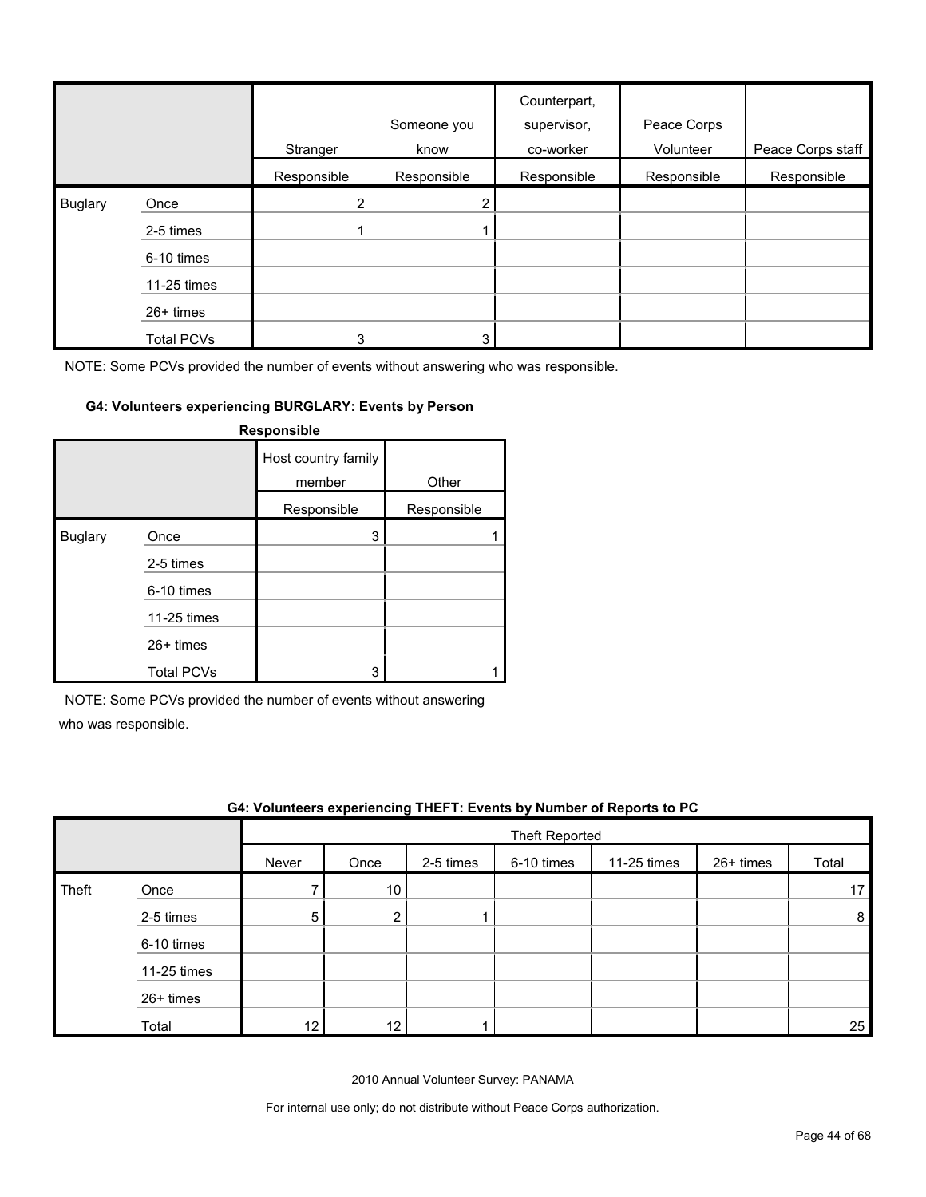| | | Stranger | Someone you know | Counterpart, supervisor, co-worker | Peace Corps Volunteer | Peace Corps staff |
|---|---|---|---|---|---|---|
| | | Responsible | Responsible | Responsible | Responsible | Responsible |
| Buglary | Once | 2 | 2 | | | |
| | 2-5 times | 1 | 1 | | | |
| | 6-10 times | | | | | |
| | 11-25 times | | | | | |
| | 26+ times | | | | | |
| | Total PCVs | 3 | 3 | | | |

NOTE: Some PCVs provided the number of events without answering who was responsible.

**G4: Volunteers experiencing BURGLARY: Events by Person Responsible**

| | | Host country family member | Other |
|---|---|---|---|
| | | Responsible | Responsible |
| Buglary | Once | 3 | 1 |
| | 2-5 times | | |
| | 6-10 times | | |
| | 11-25 times | | |
| | 26+ times | | |
| | Total PCVs | 3 | 1 |

NOTE: Some PCVs provided the number of events without answering who was responsible.

**G4: Volunteers experiencing THEFT: Events by Number of Reports to PC**

| | | Theft Reported | | | | | | |
|---|---|---|---|---|---|---|---|---|
| | | Never | Once | 2-5 times | 6-10 times | 11-25 times | 26+ times | Total |
| Theft | Once | 7 | 10 | | | | | 17 |
| | 2-5 times | 5 | 2 | 1 | | | | 8 |
| | 6-10 times | | | | | | | |
| | 11-25 times | | | | | | | |
| | 26+ times | | | | | | | |
| | Total | 12 | 12 | 1 | | | | 25 |

2010 Annual Volunteer Survey: PANAMA

For internal use only; do not distribute without Peace Corps authorization.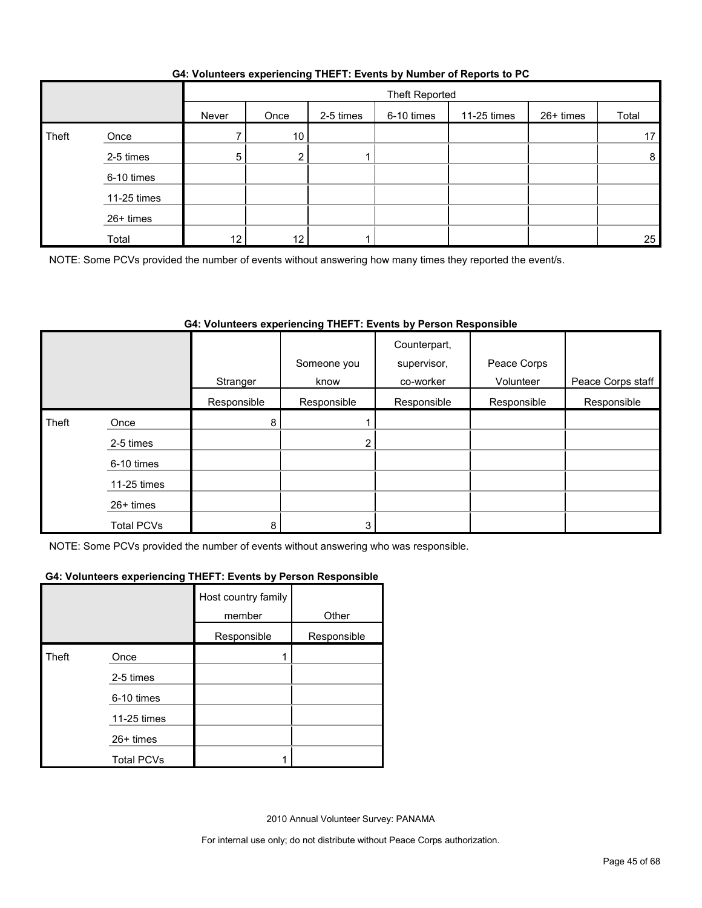**G4: Volunteers experiencing THEFT: Events by Number of Reports to PC**

| | | Theft Reported | | | | | | |
|---|---|---|---|---|---|---|---|---|
| | | Never | Once | 2-5 times | 6-10 times | 11-25 times | 26+ times | Total |
| Theft | Once | 7 | 10 | | | | | 17 |
| | 2-5 times | 5 | 2 | 1 | | | | 8 |
| | 6-10 times | | | | | | | |
| | 11-25 times | | | | | | | |
| | 26+ times | | | | | | | |
| | Total | 12 | 12 | 1 | | | | 25 |

NOTE: Some PCVs provided the number of events without answering how many times they reported the event/s.

**G4: Volunteers experiencing THEFT: Events by Person Responsible**

| | | Stranger | Someone you know | Counterpart, supervisor, co-worker | Peace Corps Volunteer | Peace Corps staff |
|---|---|---|---|---|---|---|
| | | Responsible | Responsible | Responsible | Responsible | Responsible |
| Theft | Once | 8 | 1 | | | |
| | 2-5 times | | 2 | | | |
| | 6-10 times | | | | | |
| | 11-25 times | | | | | |
| | 26+ times | | | | | |
| | Total PCVs | 8 | 3 | | | |

NOTE: Some PCVs provided the number of events without answering who was responsible.

**G4: Volunteers experiencing THEFT: Events by Person Responsible**

| | | Host country family member | Other |
|---|---|---|---|
| | | Responsible | Responsible |
| Theft | Once | 1 | |
| | 2-5 times | | |
| | 6-10 times | | |
| | 11-25 times | | |
| | 26+ times | | |
| | Total PCVs | 1 | |

2010 Annual Volunteer Survey: PANAMA

For internal use only; do not distribute without Peace Corps authorization.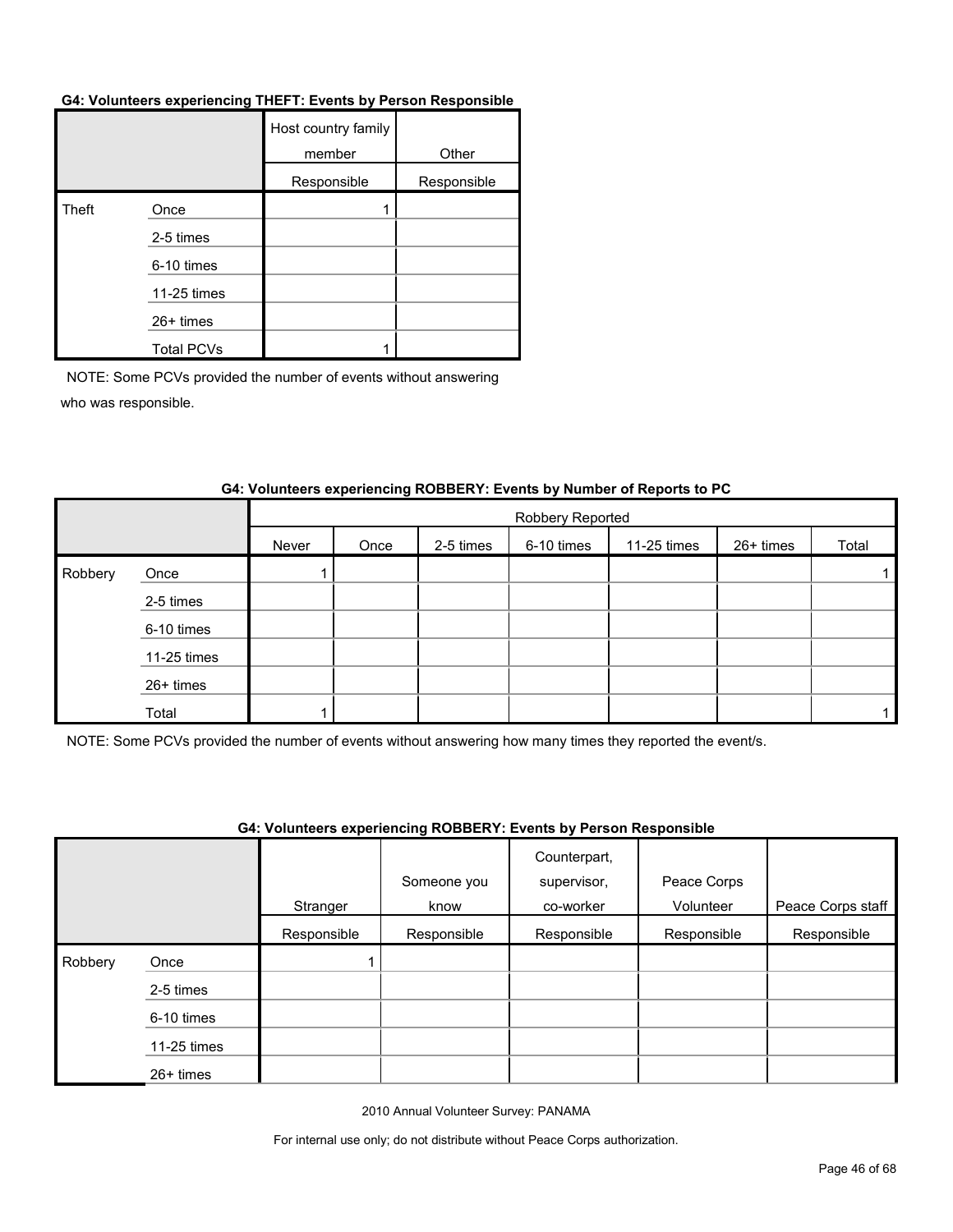**G4: Volunteers experiencing THEFT: Events by Person Responsible**

| | | Host country family member | Other |
|---|---|---|---|
| | | Responsible | Responsible |
| Theft | Once | 1 | |
| | 2-5 times | | |
| | 6-10 times | | |
| | 11-25 times | | |
| | 26+ times | | |
| | Total PCVs | 1 | |

NOTE: Some PCVs provided the number of events without answering who was responsible.

**G4: Volunteers experiencing ROBBERY: Events by Number of Reports to PC**

| | | Robbery Reported | | | | | | |
|---|---|---|---|---|---|---|---|---|
| | | Never | Once | 2-5 times | 6-10 times | 11-25 times | 26+ times | Total |
| Robbery | Once | 1 | | | | | | 1 |
| | 2-5 times | | | | | | | |
| | 6-10 times | | | | | | | |
| | 11-25 times | | | | | | | |
| | 26+ times | | | | | | | |
| | Total | 1 | | | | | | 1 |

NOTE: Some PCVs provided the number of events without answering how many times they reported the event/s.

**G4: Volunteers experiencing ROBBERY: Events by Person Responsible**

| | | Stranger | Someone you know | Counterpart, supervisor, co-worker | Peace Corps Volunteer | Peace Corps staff |
|---|---|---|---|---|---|---|
| | | Responsible | Responsible | Responsible | Responsible | Responsible |
| Robbery | Once | 1 | | | | |
| | 2-5 times | | | | | |
| | 6-10 times | | | | | |
| | 11-25 times | | | | | |
| | 26+ times | | | | | |

2010 Annual Volunteer Survey: PANAMA

For internal use only; do not distribute without Peace Corps authorization.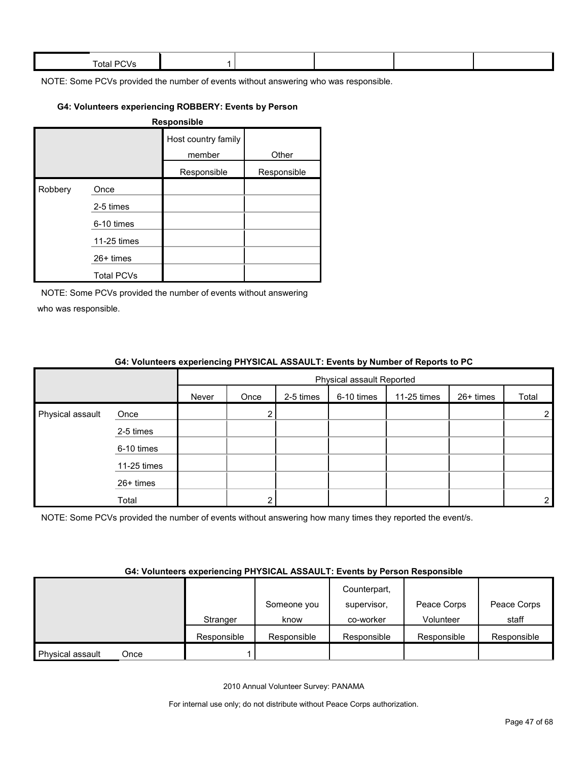| | Total PCVs | 1 | | | | |
|---|---|---|---|---|---|---|

NOTE: Some PCVs provided the number of events without answering who was responsible.

#### G4: Volunteers experiencing ROBBERY: Events by Person Responsible

| | | Host country family member | Other |
|---|---|---|---|
| | | Responsible | Responsible |
| Robbery | Once | | |
| | 2-5 times | | |
| | 6-10 times | | |
| | 11-25 times | | |
| | 26+ times | | |
| | Total PCVs | | |

NOTE: Some PCVs provided the number of events without answering who was responsible.

#### G4: Volunteers experiencing PHYSICAL ASSAULT: Events by Number of Reports to PC

| | | Physical assault Reported | | | | | | |
|---|---|---|---|---|---|---|---|---|
| | | Never | Once | 2-5 times | 6-10 times | 11-25 times | 26+ times | Total |
| Physical assault | Once | | 2 | | | | | 2 |
| | 2-5 times | | | | | | | |
| | 6-10 times | | | | | | | |
| | 11-25 times | | | | | | | |
| | 26+ times | | | | | | | |
| | Total | | 2 | | | | | 2 |

NOTE: Some PCVs provided the number of events without answering how many times they reported the event/s.

#### G4: Volunteers experiencing PHYSICAL ASSAULT: Events by Person Responsible

| | | Stranger | Someone you know | Counterpart, supervisor, co-worker | Peace Corps Volunteer | Peace Corps staff |
|---|---|---|---|---|---|---|
| | | Responsible | Responsible | Responsible | Responsible | Responsible |
| Physical assault | Once | 1 | | | | |

2010 Annual Volunteer Survey: PANAMA

For internal use only; do not distribute without Peace Corps authorization.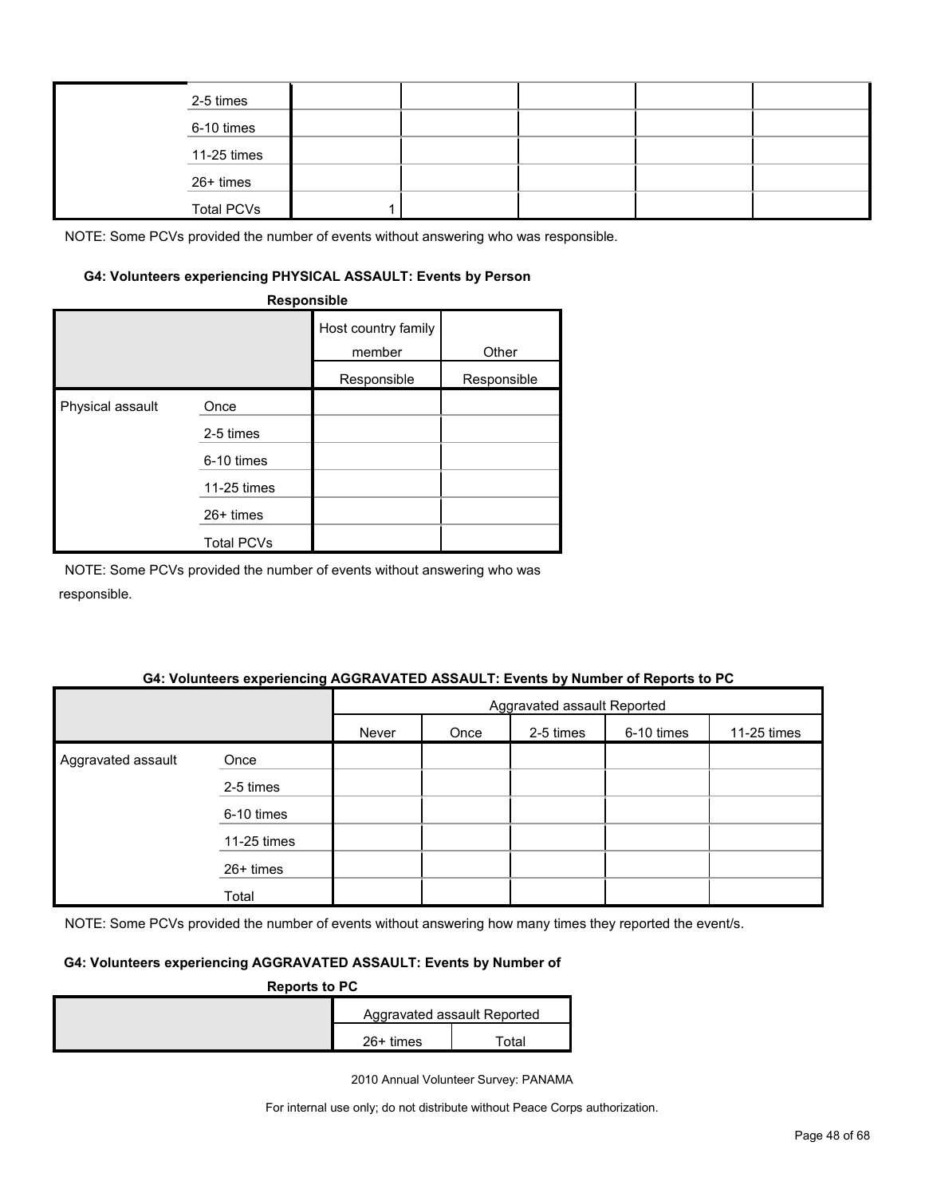| | | | | | | |
|---|---|---|---|---|---|---|
| | 2-5 times | | | | | |
| | 6-10 times | | | | | |
| | 11-25 times | | | | | |
| | 26+ times | | | | | |
| | Total PCVs | 1 | | | | |

NOTE: Some PCVs provided the number of events without answering who was responsible.

#### G4: Volunteers experiencing PHYSICAL ASSAULT: Events by Person Responsible

| | | Host country family member | Other |
|---|---|---|---|
| | | Responsible | Responsible |
| Physical assault | Once | | |
| | 2-5 times | | |
| | 6-10 times | | |
| | 11-25 times | | |
| | 26+ times | | |
| | Total PCVs | | |

NOTE: Some PCVs provided the number of events without answering who was responsible.

#### G4: Volunteers experiencing AGGRAVATED ASSAULT: Events by Number of Reports to PC

| | | Aggravated assault Reported | | | | |
|---|---|---|---|---|---|---|
| | | Never | Once | 2-5 times | 6-10 times | 11-25 times |
| Aggravated assault | Once | | | | | |
| | 2-5 times | | | | | |
| | 6-10 times | | | | | |
| | 11-25 times | | | | | |
| | 26+ times | | | | | |
| | Total | | | | | |

NOTE: Some PCVs provided the number of events without answering how many times they reported the event/s.

#### G4: Volunteers experiencing AGGRAVATED ASSAULT: Events by Number of Reports to PC

| | Aggravated assault Reported | |
|---|---|---|
| | 26+ times | Total |

2010 Annual Volunteer Survey: PANAMA

For internal use only; do not distribute without Peace Corps authorization.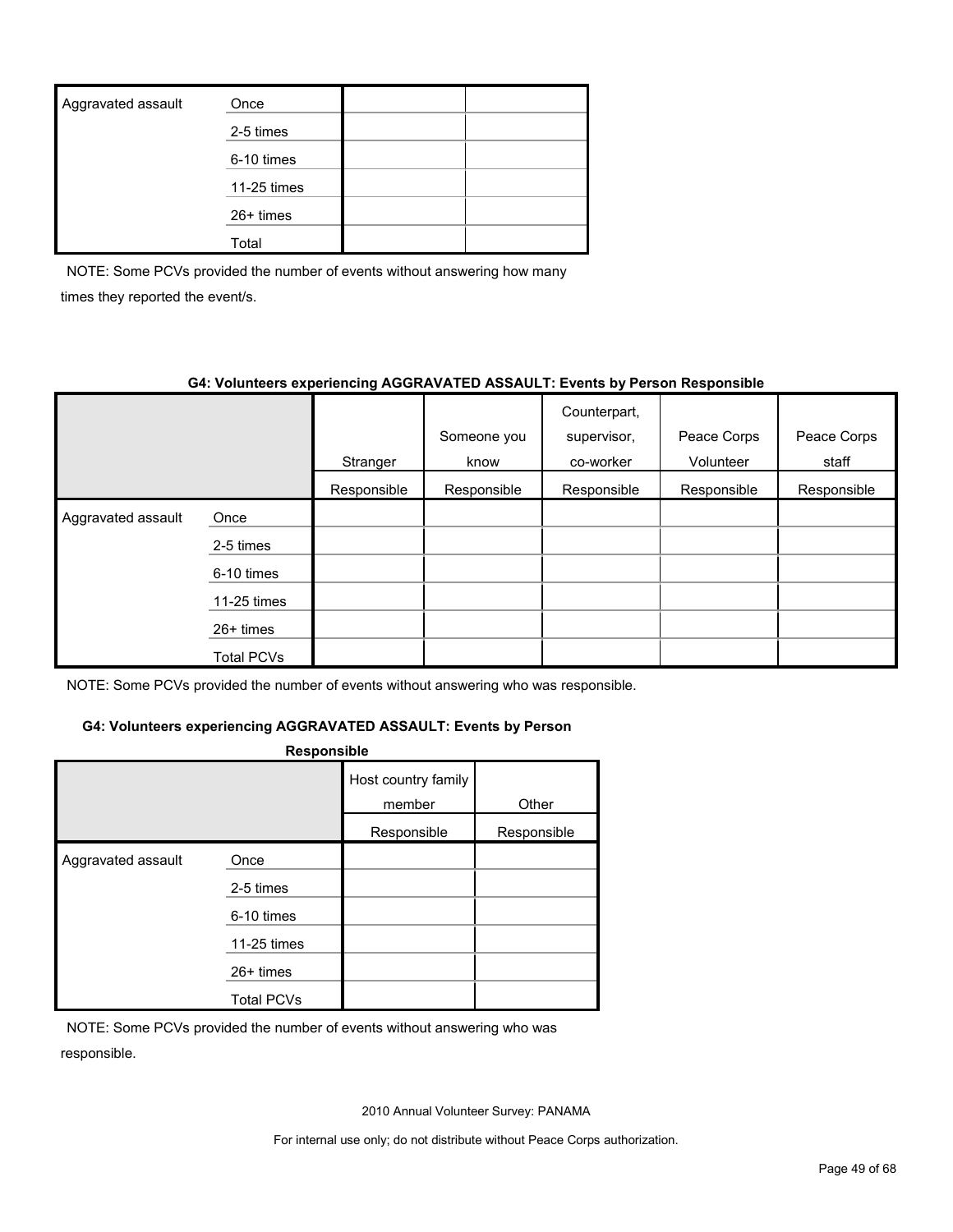| Aggravated assault | Once | | |
|---|---|---|---|
| | 2-5 times | | |
| | 6-10 times | | |
| | 11-25 times | | |
| | 26+ times | | |
| | Total | | |

NOTE: Some PCVs provided the number of events without answering how many times they reported the event/s.

**G4: Volunteers experiencing AGGRAVATED ASSAULT: Events by Person Responsible**

| | | Stranger | Someone you know | Counterpart, supervisor, co-worker | Peace Corps Volunteer | Peace Corps staff |
|---|---|---|---|---|---|---|
| | | Responsible | Responsible | Responsible | Responsible | Responsible |
| Aggravated assault | Once | | | | | |
| | 2-5 times | | | | | |
| | 6-10 times | | | | | |
| | 11-25 times | | | | | |
| | 26+ times | | | | | |
| | Total PCVs | | | | | |

NOTE: Some PCVs provided the number of events without answering who was responsible.

**G4: Volunteers experiencing AGGRAVATED ASSAULT: Events by Person Responsible**

| | | Host country family member | Other |
|---|---|---|---|
| | | Responsible | Responsible |
| Aggravated assault | Once | | |
| | 2-5 times | | |
| | 6-10 times | | |
| | 11-25 times | | |
| | 26+ times | | |
| | Total PCVs | | |

NOTE: Some PCVs provided the number of events without answering who was responsible.

2010 Annual Volunteer Survey: PANAMA

For internal use only; do not distribute without Peace Corps authorization.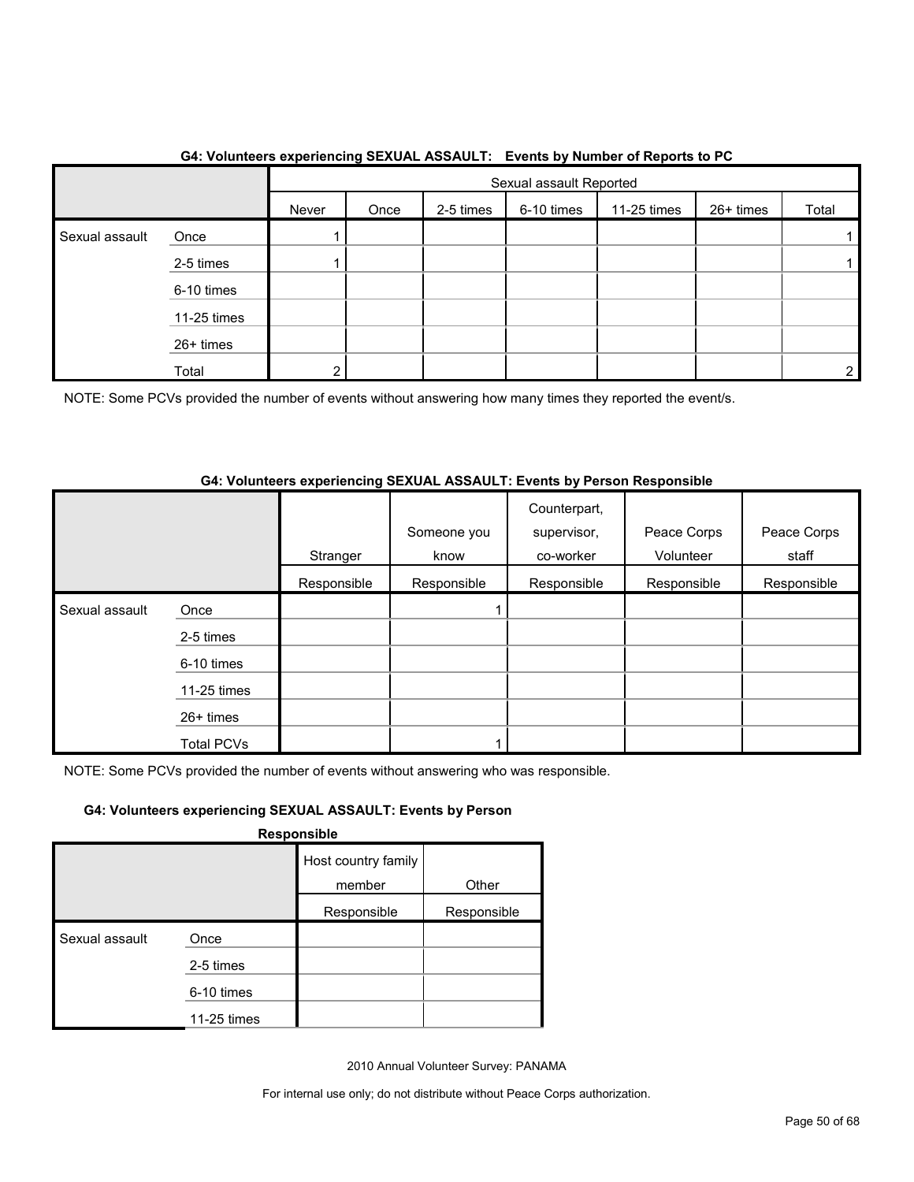### G4: Volunteers experiencing SEXUAL ASSAULT: Events by Number of Reports to PC

| | | Sexual assault Reported | | | | | | |
|---|---|---|---|---|---|---|---|---|
| | | Never | Once | 2-5 times | 6-10 times | 11-25 times | 26+ times | Total |
| Sexual assault | Once | 1 | | | | | | 1 |
| | 2-5 times | 1 | | | | | | 1 |
| | 6-10 times | | | | | | | |
| | 11-25 times | | | | | | | |
| | 26+ times | | | | | | | |
| | Total | 2 | | | | | | 2 |

NOTE: Some PCVs provided the number of events without answering how many times they reported the event/s.

### G4: Volunteers experiencing SEXUAL ASSAULT: Events by Person Responsible

| | | Stranger | Someone you know | Counterpart, supervisor, co-worker | Peace Corps Volunteer | Peace Corps staff |
|---|---|---|---|---|---|---|
| | | Responsible | Responsible | Responsible | Responsible | Responsible |
| Sexual assault | Once | | 1 | | | |
| | 2-5 times | | | | | |
| | 6-10 times | | | | | |
| | 11-25 times | | | | | |
| | 26+ times | | | | | |
| | Total PCVs | | 1 | | | |

NOTE: Some PCVs provided the number of events without answering who was responsible.

### G4: Volunteers experiencing SEXUAL ASSAULT: Events by Person Responsible

| | | Host country family member | Other |
|---|---|---|---|
| | | Responsible | Responsible |
| Sexual assault | Once | | |
| | 2-5 times | | |
| | 6-10 times | | |
| | 11-25 times | | |

2010 Annual Volunteer Survey: PANAMA

For internal use only; do not distribute without Peace Corps authorization.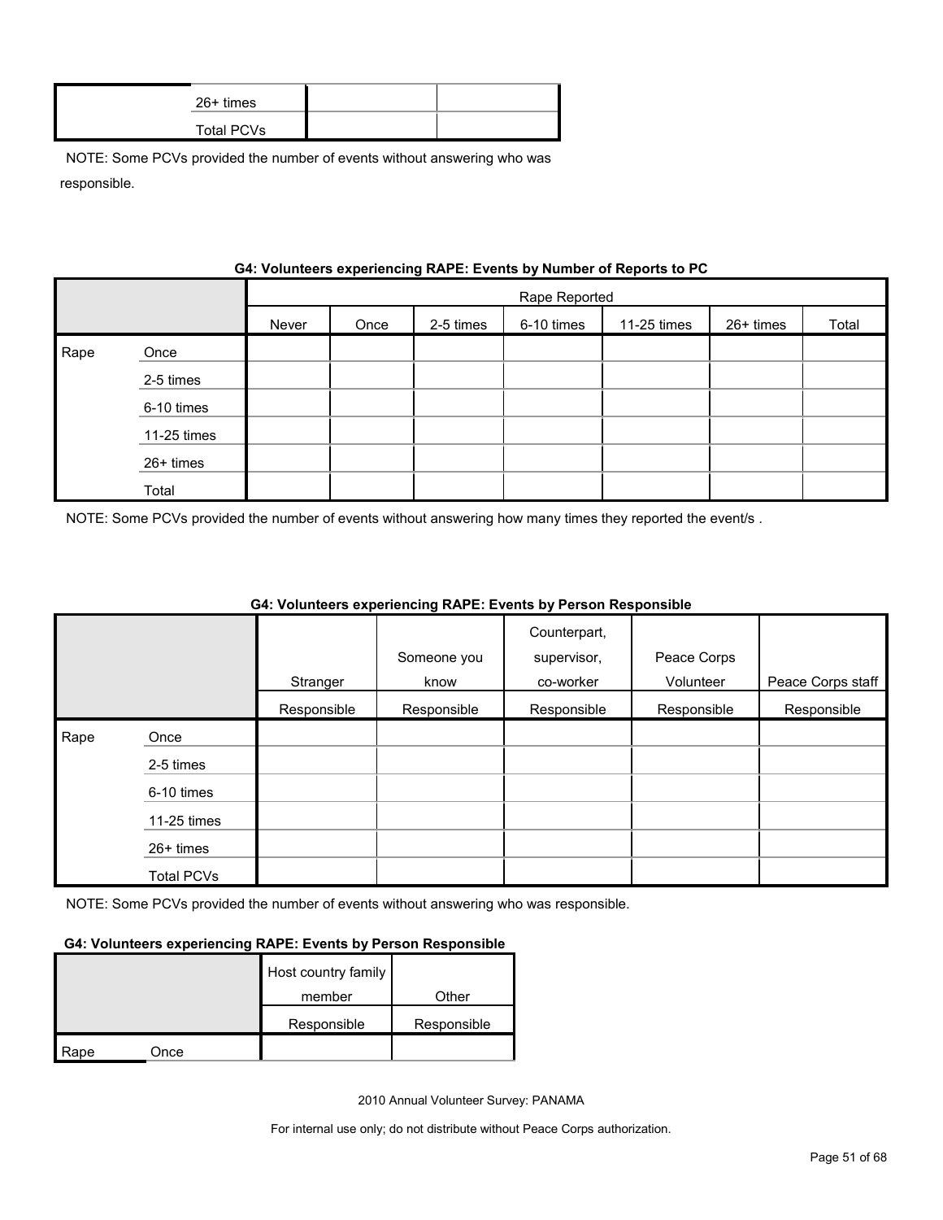| | | | |
|---|---|---|---|
| | 26+ times | | |
| | Total PCVs | | |

NOTE: Some PCVs provided the number of events without answering who was responsible.

**G4: Volunteers experiencing RAPE: Events by Number of Reports to PC**

| | | Rape Reported | | | | | | |
|---|---|---|---|---|---|---|---|---|
| | | Never | Once | 2-5 times | 6-10 times | 11-25 times | 26+ times | Total |
| Rape | Once | | | | | | | |
| | 2-5 times | | | | | | | |
| | 6-10 times | | | | | | | |
| | 11-25 times | | | | | | | |
| | 26+ times | | | | | | | |
| | Total | | | | | | | |

NOTE: Some PCVs provided the number of events without answering how many times they reported the event/s .

**G4: Volunteers experiencing RAPE: Events by Person Responsible**

| | | Stranger | Someone you know | Counterpart, supervisor, co-worker | Peace Corps Volunteer | Peace Corps staff |
|---|---|---|---|---|---|---|
| | | Responsible | Responsible | Responsible | Responsible | Responsible |
| Rape | Once | | | | | |
| | 2-5 times | | | | | |
| | 6-10 times | | | | | |
| | 11-25 times | | | | | |
| | 26+ times | | | | | |
| | Total PCVs | | | | | |

NOTE: Some PCVs provided the number of events without answering who was responsible.

**G4: Volunteers experiencing RAPE: Events by Person Responsible**

| | | Host country family member | Other |
|---|---|---|---|
| | | Responsible | Responsible |
| Rape | Once | | |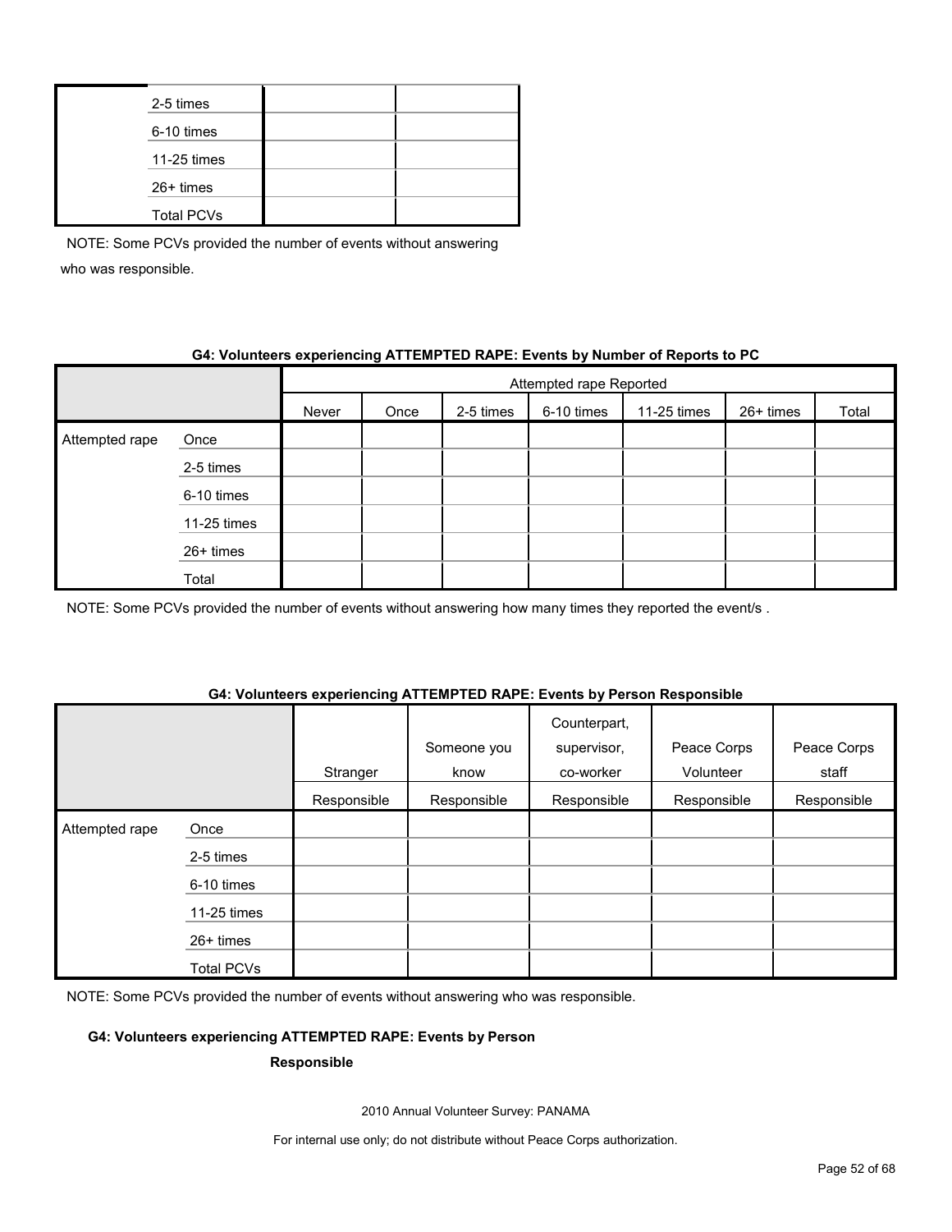| | | | |
|---|---|---|---|
| | 2-5 times | | |
| | 6-10 times | | |
| | 11-25 times | | |
| | 26+ times | | |
| | Total PCVs | | |

NOTE: Some PCVs provided the number of events without answering who was responsible.

**G4: Volunteers experiencing ATTEMPTED RAPE: Events by Number of Reports to PC**

| | | Attempted rape Reported | | | | | | |
|---|---|---|---|---|---|---|---|---|
| | | Never | Once | 2-5 times | 6-10 times | 11-25 times | 26+ times | Total |
| Attempted rape | Once | | | | | | | |
| | 2-5 times | | | | | | | |
| | 6-10 times | | | | | | | |
| | 11-25 times | | | | | | | |
| | 26+ times | | | | | | | |
| | Total | | | | | | | |

NOTE: Some PCVs provided the number of events without answering how many times they reported the event/s .

**G4: Volunteers experiencing ATTEMPTED RAPE: Events by Person Responsible**

| | | Stranger Responsible | Someone you know Responsible | Counterpart, supervisor, co-worker Responsible | Peace Corps Volunteer Responsible | Peace Corps staff Responsible |
|---|---|---|---|---|---|---|
| Attempted rape | Once | | | | | |
| | 2-5 times | | | | | |
| | 6-10 times | | | | | |
| | 11-25 times | | | | | |
| | 26+ times | | | | | |
| | Total PCVs | | | | | |

NOTE: Some PCVs provided the number of events without answering who was responsible.

**G4: Volunteers experiencing ATTEMPTED RAPE: Events by Person Responsible**

2010 Annual Volunteer Survey: PANAMA

For internal use only; do not distribute without Peace Corps authorization.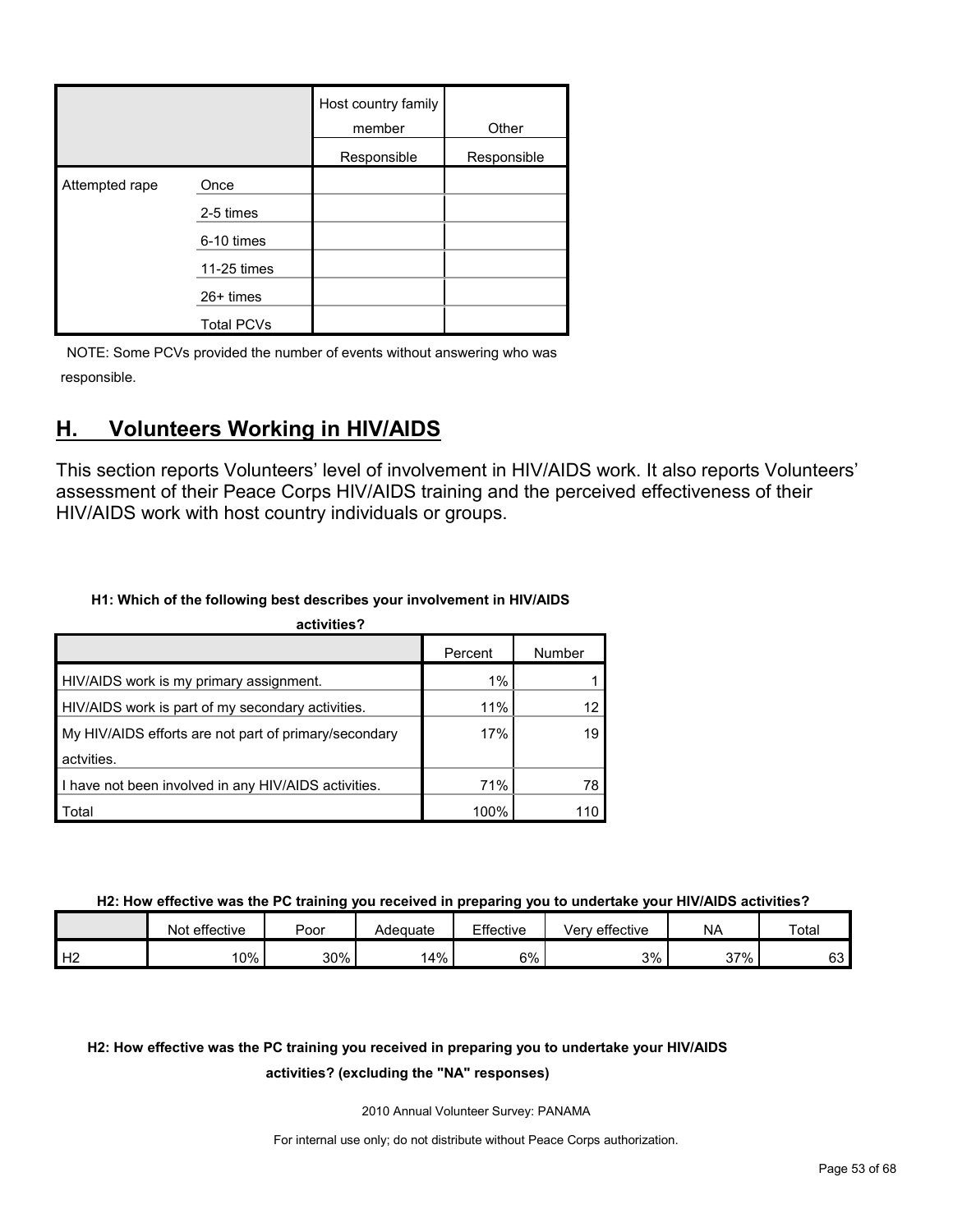| | | Host country family member | Other |
|---|---|---|---|
| | | Responsible | Responsible |
| Attempted rape | Once | | |
| | 2-5 times | | |
| | 6-10 times | | |
| | 11-25 times | | |
| | 26+ times | | |
| | Total PCVs | | |

NOTE: Some PCVs provided the number of events without answering who was responsible.

## H. Volunteers Working in HIV/AIDS

This section reports Volunteers' level of involvement in HIV/AIDS work. It also reports Volunteers' assessment of their Peace Corps HIV/AIDS training and the perceived effectiveness of their HIV/AIDS work with host country individuals or groups.

**H1: Which of the following best describes your involvement in HIV/AIDS activities?**

| | Percent | Number |
|---|---|---|
| HIV/AIDS work is my primary assignment. | 1% | 1 |
| HIV/AIDS work is part of my secondary activities. | 11% | 12 |
| My HIV/AIDS efforts are not part of primary/secondary actvities. | 17% | 19 |
| I have not been involved in any HIV/AIDS activities. | 71% | 78 |
| Total | 100% | 110 |

**H2: How effective was the PC training you received in preparing you to undertake your HIV/AIDS activities?**

| | Not effective | Poor | Adequate | Effective | Very effective | NA | Total |
|---|---|---|---|---|---|---|---|
| H2 | 10% | 30% | 14% | 6% | 3% | 37% | 63 |

**H2: How effective was the PC training you received in preparing you to undertake your HIV/AIDS activities? (excluding the "NA" responses)**

2010 Annual Volunteer Survey: PANAMA

For internal use only; do not distribute without Peace Corps authorization.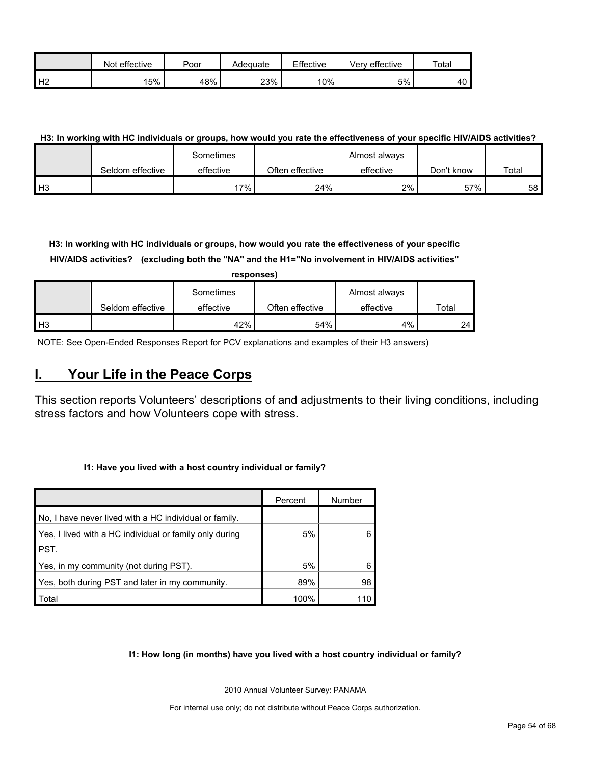| | Not effective | Poor | Adequate | Effective | Very effective | Total |
|---|---|---|---|---|---|---|
| H2 | 15% | 48% | 23% | 10% | 5% | 40 |

**H3: In working with HC individuals or groups, how would you rate the effectiveness of your specific HIV/AIDS activities?**

| | Seldom effective | Sometimes effective | Often effective | Almost always effective | Don't know | Total |
|---|---|---|---|---|---|---|
| H3 | | 17% | 24% | 2% | 57% | 58 |

**H3: In working with HC individuals or groups, how would you rate the effectiveness of your specific HIV/AIDS activities? (excluding both the "NA" and the H1="No involvement in HIV/AIDS activities" responses)**

| | Seldom effective | Sometimes effective | Often effective | Almost always effective | Total |
|---|---|---|---|---|---|
| H3 | | 42% | 54% | 4% | 24 |

NOTE: See Open-Ended Responses Report for PCV explanations and examples of their H3 answers)

## I. Your Life in the Peace Corps

This section reports Volunteers' descriptions of and adjustments to their living conditions, including stress factors and how Volunteers cope with stress.

**I1: Have you lived with a host country individual or family?**

| | Percent | Number |
|---|---|---|
| No, I have never lived with a HC individual or family. | | |
| Yes, I lived with a HC individual or family only during PST. | 5% | 6 |
| Yes, in my community (not during PST). | 5% | 6 |
| Yes, both during PST and later in my community. | 89% | 98 |
| Total | 100% | 110 |

**I1: How long (in months) have you lived with a host country individual or family?**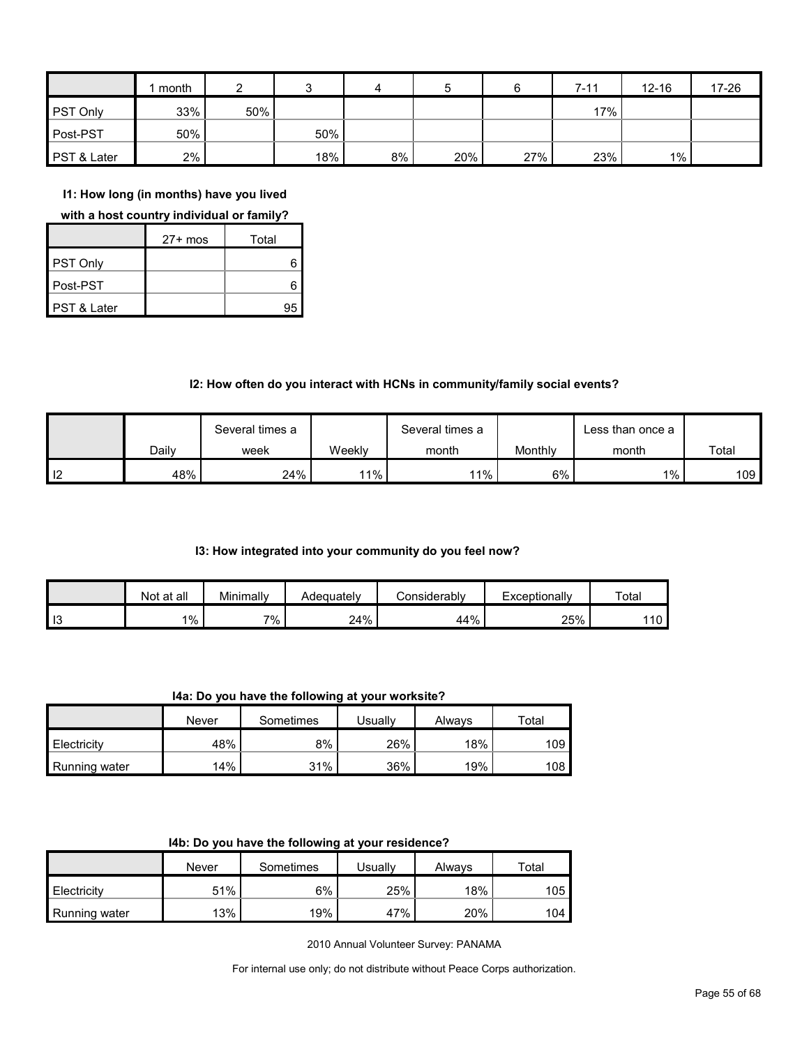|  | 1 month | 2 | 3 | 4 | 5 | 6 | 7-11 | 12-16 | 17-26 | 27+ mos | Total |
|---|---|---|---|---|---|---|---|---|---|---|---|
| PST Only | 33% | 50% |  |  |  |  | 17% |  |  |  | 6 |
| Post-PST | 50% |  | 50% |  |  |  |  |  |  |  | 6 |
| PST & Later | 2% |  | 18% | 8% | 20% | 27% | 23% | 1% |  |  | 95 |

**I1: How long (in months) have you lived with a host country individual or family?**

**I2: How often do you interact with HCNs in community/family social events?**

|  | Daily | Several times a week | Weekly | Several times a month | Monthly | Less than once a month | Total |
|---|---|---|---|---|---|---|---|
| I2 | 48% | 24% | 11% | 11% | 6% | 1% | 109 |

**I3: How integrated into your community do you feel now?**

|  | Not at all | Minimally | Adequately | Considerably | Exceptionally | Total |
|---|---|---|---|---|---|---|
| I3 | 1% | 7% | 24% | 44% | 25% | 110 |

**I4a: Do you have the following at your worksite?**

|  | Never | Sometimes | Usually | Always | Total |
|---|---|---|---|---|---|
| Electricity | 48% | 8% | 26% | 18% | 109 |
| Running water | 14% | 31% | 36% | 19% | 108 |

**I4b: Do you have the following at your residence?**

|  | Never | Sometimes | Usually | Always | Total |
|---|---|---|---|---|---|
| Electricity | 51% | 6% | 25% | 18% | 105 |
| Running water | 13% | 19% | 47% | 20% | 104 |

2010 Annual Volunteer Survey: PANAMA

For internal use only; do not distribute without Peace Corps authorization.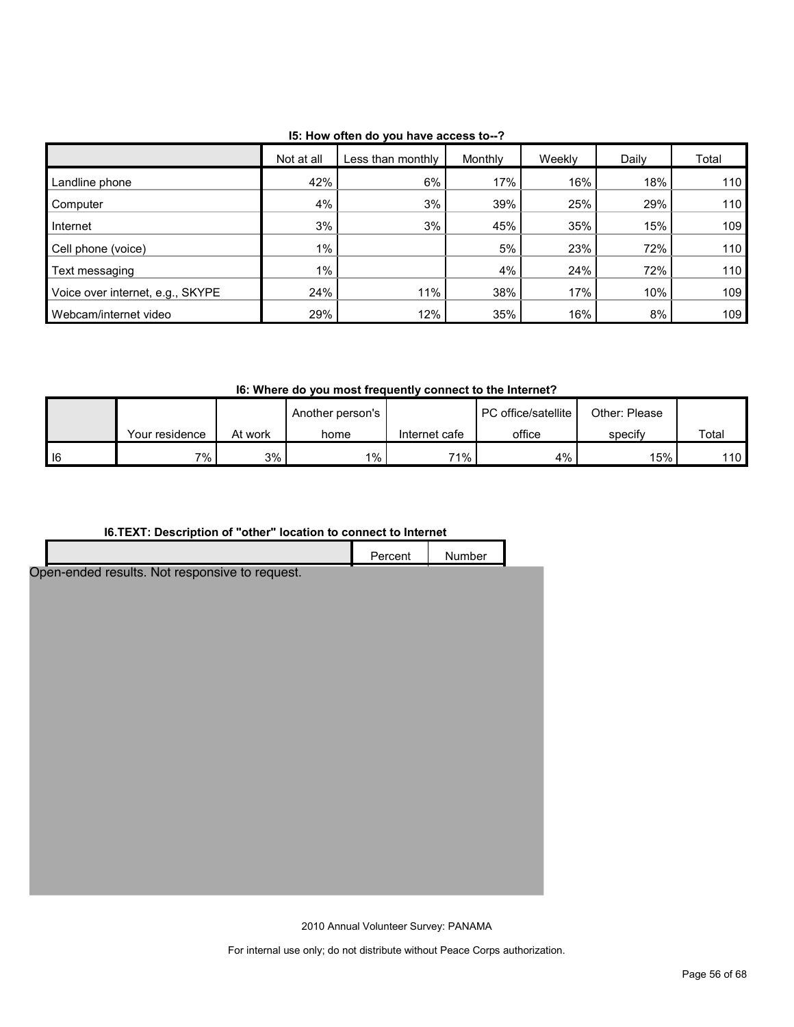**I5: How often do you have access to--?**

| | Not at all | Less than monthly | Monthly | Weekly | Daily | Total |
|---|---|---|---|---|---|---|
| Landline phone | 42% | 6% | 17% | 16% | 18% | 110 |
| Computer | 4% | 3% | 39% | 25% | 29% | 110 |
| Internet | 3% | 3% | 45% | 35% | 15% | 109 |
| Cell phone (voice) | 1% | | 5% | 23% | 72% | 110 |
| Text messaging | 1% | | 4% | 24% | 72% | 110 |
| Voice over internet, e.g., SKYPE | 24% | 11% | 38% | 17% | 10% | 109 |
| Webcam/internet video | 29% | 12% | 35% | 16% | 8% | 109 |

**I6: Where do you most frequently connect to the Internet?**

| | Your residence | At work | Another person's home | Internet cafe | PC office/satellite office | Other: Please specify | Total |
|---|---|---|---|---|---|---|---|
| I6 | 7% | 3% | 1% | 71% | 4% | 15% | 110 |

**I6.TEXT: Description of "other" location to connect to Internet**

| | Percent | Number |
|---|---|---|

Open-ended results. Not responsive to request.

2010 Annual Volunteer Survey: PANAMA

For internal use only; do not distribute without Peace Corps authorization.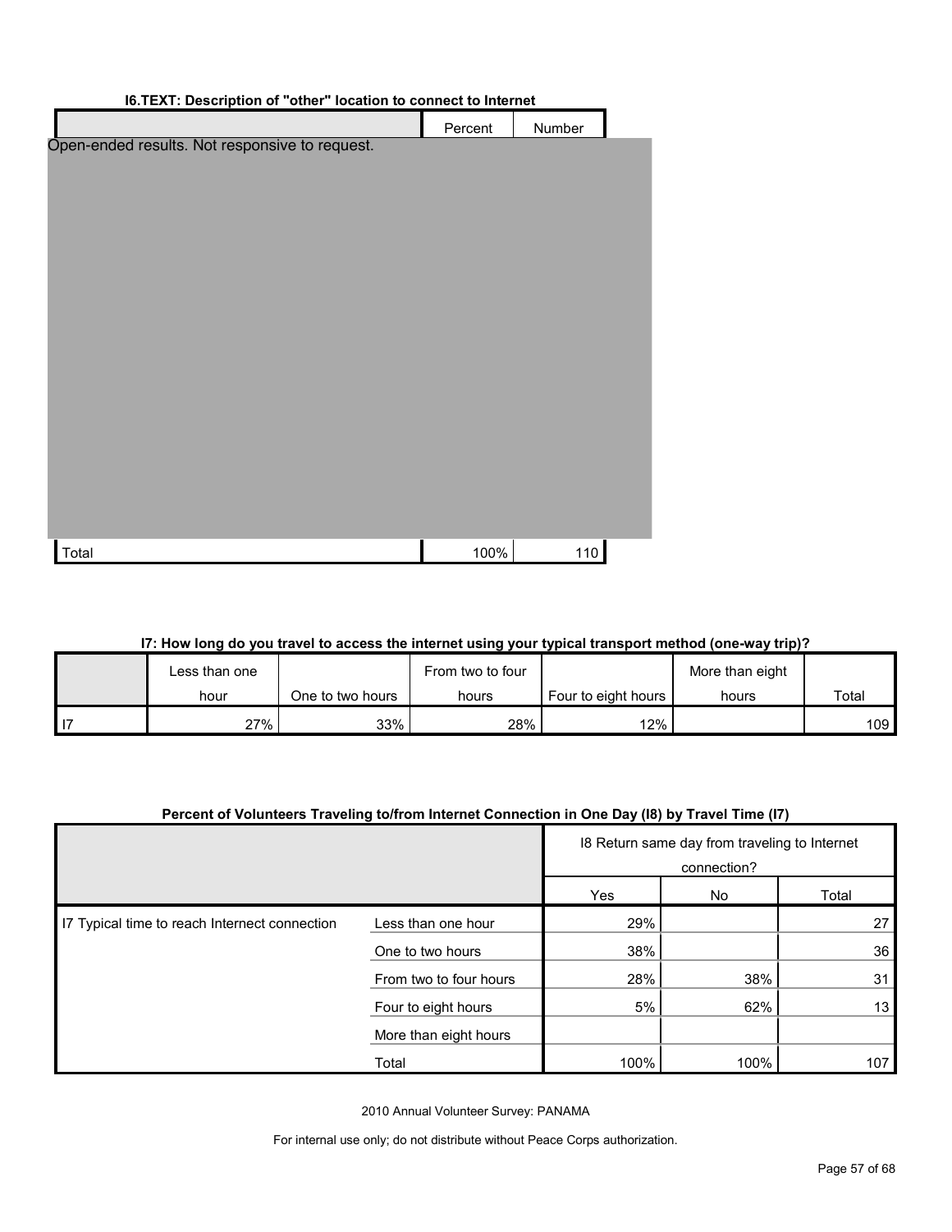### I6.TEXT: Description of "other" location to connect to Internet

| | Percent | Number |
|---|---|---|
| Open-ended results. Not responsive to request. | | |
| Total | 100% | 110 |

### I7: How long do you travel to access the internet using your typical transport method (one-way trip)?

| | Less than one hour | One to two hours | From two to four hours | Four to eight hours | More than eight hours | Total |
|---|---|---|---|---|---|---|
| I7 | 27% | 33% | 28% | 12% | | 109 |

### Percent of Volunteers Traveling to/from Internet Connection in One Day (I8) by Travel Time (I7)

| | | I8 Return same day from traveling to Internet connection? | | |
|---|---|---|---|---|
| | | Yes | No | Total |
| I7 Typical time to reach Internect connection | Less than one hour | 29% | | 27 |
| | One to two hours | 38% | | 36 |
| | From two to four hours | 28% | 38% | 31 |
| | Four to eight hours | 5% | 62% | 13 |
| | More than eight hours | | | |
| | Total | 100% | 100% | 107 |

2010 Annual Volunteer Survey: PANAMA

For internal use only; do not distribute without Peace Corps authorization.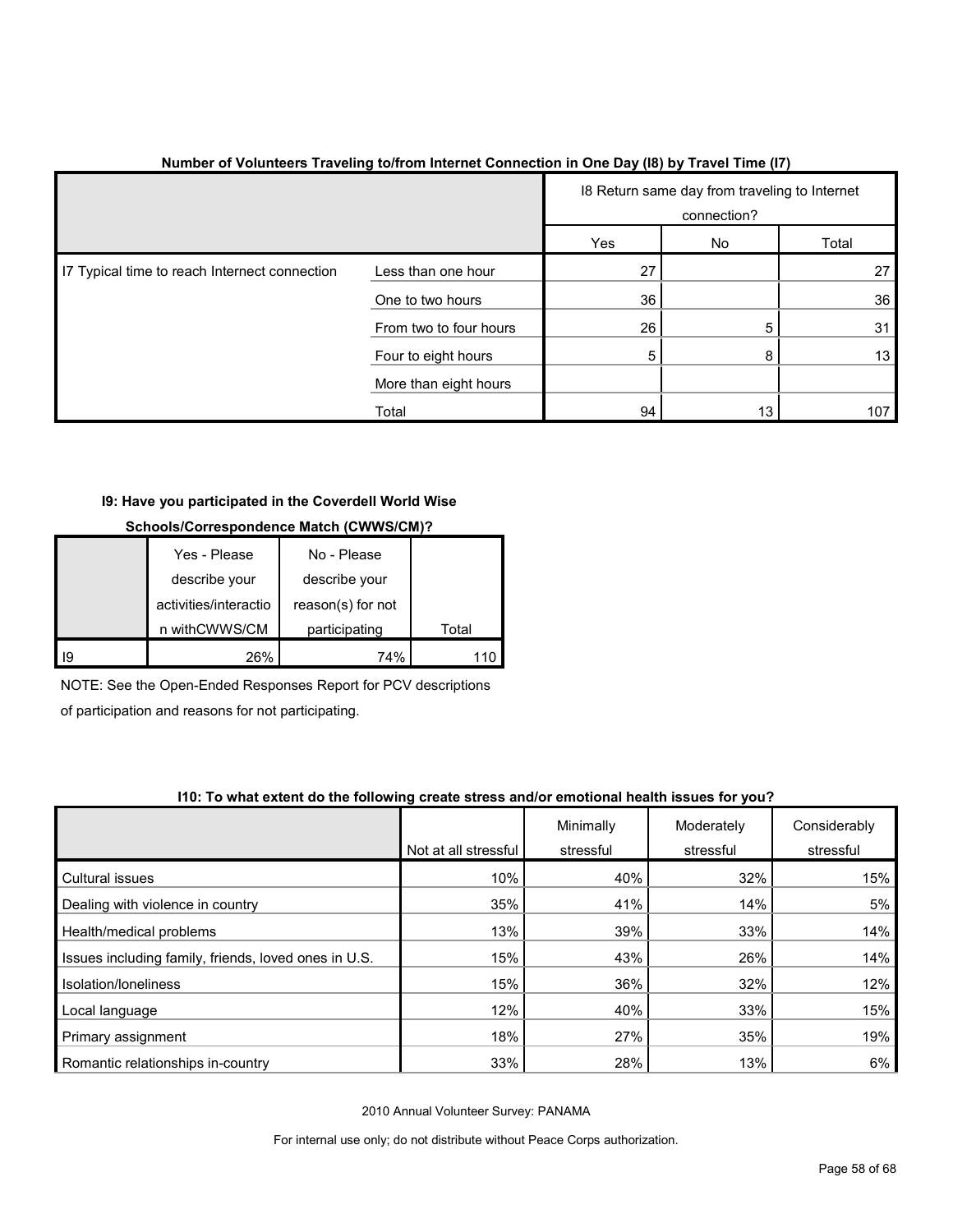**Number of Volunteers Traveling to/from Internet Connection in One Day (I8) by Travel Time (I7)**

| | | I8 Return same day from traveling to Internet connection? | | |
|---|---|---|---|---|
| | | Yes | No | Total |
| I7 Typical time to reach Internet connection | Less than one hour | 27 | | 27 |
| | One to two hours | 36 | | 36 |
| | From two to four hours | 26 | 5 | 31 |
| | Four to eight hours | 5 | 8 | 13 |
| | More than eight hours | | | |
| | Total | 94 | 13 | 107 |

**I9: Have you participated in the Coverdell World Wise Schools/Correspondence Match (CWWS/CM)?**

| | Yes - Please describe your activities/interaction withCWWS/CM | No - Please describe your reason(s) for not participating | Total |
|---|---|---|---|
| I9 | 26% | 74% | 110 |

NOTE: See the Open-Ended Responses Report for PCV descriptions of participation and reasons for not participating.

**I10: To what extent do the following create stress and/or emotional health issues for you?**

| | Not at all stressful | Minimally stressful | Moderately stressful | Considerably stressful |
|---|---|---|---|---|
| Cultural issues | 10% | 40% | 32% | 15% |
| Dealing with violence in country | 35% | 41% | 14% | 5% |
| Health/medical problems | 13% | 39% | 33% | 14% |
| Issues including family, friends, loved ones in U.S. | 15% | 43% | 26% | 14% |
| Isolation/loneliness | 15% | 36% | 32% | 12% |
| Local language | 12% | 40% | 33% | 15% |
| Primary assignment | 18% | 27% | 35% | 19% |
| Romantic relationships in-country | 33% | 28% | 13% | 6% |

2010 Annual Volunteer Survey: PANAMA

For internal use only; do not distribute without Peace Corps authorization.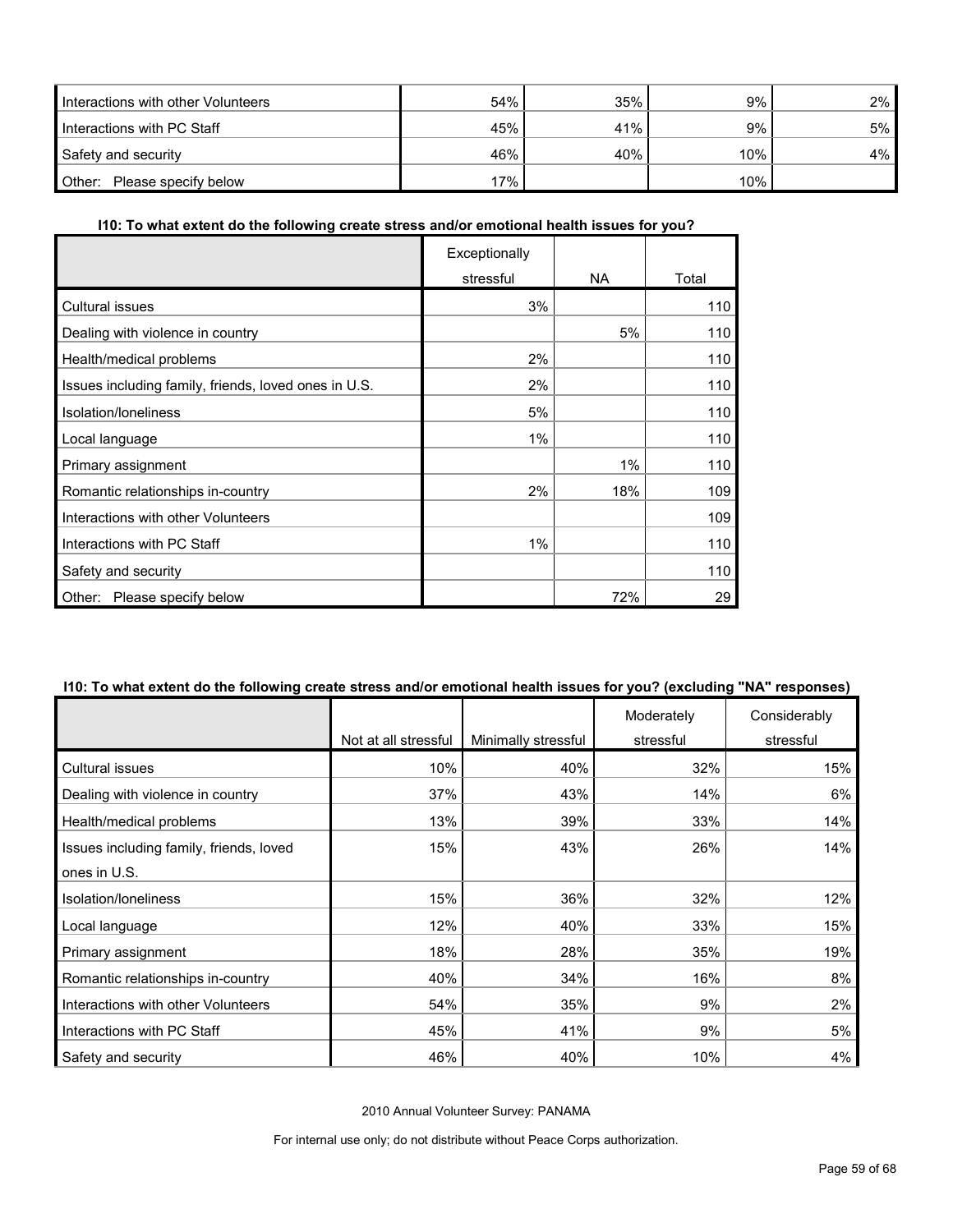| | | | | |
|---|---|---|---|---|
| Interactions with other Volunteers | 54% | 35% | 9% | 2% |
| Interactions with PC Staff | 45% | 41% | 9% | 5% |
| Safety and security | 46% | 40% | 10% | 4% |
| Other: Please specify below | 17% | | 10% | |

**I10: To what extent do the following create stress and/or emotional health issues for you?**

| | Exceptionally stressful | NA | Total |
|---|---|---|---|
| Cultural issues | 3% | | 110 |
| Dealing with violence in country | | 5% | 110 |
| Health/medical problems | 2% | | 110 |
| Issues including family, friends, loved ones in U.S. | 2% | | 110 |
| Isolation/loneliness | 5% | | 110 |
| Local language | 1% | | 110 |
| Primary assignment | | 1% | 110 |
| Romantic relationships in-country | 2% | 18% | 109 |
| Interactions with other Volunteers | | | 109 |
| Interactions with PC Staff | 1% | | 110 |
| Safety and security | | | 110 |
| Other: Please specify below | | 72% | 29 |

**I10: To what extent do the following create stress and/or emotional health issues for you? (excluding "NA" responses)**

| | Not at all stressful | Minimally stressful | Moderately stressful | Considerably stressful |
|---|---|---|---|---|
| Cultural issues | 10% | 40% | 32% | 15% |
| Dealing with violence in country | 37% | 43% | 14% | 6% |
| Health/medical problems | 13% | 39% | 33% | 14% |
| Issues including family, friends, loved ones in U.S. | 15% | 43% | 26% | 14% |
| Isolation/loneliness | 15% | 36% | 32% | 12% |
| Local language | 12% | 40% | 33% | 15% |
| Primary assignment | 18% | 28% | 35% | 19% |
| Romantic relationships in-country | 40% | 34% | 16% | 8% |
| Interactions with other Volunteers | 54% | 35% | 9% | 2% |
| Interactions with PC Staff | 45% | 41% | 9% | 5% |
| Safety and security | 46% | 40% | 10% | 4% |

2010 Annual Volunteer Survey: PANAMA

For internal use only; do not distribute without Peace Corps authorization.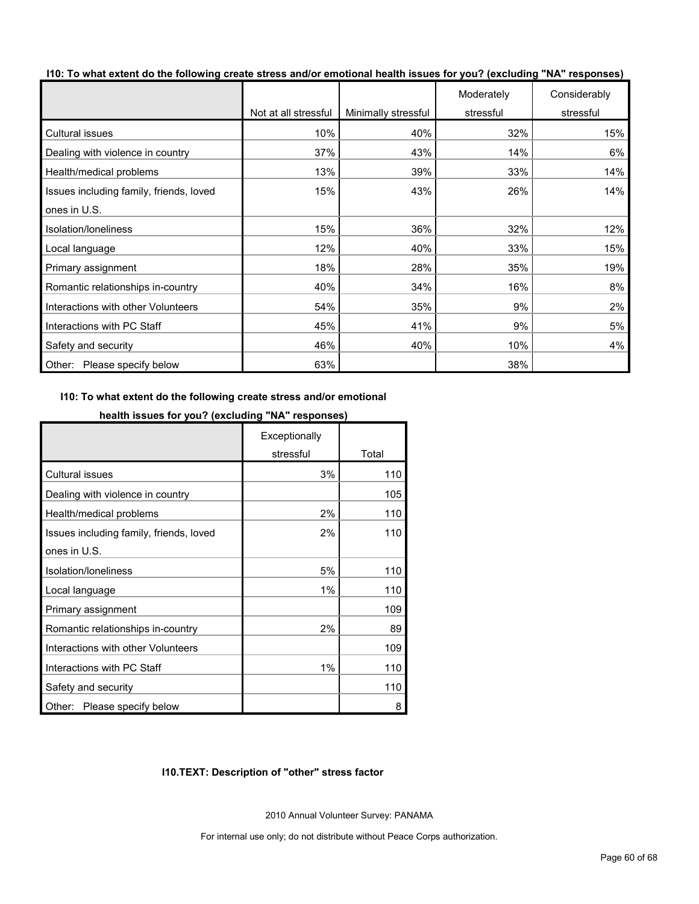**I10: To what extent do the following create stress and/or emotional health issues for you? (excluding "NA" responses)**

| | Not at all stressful | Minimally stressful | Moderately stressful | Considerably stressful |
|---|---|---|---|---|
| Cultural issues | 10% | 40% | 32% | 15% |
| Dealing with violence in country | 37% | 43% | 14% | 6% |
| Health/medical problems | 13% | 39% | 33% | 14% |
| Issues including family, friends, loved ones in U.S. | 15% | 43% | 26% | 14% |
| Isolation/loneliness | 15% | 36% | 32% | 12% |
| Local language | 12% | 40% | 33% | 15% |
| Primary assignment | 18% | 28% | 35% | 19% |
| Romantic relationships in-country | 40% | 34% | 16% | 8% |
| Interactions with other Volunteers | 54% | 35% | 9% | 2% |
| Interactions with PC Staff | 45% | 41% | 9% | 5% |
| Safety and security | 46% | 40% | 10% | 4% |
| Other: Please specify below | 63% | | 38% | |

**I10: To what extent do the following create stress and/or emotional health issues for you? (excluding "NA" responses)**

| | Exceptionally stressful | Total |
|---|---|---|
| Cultural issues | 3% | 110 |
| Dealing with violence in country | | 105 |
| Health/medical problems | 2% | 110 |
| Issues including family, friends, loved ones in U.S. | 2% | 110 |
| Isolation/loneliness | 5% | 110 |
| Local language | 1% | 110 |
| Primary assignment | | 109 |
| Romantic relationships in-country | 2% | 89 |
| Interactions with other Volunteers | | 109 |
| Interactions with PC Staff | 1% | 110 |
| Safety and security | | 110 |
| Other: Please specify below | | 8 |

**I10.TEXT: Description of "other" stress factor**

2010 Annual Volunteer Survey: PANAMA

For internal use only; do not distribute without Peace Corps authorization.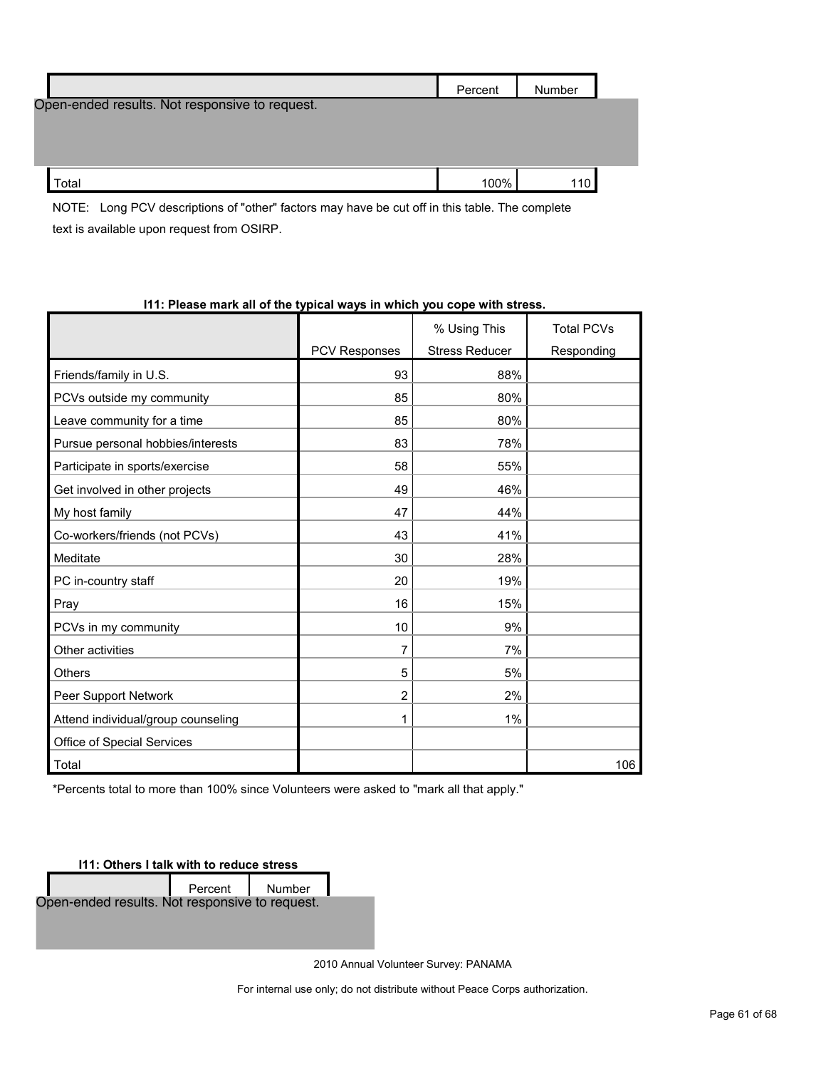| | Percent | Number |
|---|---|---|
| Open-ended results. Not responsive to request. | | |
| Total | 100% | 110 |

NOTE: Long PCV descriptions of "other" factors may have be cut off in this table. The complete text is available upon request from OSIRP.

**I11: Please mark all of the typical ways in which you cope with stress.**

| | PCV Responses | % Using This Stress Reducer | Total PCVs Responding |
|---|---|---|---|
| Friends/family in U.S. | 93 | 88% | |
| PCVs outside my community | 85 | 80% | |
| Leave community for a time | 85 | 80% | |
| Pursue personal hobbies/interests | 83 | 78% | |
| Participate in sports/exercise | 58 | 55% | |
| Get involved in other projects | 49 | 46% | |
| My host family | 47 | 44% | |
| Co-workers/friends (not PCVs) | 43 | 41% | |
| Meditate | 30 | 28% | |
| PC in-country staff | 20 | 19% | |
| Pray | 16 | 15% | |
| PCVs in my community | 10 | 9% | |
| Other activities | 7 | 7% | |
| Others | 5 | 5% | |
| Peer Support Network | 2 | 2% | |
| Attend individual/group counseling | 1 | 1% | |
| Office of Special Services | | | |
| Total | | | 106 |

*Percents total to more than 100% since Volunteers were asked to "mark all that apply."

**I11: Others I talk with to reduce stress**

| | Percent | Number |
|---|---|---|
| Open-ended results. Not responsive to request. | | |

2010 Annual Volunteer Survey: PANAMA

For internal use only; do not distribute without Peace Corps authorization.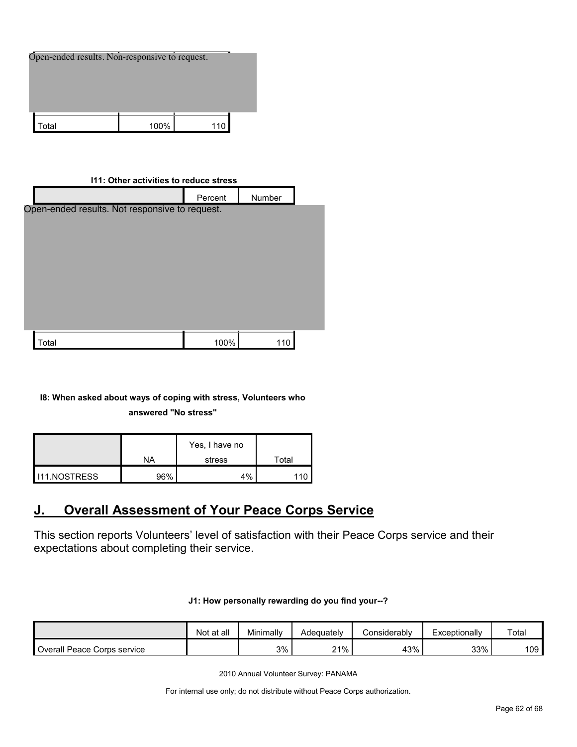| | | |
|---|---|---|
| Open-ended results. Non-responsive to request. | | |
| Total | 100% | 110 |

**I11: Other activities to reduce stress**

| | Percent | Number |
|---|---|---|
| Open-ended results. Not responsive to request. | | |
| Total | 100% | 110 |

**I8: When asked about ways of coping with stress, Volunteers who answered "No stress"**

| | NA | Yes, I have no stress | Total |
|---|---|---|---|
| I11.NOSTRESS | 96% | 4% | 110 |

## J. Overall Assessment of Your Peace Corps Service

This section reports Volunteers' level of satisfaction with their Peace Corps service and their expectations about completing their service.

**J1: How personally rewarding do you find your--?**

| | Not at all | Minimally | Adequately | Considerably | Exceptionally | Total |
|---|---|---|---|---|---|---|
| Overall Peace Corps service | | 3% | 21% | 43% | 33% | 109 |

2010 Annual Volunteer Survey: PANAMA

For internal use only; do not distribute without Peace Corps authorization.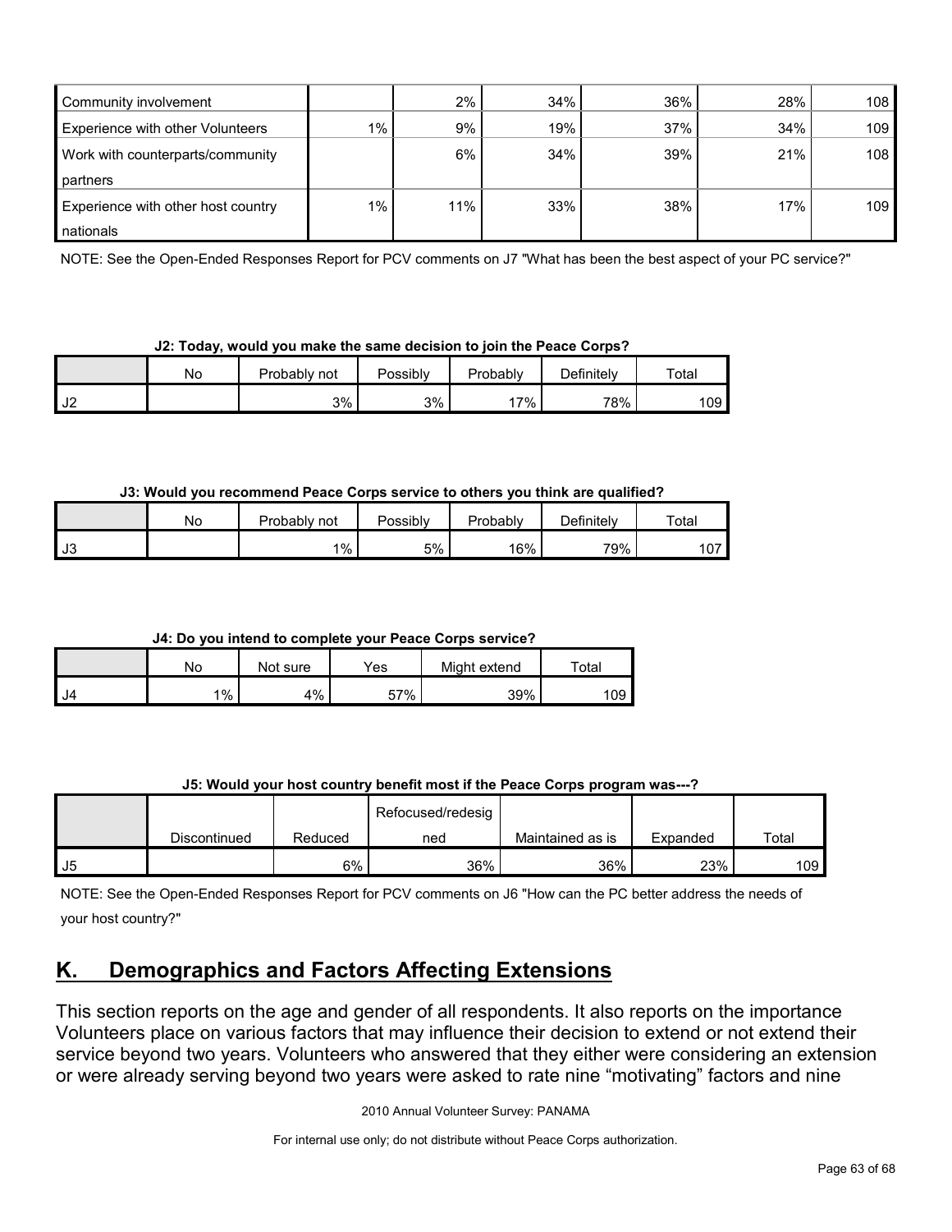| | | | | | | |
|---|---|---|---|---|---|---|
| Community involvement | | 2% | 34% | 36% | 28% | 108 |
| Experience with other Volunteers | 1% | 9% | 19% | 37% | 34% | 109 |
| Work with counterparts/community partners | | 6% | 34% | 39% | 21% | 108 |
| Experience with other host country nationals | 1% | 11% | 33% | 38% | 17% | 109 |

NOTE: See the Open-Ended Responses Report for PCV comments on J7 "What has been the best aspect of your PC service?"

**J2: Today, would you make the same decision to join the Peace Corps?**

| | No | Probably not | Possibly | Probably | Definitely | Total |
|---|---|---|---|---|---|---|
| J2 | | 3% | 3% | 17% | 78% | 109 |

**J3: Would you recommend Peace Corps service to others you think are qualified?**

| | No | Probably not | Possibly | Probably | Definitely | Total |
|---|---|---|---|---|---|---|
| J3 | | 1% | 5% | 16% | 79% | 107 |

**J4: Do you intend to complete your Peace Corps service?**

| | No | Not sure | Yes | Might extend | Total |
|---|---|---|---|---|---|
| J4 | 1% | 4% | 57% | 39% | 109 |

**J5: Would your host country benefit most if the Peace Corps program was---?**

| | Discontinued | Reduced | Refocused/redesigned | Maintained as is | Expanded | Total |
|---|---|---|---|---|---|---|
| J5 | | 6% | 36% | 36% | 23% | 109 |

NOTE: See the Open-Ended Responses Report for PCV comments on J6 "How can the PC better address the needs of your host country?"

## K. Demographics and Factors Affecting Extensions

This section reports on the age and gender of all respondents. It also reports on the importance Volunteers place on various factors that may influence their decision to extend or not extend their service beyond two years. Volunteers who answered that they either were considering an extension or were already serving beyond two years were asked to rate nine "motivating" factors and nine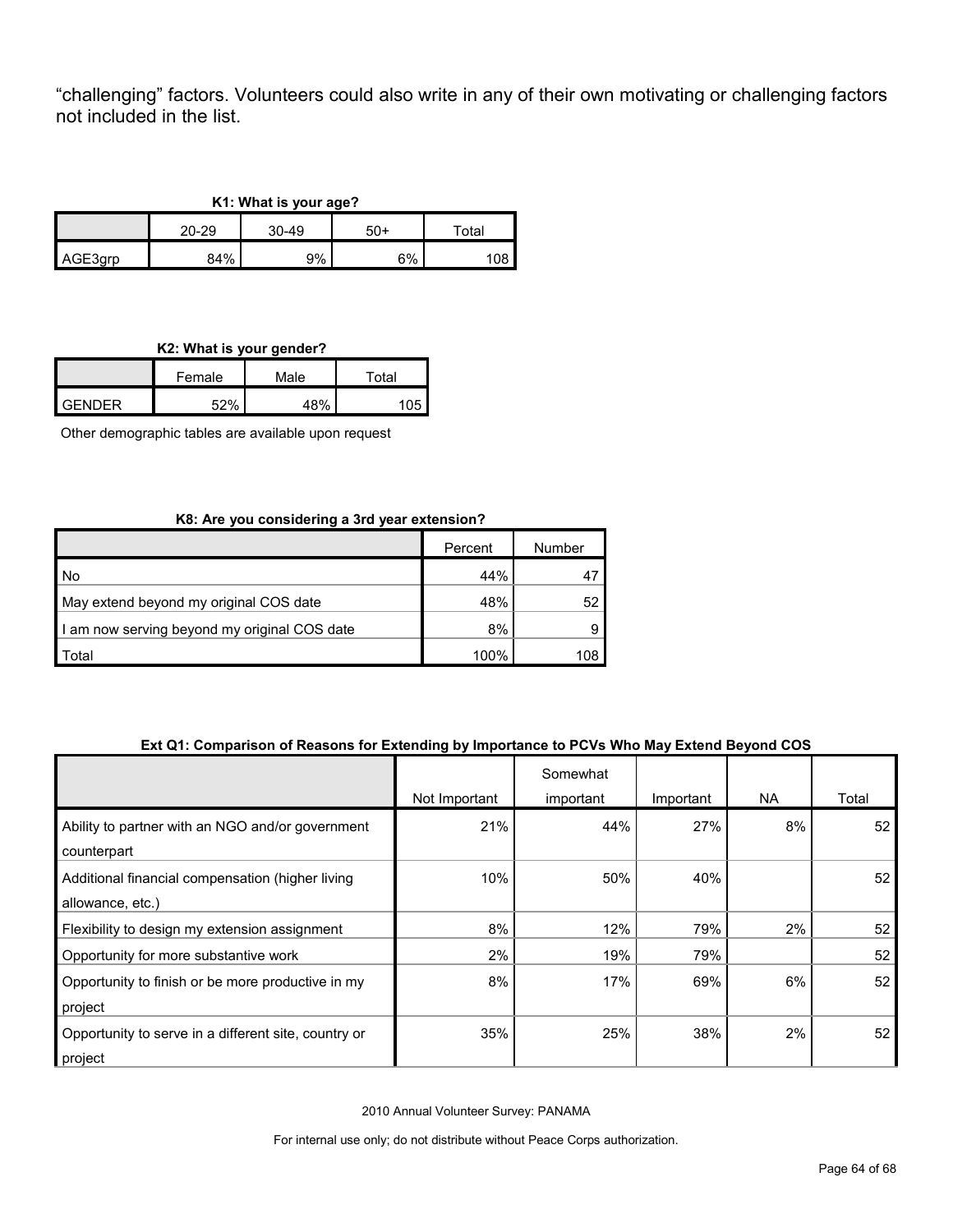“challenging” factors. Volunteers could also write in any of their own motivating or challenging factors not included in the list.

**K1: What is your age?**

| | 20-29 | 30-49 | 50+ | Total |
|---|---|---|---|---|
| AGE3grp | 84% | 9% | 6% | 108 |

**K2: What is your gender?**

| | Female | Male | Total |
|---|---|---|---|
| GENDER | 52% | 48% | 105 |

Other demographic tables are available upon request

**K8: Are you considering a 3rd year extension?**

| | Percent | Number |
|---|---|---|
| No | 44% | 47 |
| May extend beyond my original COS date | 48% | 52 |
| I am now serving beyond my original COS date | 8% | 9 |
| Total | 100% | 108 |

**Ext Q1: Comparison of Reasons for Extending by Importance to PCVs Who May Extend Beyond COS**

| | Not Important | Somewhat important | Important | NA | Total |
|---|---|---|---|---|---|
| Ability to partner with an NGO and/or government counterpart | 21% | 44% | 27% | 8% | 52 |
| Additional financial compensation (higher living allowance, etc.) | 10% | 50% | 40% | | 52 |
| Flexibility to design my extension assignment | 8% | 12% | 79% | 2% | 52 |
| Opportunity for more substantive work | 2% | 19% | 79% | | 52 |
| Opportunity to finish or be more productive in my project | 8% | 17% | 69% | 6% | 52 |
| Opportunity to serve in a different site, country or project | 35% | 25% | 38% | 2% | 52 |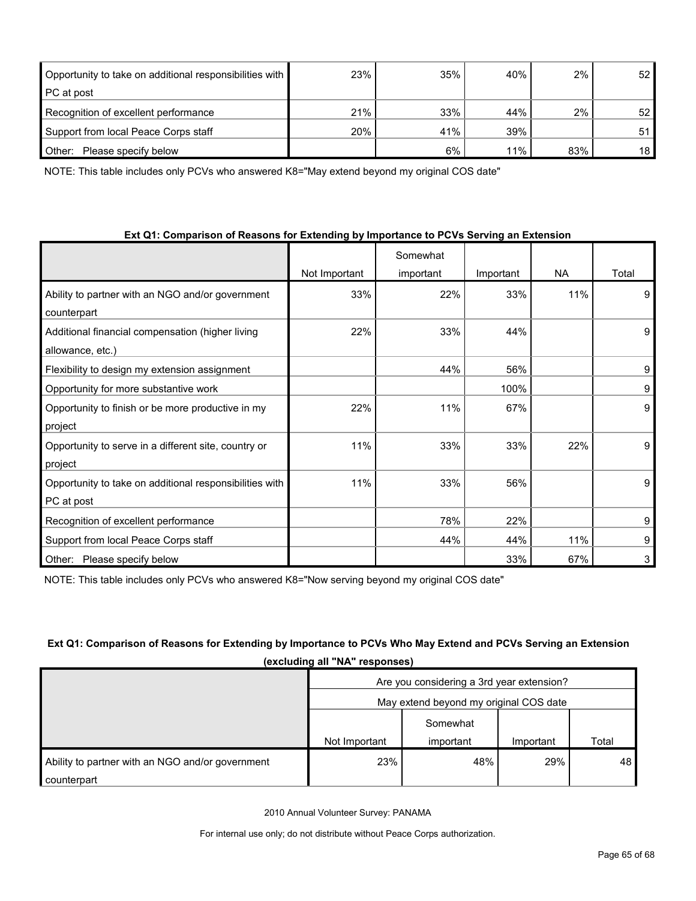| | | | | | |
|---|---|---|---|---|---|
| Opportunity to take on additional responsibilities with PC at post | 23% | 35% | 40% | 2% | 52 |
| Recognition of excellent performance | 21% | 33% | 44% | 2% | 52 |
| Support from local Peace Corps staff | 20% | 41% | 39% | | 51 |
| Other: Please specify below | | 6% | 11% | 83% | 18 |

NOTE: This table includes only PCVs who answered K8="May extend beyond my original COS date"

**Ext Q1: Comparison of Reasons for Extending by Importance to PCVs Serving an Extension**

| | Not Important | Somewhat important | Important | NA | Total |
|---|---|---|---|---|---|
| Ability to partner with an NGO and/or government counterpart | 33% | 22% | 33% | 11% | 9 |
| Additional financial compensation (higher living allowance, etc.) | 22% | 33% | 44% | | 9 |
| Flexibility to design my extension assignment | | 44% | 56% | | 9 |
| Opportunity for more substantive work | | | 100% | | 9 |
| Opportunity to finish or be more productive in my project | 22% | 11% | 67% | | 9 |
| Opportunity to serve in a different site, country or project | 11% | 33% | 33% | 22% | 9 |
| Opportunity to take on additional responsibilities with PC at post | 11% | 33% | 56% | | 9 |
| Recognition of excellent performance | | 78% | 22% | | 9 |
| Support from local Peace Corps staff | | 44% | 44% | 11% | 9 |
| Other: Please specify below | | | 33% | 67% | 3 |

NOTE: This table includes only PCVs who answered K8="Now serving beyond my original COS date"

**Ext Q1: Comparison of Reasons for Extending by Importance to PCVs Who May Extend and PCVs Serving an Extension (excluding all "NA" responses)**

| | Are you considering a 3rd year extension? | | | |
|---|---|---|---|---|
| | May extend beyond my original COS date | | | |
| | Not Important | Somewhat important | Important | Total |
| Ability to partner with an NGO and/or government counterpart | 23% | 48% | 29% | 48 |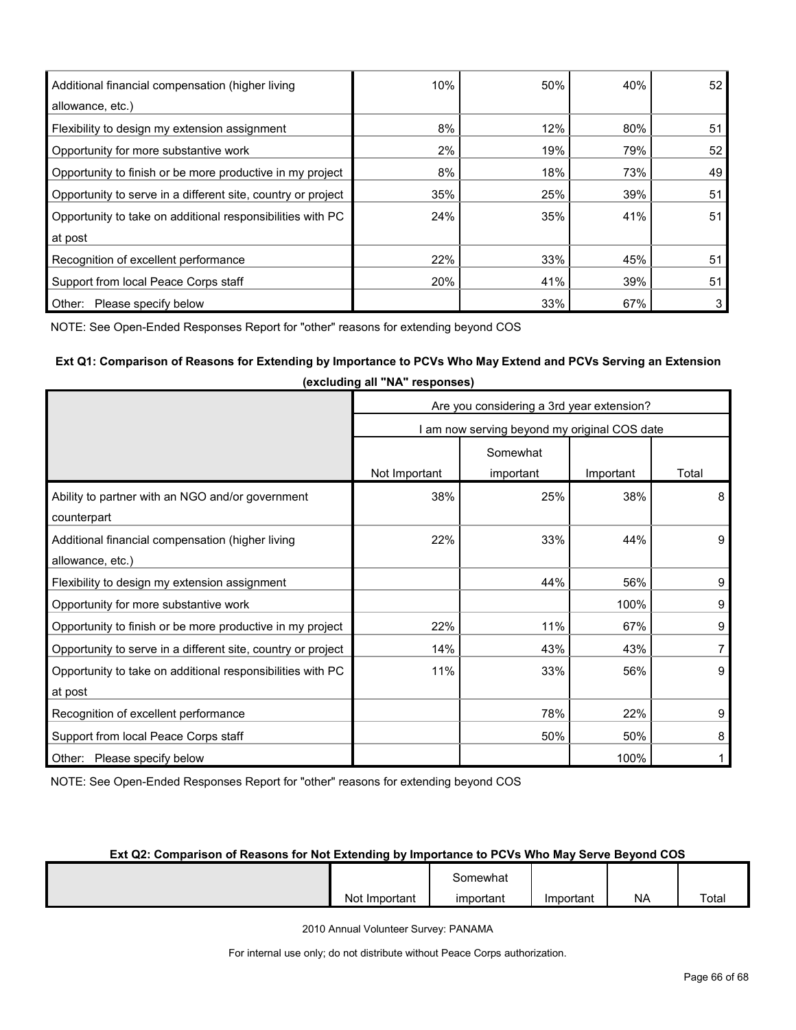| | | | | |
|---|---|---|---|---|
| Additional financial compensation (higher living allowance, etc.) | 10% | 50% | 40% | 52 |
| Flexibility to design my extension assignment | 8% | 12% | 80% | 51 |
| Opportunity for more substantive work | 2% | 19% | 79% | 52 |
| Opportunity to finish or be more productive in my project | 8% | 18% | 73% | 49 |
| Opportunity to serve in a different site, country or project | 35% | 25% | 39% | 51 |
| Opportunity to take on additional responsibilities with PC at post | 24% | 35% | 41% | 51 |
| Recognition of excellent performance | 22% | 33% | 45% | 51 |
| Support from local Peace Corps staff | 20% | 41% | 39% | 51 |
| Other: Please specify below | | 33% | 67% | 3 |

NOTE: See Open-Ended Responses Report for "other" reasons for extending beyond COS

**Ext Q1: Comparison of Reasons for Extending by Importance to PCVs Who May Extend and PCVs Serving an Extension (excluding all "NA" responses)**

| | Are you considering a 3rd year extension? | | | |
|---|---|---|---|---|
| | I am now serving beyond my original COS date | | | |
| | Not Important | Somewhat important | Important | Total |
| Ability to partner with an NGO and/or government counterpart | 38% | 25% | 38% | 8 |
| Additional financial compensation (higher living allowance, etc.) | 22% | 33% | 44% | 9 |
| Flexibility to design my extension assignment | | 44% | 56% | 9 |
| Opportunity for more substantive work | | | 100% | 9 |
| Opportunity to finish or be more productive in my project | 22% | 11% | 67% | 9 |
| Opportunity to serve in a different site, country or project | 14% | 43% | 43% | 7 |
| Opportunity to take on additional responsibilities with PC at post | 11% | 33% | 56% | 9 |
| Recognition of excellent performance | | 78% | 22% | 9 |
| Support from local Peace Corps staff | | 50% | 50% | 8 |
| Other: Please specify below | | | 100% | 1 |

NOTE: See Open-Ended Responses Report for "other" reasons for extending beyond COS

**Ext Q2: Comparison of Reasons for Not Extending by Importance to PCVs Who May Serve Beyond COS**

| | Not Important | Somewhat important | Important | NA | Total |
|---|---|---|---|---|---|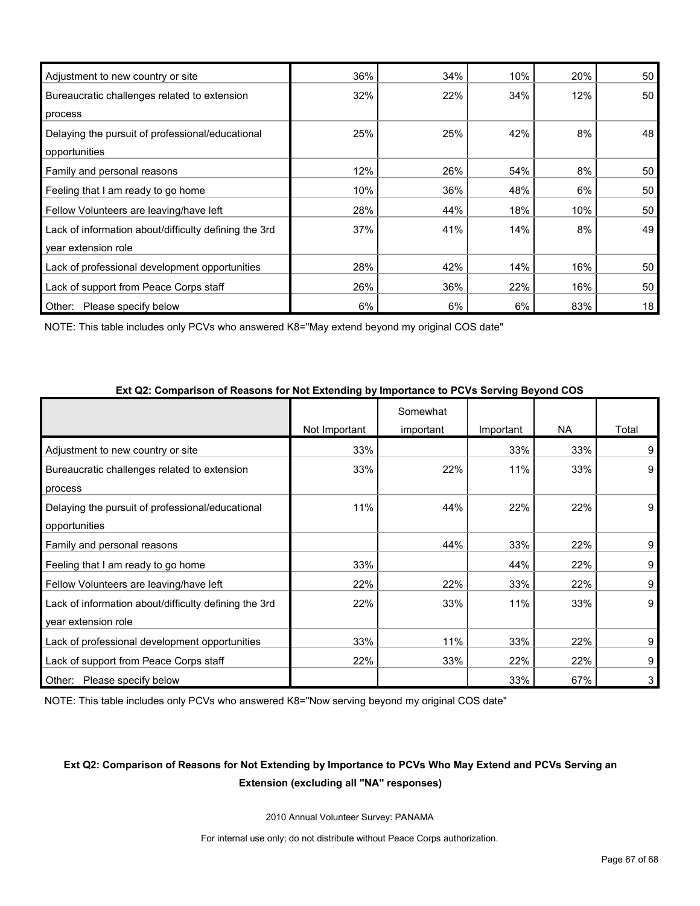| | | | | | |
|---|---|---|---|---|---|
| Adjustment to new country or site | 36% | 34% | 10% | 20% | 50 |
| Bureaucratic challenges related to extension process | 32% | 22% | 34% | 12% | 50 |
| Delaying the pursuit of professional/educational opportunities | 25% | 25% | 42% | 8% | 48 |
| Family and personal reasons | 12% | 26% | 54% | 8% | 50 |
| Feeling that I am ready to go home | 10% | 36% | 48% | 6% | 50 |
| Fellow Volunteers are leaving/have left | 28% | 44% | 18% | 10% | 50 |
| Lack of information about/difficulty defining the 3rd year extension role | 37% | 41% | 14% | 8% | 49 |
| Lack of professional development opportunities | 28% | 42% | 14% | 16% | 50 |
| Lack of support from Peace Corps staff | 26% | 36% | 22% | 16% | 50 |
| Other: Please specify below | 6% | 6% | 6% | 83% | 18 |

NOTE: This table includes only PCVs who answered K8="May extend beyond my original COS date"

**Ext Q2: Comparison of Reasons for Not Extending by Importance to PCVs Serving Beyond COS**

| | Not Important | Somewhat important | Important | NA | Total |
|---|---|---|---|---|---|
| Adjustment to new country or site | 33% | | 33% | 33% | 9 |
| Bureaucratic challenges related to extension process | 33% | 22% | 11% | 33% | 9 |
| Delaying the pursuit of professional/educational opportunities | 11% | 44% | 22% | 22% | 9 |
| Family and personal reasons | | 44% | 33% | 22% | 9 |
| Feeling that I am ready to go home | 33% | | 44% | 22% | 9 |
| Fellow Volunteers are leaving/have left | 22% | 22% | 33% | 22% | 9 |
| Lack of information about/difficulty defining the 3rd year extension role | 22% | 33% | 11% | 33% | 9 |
| Lack of professional development opportunities | 33% | 11% | 33% | 22% | 9 |
| Lack of support from Peace Corps staff | 22% | 33% | 22% | 22% | 9 |
| Other: Please specify below | | | 33% | 67% | 3 |

NOTE: This table includes only PCVs who answered K8="Now serving beyond my original COS date"

**Ext Q2: Comparison of Reasons for Not Extending by Importance to PCVs Who May Extend and PCVs Serving an Extension (excluding all "NA" responses)**

2010 Annual Volunteer Survey: PANAMA

For internal use only; do not distribute without Peace Corps authorization.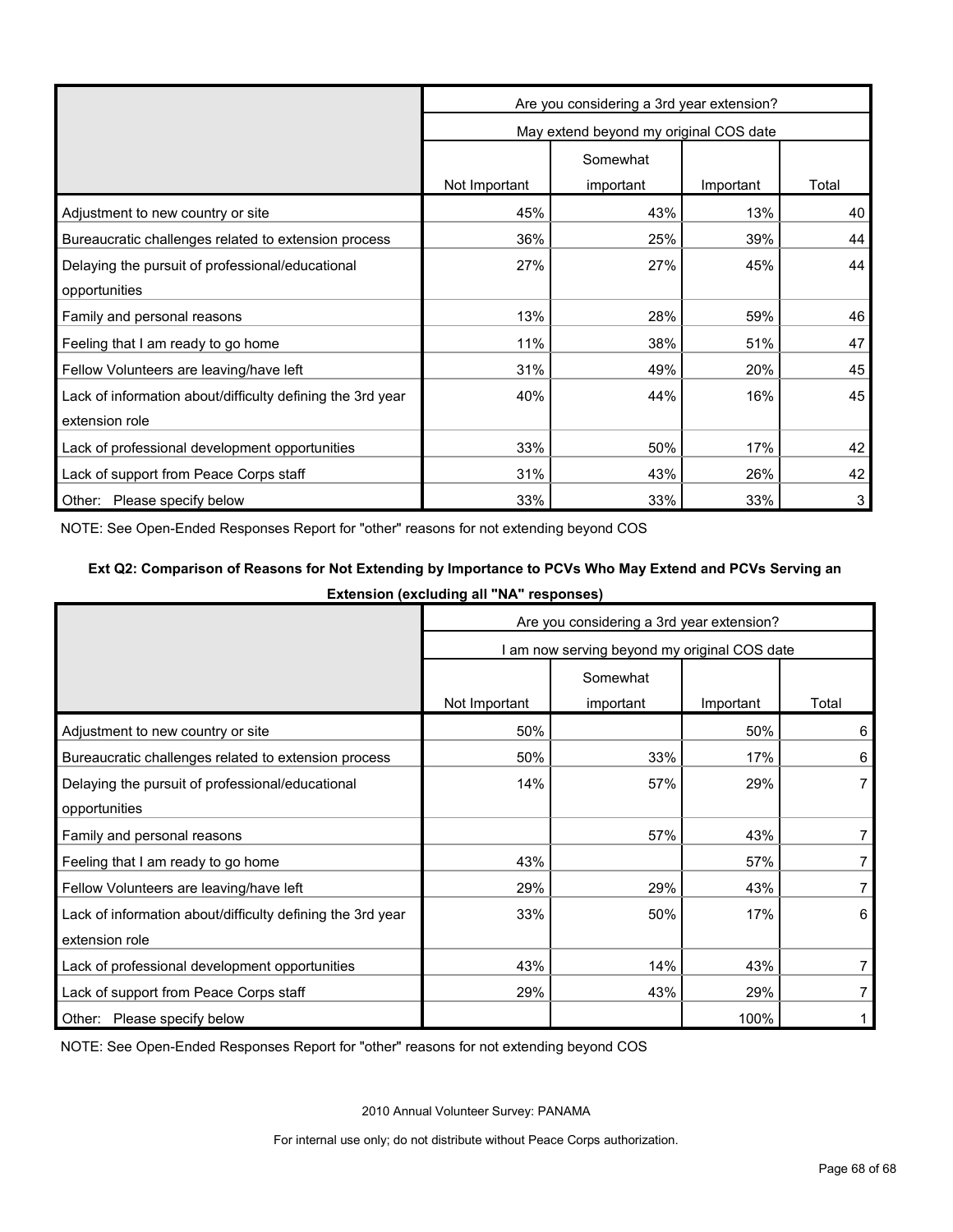| | Are you considering a 3rd year extension? | | | |
|---|---|---|---|---|
| | May extend beyond my original COS date | | | |
| | Not Important | Somewhat important | Important | Total |
| Adjustment to new country or site | 45% | 43% | 13% | 40 |
| Bureaucratic challenges related to extension process | 36% | 25% | 39% | 44 |
| Delaying the pursuit of professional/educational opportunities | 27% | 27% | 45% | 44 |
| Family and personal reasons | 13% | 28% | 59% | 46 |
| Feeling that I am ready to go home | 11% | 38% | 51% | 47 |
| Fellow Volunteers are leaving/have left | 31% | 49% | 20% | 45 |
| Lack of information about/difficulty defining the 3rd year extension role | 40% | 44% | 16% | 45 |
| Lack of professional development opportunities | 33% | 50% | 17% | 42 |
| Lack of support from Peace Corps staff | 31% | 43% | 26% | 42 |
| Other: Please specify below | 33% | 33% | 33% | 3 |

NOTE: See Open-Ended Responses Report for "other" reasons for not extending beyond COS

**Ext Q2: Comparison of Reasons for Not Extending by Importance to PCVs Who May Extend and PCVs Serving an Extension (excluding all "NA" responses)**

| | Are you considering a 3rd year extension? | | | |
|---|---|---|---|---|
| | I am now serving beyond my original COS date | | | |
| | Not Important | Somewhat important | Important | Total |
| Adjustment to new country or site | 50% | | 50% | 6 |
| Bureaucratic challenges related to extension process | 50% | 33% | 17% | 6 |
| Delaying the pursuit of professional/educational opportunities | 14% | 57% | 29% | 7 |
| Family and personal reasons | | 57% | 43% | 7 |
| Feeling that I am ready to go home | 43% | | 57% | 7 |
| Fellow Volunteers are leaving/have left | 29% | 29% | 43% | 7 |
| Lack of information about/difficulty defining the 3rd year extension role | 33% | 50% | 17% | 6 |
| Lack of professional development opportunities | 43% | 14% | 43% | 7 |
| Lack of support from Peace Corps staff | 29% | 43% | 29% | 7 |
| Other: Please specify below | | | 100% | 1 |

NOTE: See Open-Ended Responses Report for "other" reasons for not extending beyond COS

2010 Annual Volunteer Survey: PANAMA

For internal use only; do not distribute without Peace Corps authorization.